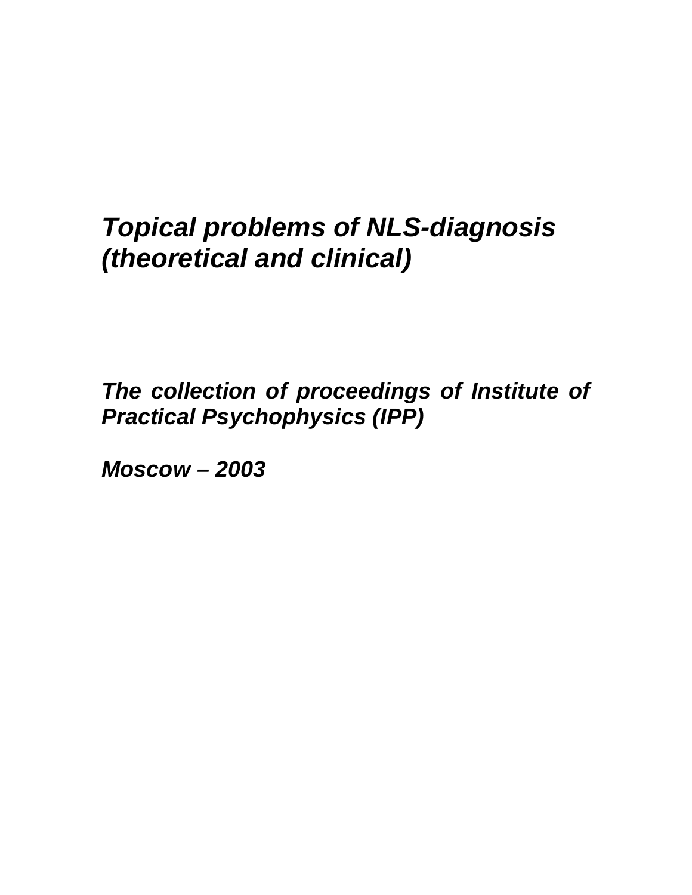# *Topical problems of NLS-diagnosis (theoretical and clinical)*

***The collection of proceedings of Institute of Practical Psychophysics (IPP)***

***Moscow – 2003***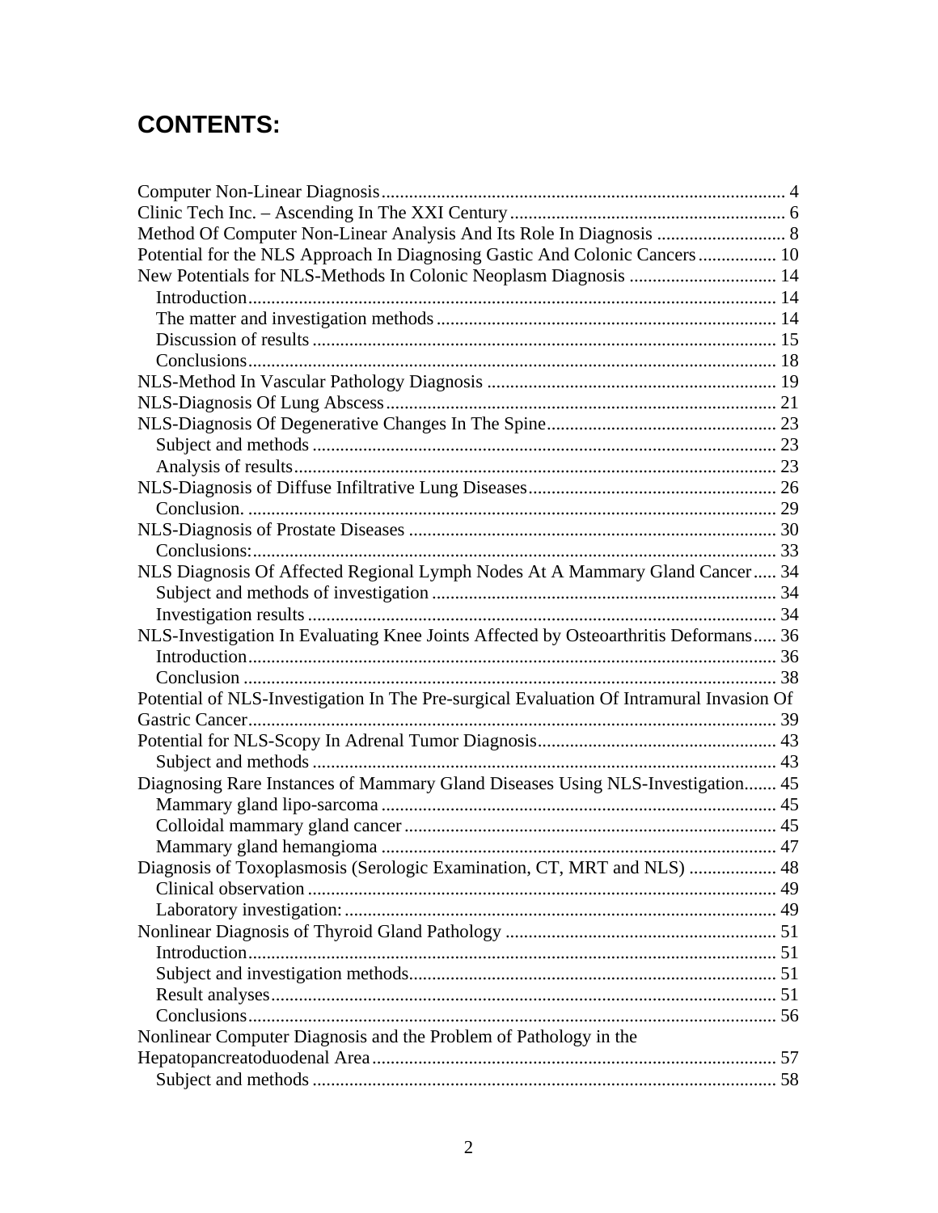# CONTENTS:

Computer Non-Linear Diagnosis ....................................................................................... 4
Clinic Tech Inc. – Ascending In The XXI Century ........................................................... 6
Method Of Computer Non-Linear Analysis And Its Role In Diagnosis ............................ 8
Potential for the NLS Approach In Diagnosing Gastic And Colonic Cancers ................. 10
New Potentials for NLS-Methods In Colonic Neoplasm Diagnosis ................................ 14
&nbsp;&nbsp;&nbsp;&nbsp;Introduction .................................................................................................................. 14
&nbsp;&nbsp;&nbsp;&nbsp;The matter and investigation methods ......................................................................... 14
&nbsp;&nbsp;&nbsp;&nbsp;Discussion of results .................................................................................................... 15
&nbsp;&nbsp;&nbsp;&nbsp;Conclusions .................................................................................................................. 18
NLS-Method In Vascular Pathology Diagnosis ............................................................... 19
NLS-Diagnosis Of Lung Abscess ..................................................................................... 21
NLS-Diagnosis Of Degenerative Changes In The Spine .................................................. 23
&nbsp;&nbsp;&nbsp;&nbsp;Subject and methods .................................................................................................... 23
&nbsp;&nbsp;&nbsp;&nbsp;Analysis of results ........................................................................................................ 23
NLS-Diagnosis of Diffuse Infiltrative Lung Diseases ...................................................... 26
&nbsp;&nbsp;&nbsp;&nbsp;Conclusion. .................................................................................................................. 29
NLS-Diagnosis of Prostate Diseases ................................................................................ 30
&nbsp;&nbsp;&nbsp;&nbsp;Conclusions: ................................................................................................................. 33
NLS Diagnosis Of Affected Regional Lymph Nodes At A Mammary Gland Cancer ..... 34
&nbsp;&nbsp;&nbsp;&nbsp;Subject and methods of investigation ........................................................................... 34
&nbsp;&nbsp;&nbsp;&nbsp;Investigation results ..................................................................................................... 34
NLS-Investigation In Evaluating Knee Joints Affected by Osteoarthritis Deformans ..... 36
&nbsp;&nbsp;&nbsp;&nbsp;Introduction .................................................................................................................. 36
&nbsp;&nbsp;&nbsp;&nbsp;Conclusion ................................................................................................................... 38
Potential of NLS-Investigation In The Pre-surgical Evaluation Of Intramural Invasion Of Gastric Cancer ................................................................................................................. 39
Potential for NLS-Scopy In Adrenal Tumor Diagnosis .................................................... 43
&nbsp;&nbsp;&nbsp;&nbsp;Subject and methods .................................................................................................... 43
Diagnosing Rare Instances of Mammary Gland Diseases Using NLS-Investigation ....... 45
&nbsp;&nbsp;&nbsp;&nbsp;Mammary gland lipo-sarcoma ..................................................................................... 45
&nbsp;&nbsp;&nbsp;&nbsp;Colloidal mammary gland cancer ................................................................................ 45
&nbsp;&nbsp;&nbsp;&nbsp;Mammary gland hemangioma ..................................................................................... 47
Diagnosis of Toxoplasmosis (Serologic Examination, CT, MRT and NLS) ................... 48
&nbsp;&nbsp;&nbsp;&nbsp;Clinical observation ..................................................................................................... 49
&nbsp;&nbsp;&nbsp;&nbsp;Laboratory investigation: ............................................................................................. 49
Nonlinear Diagnosis of Thyroid Gland Pathology ........................................................... 51
&nbsp;&nbsp;&nbsp;&nbsp;Introduction .................................................................................................................. 51
&nbsp;&nbsp;&nbsp;&nbsp;Subject and investigation methods ............................................................................... 51
&nbsp;&nbsp;&nbsp;&nbsp;Result analyses ............................................................................................................. 51
&nbsp;&nbsp;&nbsp;&nbsp;Conclusions .................................................................................................................. 56
Nonlinear Computer Diagnosis and the Problem of Pathology in the Hepatopancreatoduodenal Area ....................................................................................... 57
&nbsp;&nbsp;&nbsp;&nbsp;Subject and methods .................................................................................................... 58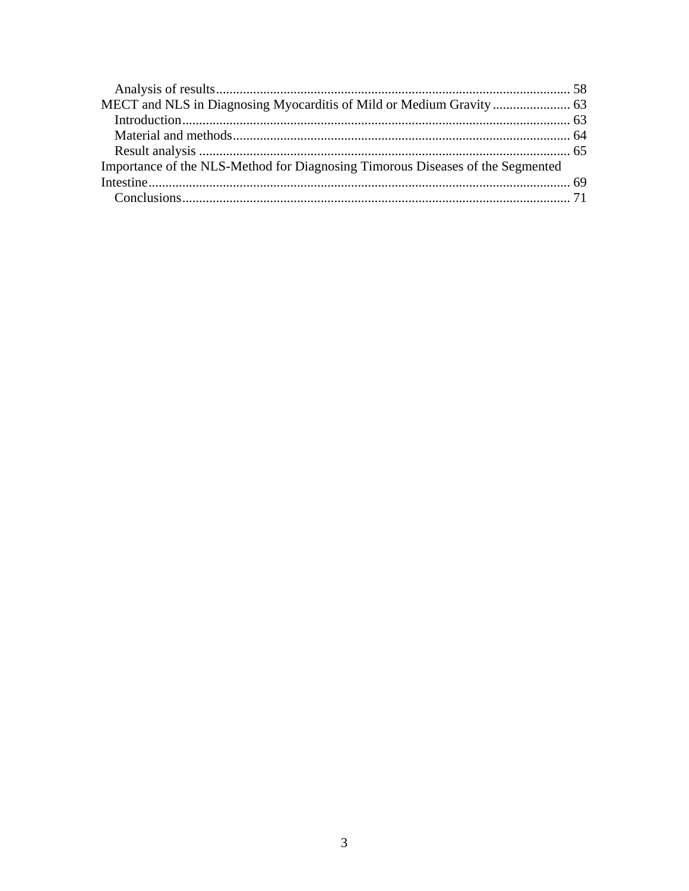Analysis of results ........................................................................................................ 58

MECT and NLS in Diagnosing Myocarditis of Mild or Medium Gravity ....................... 63

Introduction .................................................................................................................. 63

Material and methods ................................................................................................... 64

Result analysis ............................................................................................................. 65

Importance of the NLS-Method for Diagnosing Timorous Diseases of the Segmented Intestine ........................................................................................................................... 69

Conclusions .................................................................................................................. 71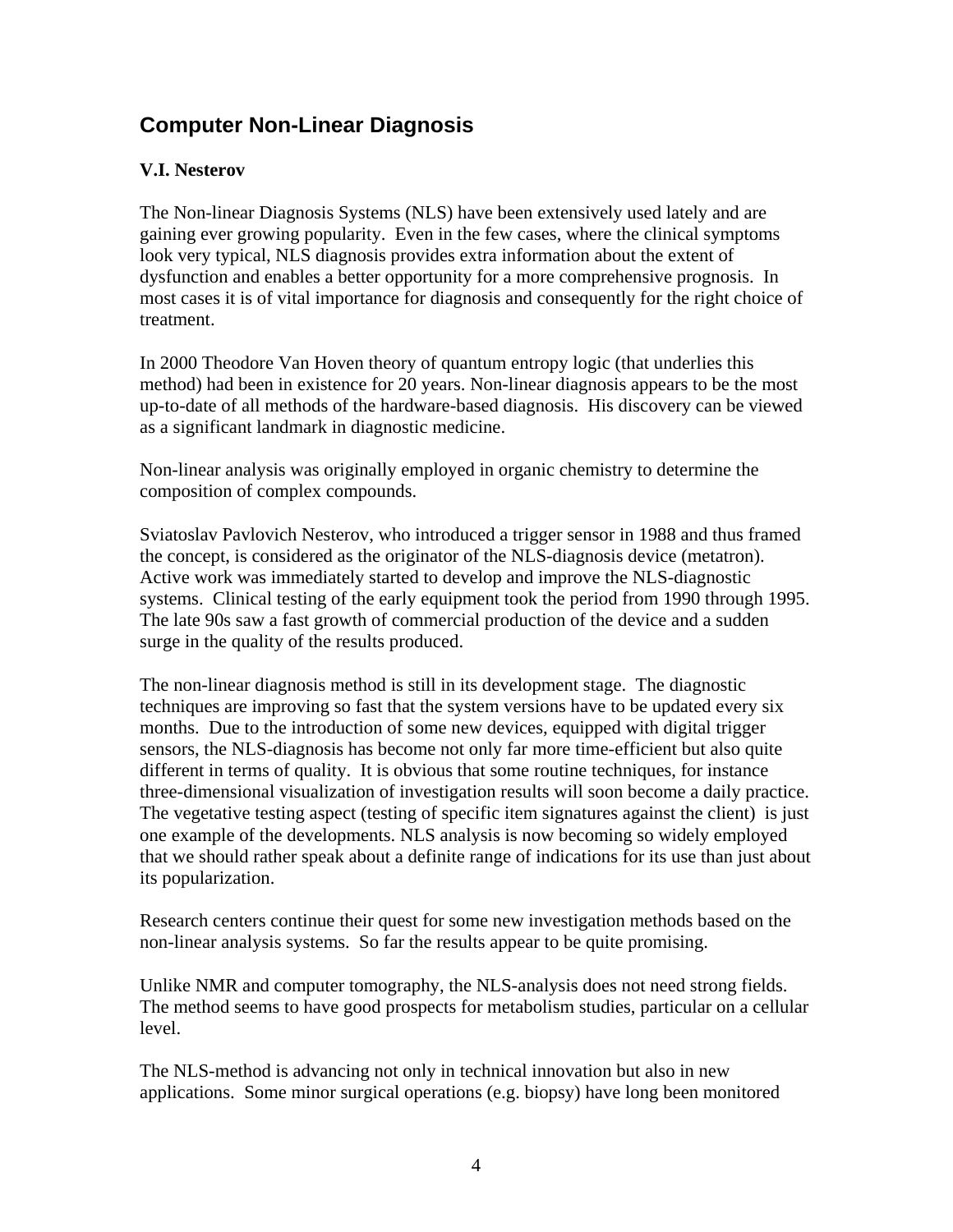## Computer Non-Linear Diagnosis

**V.I. Nesterov**

The Non-linear Diagnosis Systems (NLS) have been extensively used lately and are gaining ever growing popularity. Even in the few cases, where the clinical symptoms look very typical, NLS diagnosis provides extra information about the extent of dysfunction and enables a better opportunity for a more comprehensive prognosis. In most cases it is of vital importance for diagnosis and consequently for the right choice of treatment.

In 2000 Theodore Van Hoven theory of quantum entropy logic (that underlies this method) had been in existence for 20 years. Non-linear diagnosis appears to be the most up-to-date of all methods of the hardware-based diagnosis. His discovery can be viewed as a significant landmark in diagnostic medicine.

Non-linear analysis was originally employed in organic chemistry to determine the composition of complex compounds.

Sviatoslav Pavlovich Nesterov, who introduced a trigger sensor in 1988 and thus framed the concept, is considered as the originator of the NLS-diagnosis device (metatron). Active work was immediately started to develop and improve the NLS-diagnostic systems. Clinical testing of the early equipment took the period from 1990 through 1995. The late 90s saw a fast growth of commercial production of the device and a sudden surge in the quality of the results produced.

The non-linear diagnosis method is still in its development stage. The diagnostic techniques are improving so fast that the system versions have to be updated every six months. Due to the introduction of some new devices, equipped with digital trigger sensors, the NLS-diagnosis has become not only far more time-efficient but also quite different in terms of quality. It is obvious that some routine techniques, for instance three-dimensional visualization of investigation results will soon become a daily practice. The vegetative testing aspect (testing of specific item signatures against the client) is just one example of the developments. NLS analysis is now becoming so widely employed that we should rather speak about a definite range of indications for its use than just about its popularization.

Research centers continue their quest for some new investigation methods based on the non-linear analysis systems. So far the results appear to be quite promising.

Unlike NMR and computer tomography, the NLS-analysis does not need strong fields. The method seems to have good prospects for metabolism studies, particular on a cellular level.

The NLS-method is advancing not only in technical innovation but also in new applications. Some minor surgical operations (e.g. biopsy) have long been monitored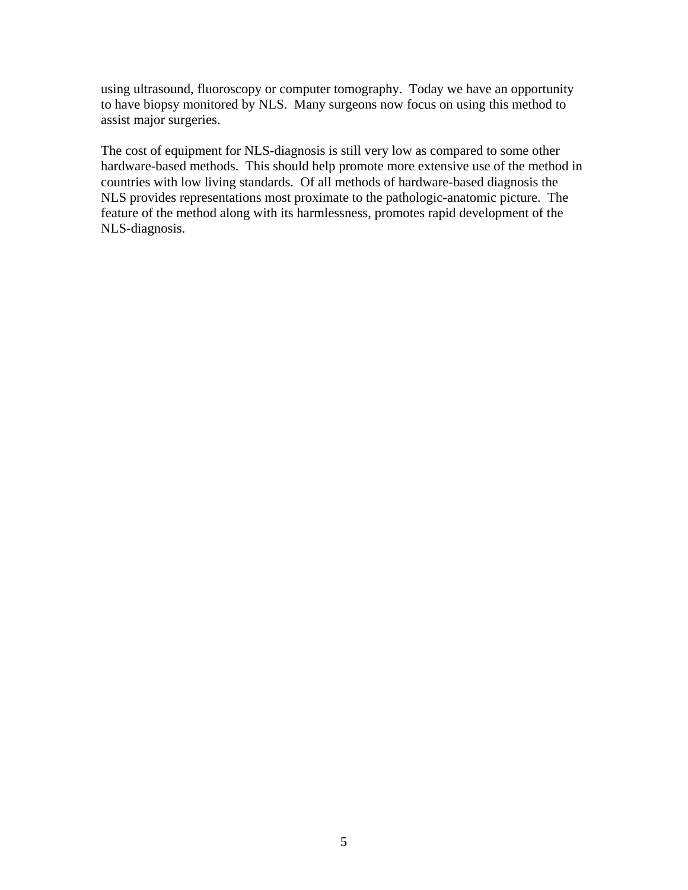using ultrasound, fluoroscopy or computer tomography. Today we have an opportunity to have biopsy monitored by NLS. Many surgeons now focus on using this method to assist major surgeries.

The cost of equipment for NLS-diagnosis is still very low as compared to some other hardware-based methods. This should help promote more extensive use of the method in countries with low living standards. Of all methods of hardware-based diagnosis the NLS provides representations most proximate to the pathologic-anatomic picture. The feature of the method along with its harmlessness, promotes rapid development of the NLS-diagnosis.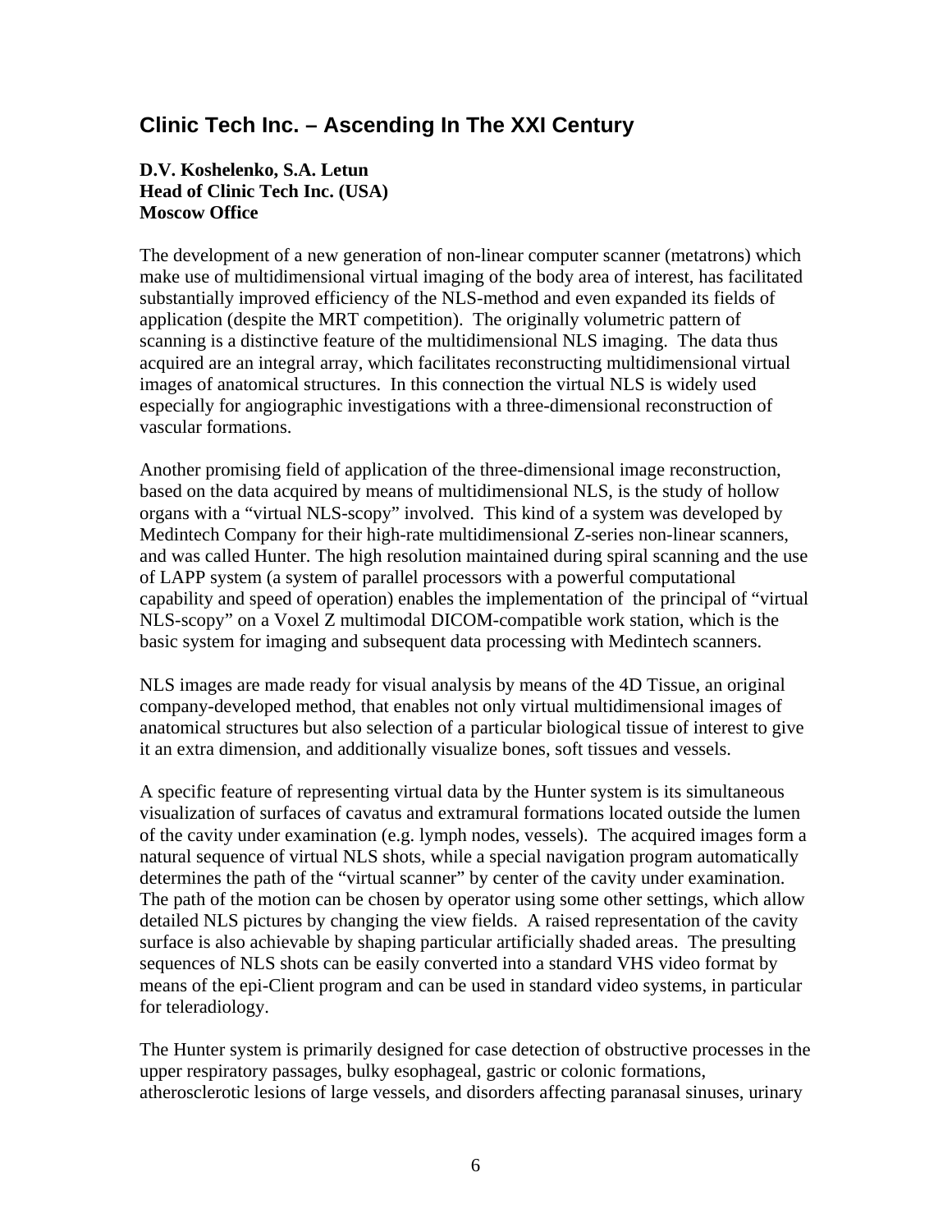## Clinic Tech Inc. – Ascending In The XXI Century

**D.V. Koshelenko, S.A. Letun**
**Head of Clinic Tech Inc. (USA)**
**Moscow Office**

The development of a new generation of non-linear computer scanner (metatrons) which make use of multidimensional virtual imaging of the body area of interest, has facilitated substantially improved efficiency of the NLS-method and even expanded its fields of application (despite the MRT competition). The originally volumetric pattern of scanning is a distinctive feature of the multidimensional NLS imaging. The data thus acquired are an integral array, which facilitates reconstructing multidimensional virtual images of anatomical structures. In this connection the virtual NLS is widely used especially for angiographic investigations with a three-dimensional reconstruction of vascular formations.

Another promising field of application of the three-dimensional image reconstruction, based on the data acquired by means of multidimensional NLS, is the study of hollow organs with a "virtual NLS-scopy" involved. This kind of a system was developed by Medintech Company for their high-rate multidimensional Z-series non-linear scanners, and was called Hunter. The high resolution maintained during spiral scanning and the use of LAPP system (a system of parallel processors with a powerful computational capability and speed of operation) enables the implementation of the principal of "virtual NLS-scopy" on a Voxel Z multimodal DICOM-compatible work station, which is the basic system for imaging and subsequent data processing with Medintech scanners.

NLS images are made ready for visual analysis by means of the 4D Tissue, an original company-developed method, that enables not only virtual multidimensional images of anatomical structures but also selection of a particular biological tissue of interest to give it an extra dimension, and additionally visualize bones, soft tissues and vessels.

A specific feature of representing virtual data by the Hunter system is its simultaneous visualization of surfaces of cavatus and extramural formations located outside the lumen of the cavity under examination (e.g. lymph nodes, vessels). The acquired images form a natural sequence of virtual NLS shots, while a special navigation program automatically determines the path of the "virtual scanner" by center of the cavity under examination. The path of the motion can be chosen by operator using some other settings, which allow detailed NLS pictures by changing the view fields. A raised representation of the cavity surface is also achievable by shaping particular artificially shaded areas. The presulting sequences of NLS shots can be easily converted into a standard VHS video format by means of the epi-Client program and can be used in standard video systems, in particular for teleradiology.

The Hunter system is primarily designed for case detection of obstructive processes in the upper respiratory passages, bulky esophageal, gastric or colonic formations, atherosclerotic lesions of large vessels, and disorders affecting paranasal sinuses, urinary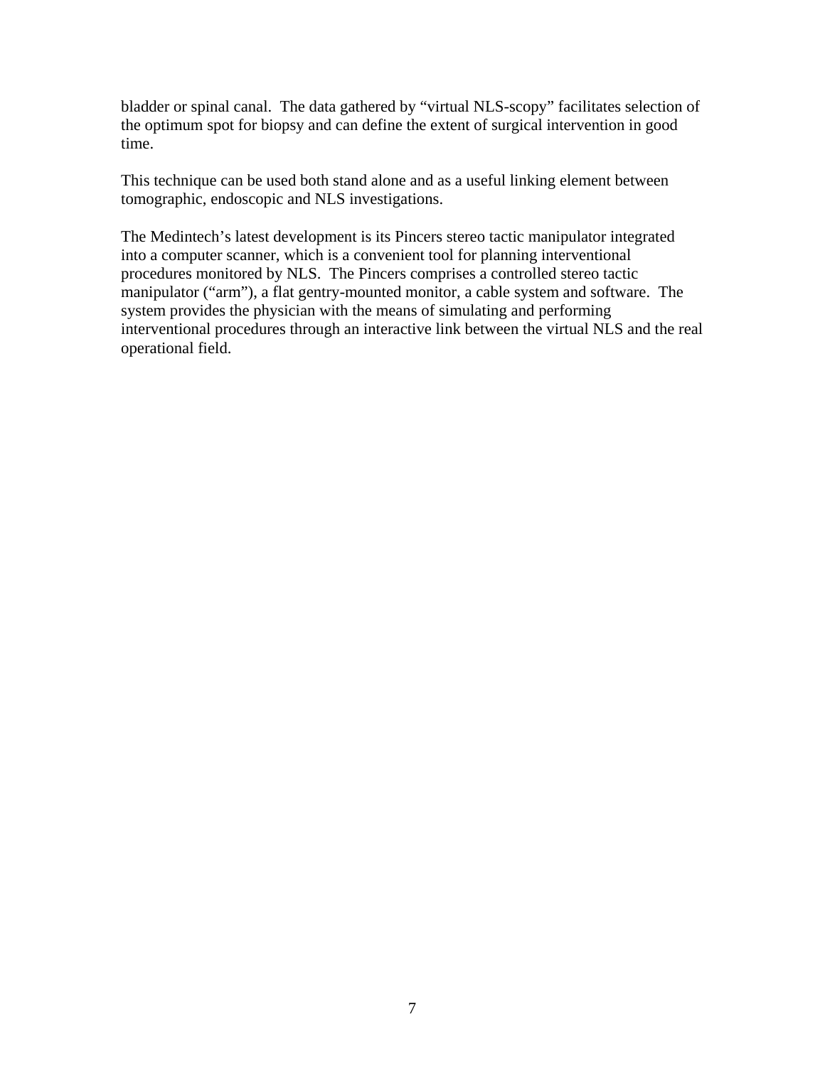bladder or spinal canal. The data gathered by "virtual NLS-scopy" facilitates selection of the optimum spot for biopsy and can define the extent of surgical intervention in good time.

This technique can be used both stand alone and as a useful linking element between tomographic, endoscopic and NLS investigations.

The Medintech's latest development is its Pincers stereo tactic manipulator integrated into a computer scanner, which is a convenient tool for planning interventional procedures monitored by NLS. The Pincers comprises a controlled stereo tactic manipulator ("arm"), a flat gentry-mounted monitor, a cable system and software. The system provides the physician with the means of simulating and performing interventional procedures through an interactive link between the virtual NLS and the real operational field.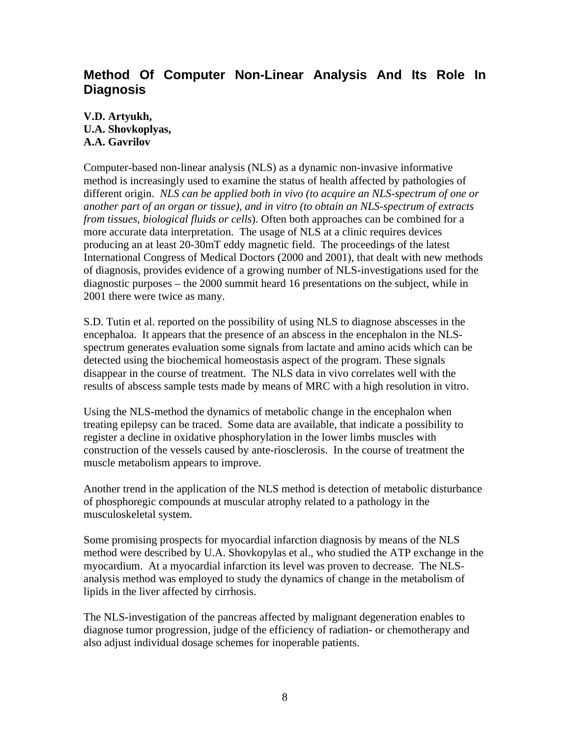# Method Of Computer Non-Linear Analysis And Its Role In Diagnosis

**V.D. Artyukh,**
**U.A. Shovkoplyas,**
**A.A. Gavrilov**

Computer-based non-linear analysis (NLS) as a dynamic non-invasive informative method is increasingly used to examine the status of health affected by pathologies of different origin. *NLS can be applied both in vivo (to acquire an NLS-spectrum of one or another part of an organ or tissue), and in vitro (to obtain an NLS-spectrum of extracts from tissues, biological fluids or cells*). Often both approaches can be combined for a more accurate data interpretation. The usage of NLS at a clinic requires devices producing an at least 20-30mT eddy magnetic field. The proceedings of the latest International Congress of Medical Doctors (2000 and 2001), that dealt with new methods of diagnosis, provides evidence of a growing number of NLS-investigations used for the diagnostic purposes – the 2000 summit heard 16 presentations on the subject, while in 2001 there were twice as many.

S.D. Tutin et al. reported on the possibility of using NLS to diagnose abscesses in the encephaloa. It appears that the presence of an abscess in the encephalon in the NLS-spectrum generates evaluation some signals from lactate and amino acids which can be detected using the biochemical homeostasis aspect of the program. These signals disappear in the course of treatment. The NLS data in vivo correlates well with the results of abscess sample tests made by means of MRC with a high resolution in vitro.

Using the NLS-method the dynamics of metabolic change in the encephalon when treating epilepsy can be traced. Some data are available, that indicate a possibility to register a decline in oxidative phosphorylation in the lower limbs muscles with construction of the vessels caused by ante-riosclerosis. In the course of treatment the muscle metabolism appears to improve.

Another trend in the application of the NLS method is detection of metabolic disturbance of phosphoregic compounds at muscular atrophy related to a pathology in the musculoskeletal system.

Some promising prospects for myocardial infarction diagnosis by means of the NLS method were described by U.A. Shovkopylas et al., who studied the ATP exchange in the myocardium. At a myocardial infarction its level was proven to decrease. The NLS-analysis method was employed to study the dynamics of change in the metabolism of lipids in the liver affected by cirrhosis.

The NLS-investigation of the pancreas affected by malignant degeneration enables to diagnose tumor progression, judge of the efficiency of radiation- or chemotherapy and also adjust individual dosage schemes for inoperable patients.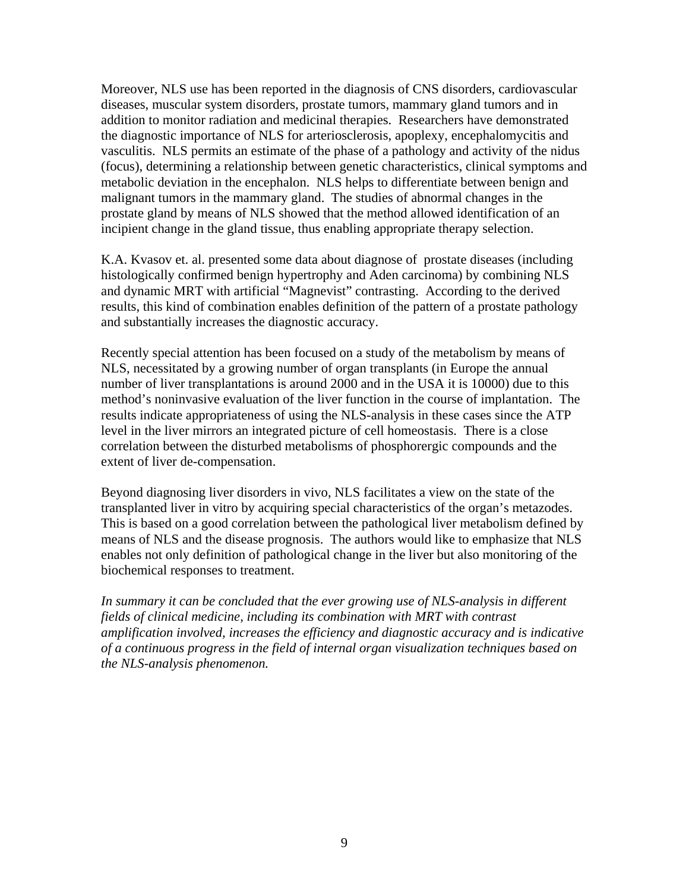Moreover, NLS use has been reported in the diagnosis of CNS disorders, cardiovascular diseases, muscular system disorders, prostate tumors, mammary gland tumors and in addition to monitor radiation and medicinal therapies. Researchers have demonstrated the diagnostic importance of NLS for arteriosclerosis, apoplexy, encephalomycitis and vasculitis. NLS permits an estimate of the phase of a pathology and activity of the nidus (focus), determining a relationship between genetic characteristics, clinical symptoms and metabolic deviation in the encephalon. NLS helps to differentiate between benign and malignant tumors in the mammary gland. The studies of abnormal changes in the prostate gland by means of NLS showed that the method allowed identification of an incipient change in the gland tissue, thus enabling appropriate therapy selection.

K.A. Kvasov et. al. presented some data about diagnose of prostate diseases (including histologically confirmed benign hypertrophy and Aden carcinoma) by combining NLS and dynamic MRT with artificial "Magnevist" contrasting. According to the derived results, this kind of combination enables definition of the pattern of a prostate pathology and substantially increases the diagnostic accuracy.

Recently special attention has been focused on a study of the metabolism by means of NLS, necessitated by a growing number of organ transplants (in Europe the annual number of liver transplantations is around 2000 and in the USA it is 10000) due to this method's noninvasive evaluation of the liver function in the course of implantation. The results indicate appropriateness of using the NLS-analysis in these cases since the ATP level in the liver mirrors an integrated picture of cell homeostasis. There is a close correlation between the disturbed metabolisms of phosphorergic compounds and the extent of liver de-compensation.

Beyond diagnosing liver disorders in vivo, NLS facilitates a view on the state of the transplanted liver in vitro by acquiring special characteristics of the organ's metazodes. This is based on a good correlation between the pathological liver metabolism defined by means of NLS and the disease prognosis. The authors would like to emphasize that NLS enables not only definition of pathological change in the liver but also monitoring of the biochemical responses to treatment.

*In summary it can be concluded that the ever growing use of NLS-analysis in different fields of clinical medicine, including its combination with MRT with contrast amplification involved, increases the efficiency and diagnostic accuracy and is indicative of a continuous progress in the field of internal organ visualization techniques based on the NLS-analysis phenomenon.*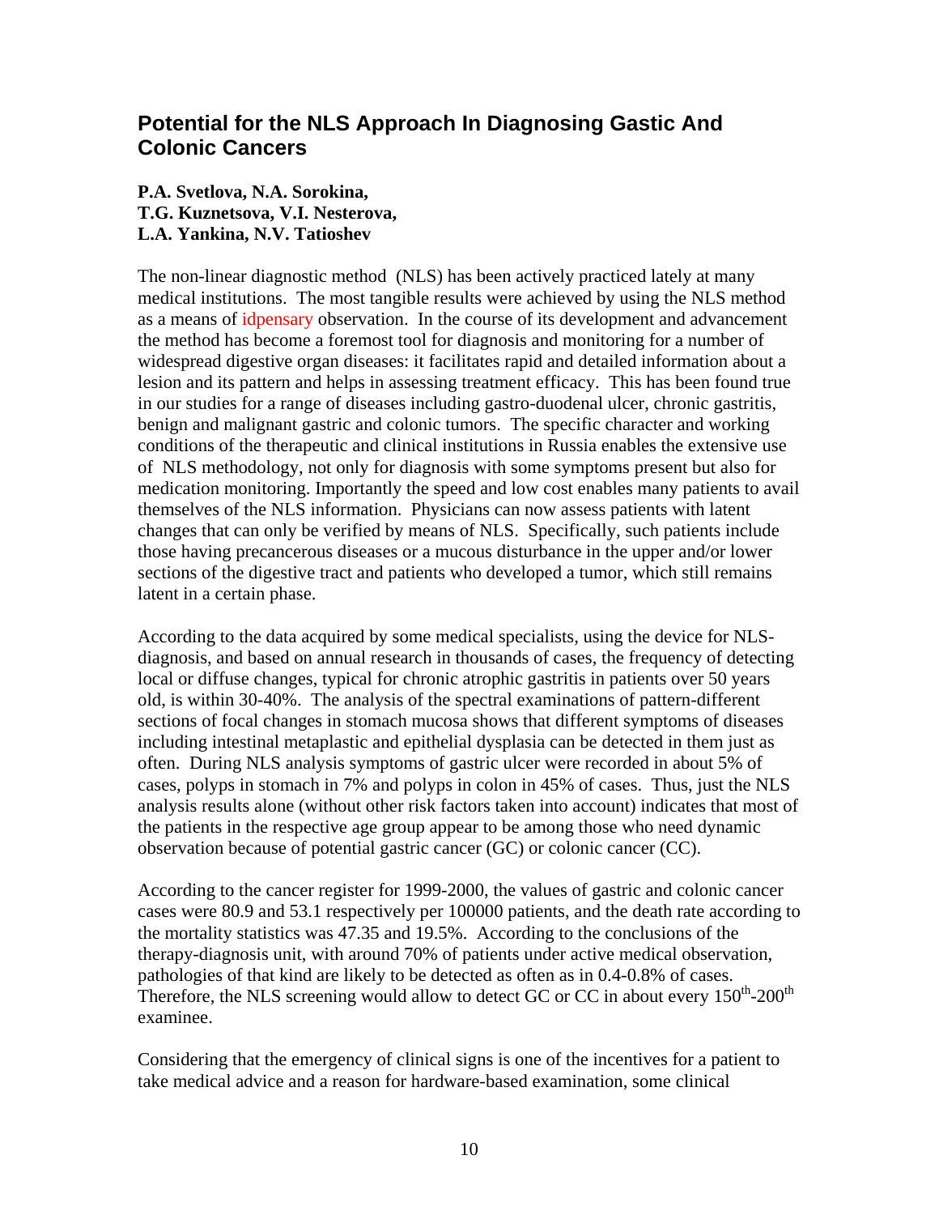## Potential for the NLS Approach In Diagnosing Gastic And Colonic Cancers

**P.A. Svetlova, N.A. Sorokina,**
**T.G. Kuznetsova, V.I. Nesterova,**
**L.A. Yankina, N.V. Tatioshev**

The non-linear diagnostic method (NLS) has been actively practiced lately at many medical institutions. The most tangible results were achieved by using the NLS method as a means of idpensary observation. In the course of its development and advancement the method has become a foremost tool for diagnosis and monitoring for a number of widespread digestive organ diseases: it facilitates rapid and detailed information about a lesion and its pattern and helps in assessing treatment efficacy. This has been found true in our studies for a range of diseases including gastro-duodenal ulcer, chronic gastritis, benign and malignant gastric and colonic tumors. The specific character and working conditions of the therapeutic and clinical institutions in Russia enables the extensive use of NLS methodology, not only for diagnosis with some symptoms present but also for medication monitoring. Importantly the speed and low cost enables many patients to avail themselves of the NLS information. Physicians can now assess patients with latent changes that can only be verified by means of NLS. Specifically, such patients include those having precancerous diseases or a mucous disturbance in the upper and/or lower sections of the digestive tract and patients who developed a tumor, which still remains latent in a certain phase.

According to the data acquired by some medical specialists, using the device for NLS-diagnosis, and based on annual research in thousands of cases, the frequency of detecting local or diffuse changes, typical for chronic atrophic gastritis in patients over 50 years old, is within 30-40%. The analysis of the spectral examinations of pattern-different sections of focal changes in stomach mucosa shows that different symptoms of diseases including intestinal metaplastic and epithelial dysplasia can be detected in them just as often. During NLS analysis symptoms of gastric ulcer were recorded in about 5% of cases, polyps in stomach in 7% and polyps in colon in 45% of cases. Thus, just the NLS analysis results alone (without other risk factors taken into account) indicates that most of the patients in the respective age group appear to be among those who need dynamic observation because of potential gastric cancer (GC) or colonic cancer (CC).

According to the cancer register for 1999-2000, the values of gastric and colonic cancer cases were 80.9 and 53.1 respectively per 100000 patients, and the death rate according to the mortality statistics was 47.35 and 19.5%. According to the conclusions of the therapy-diagnosis unit, with around 70% of patients under active medical observation, pathologies of that kind are likely to be detected as often as in 0.4-0.8% of cases. Therefore, the NLS screening would allow to detect GC or CC in about every 150th-200th examinee.

Considering that the emergency of clinical signs is one of the incentives for a patient to take medical advice and a reason for hardware-based examination, some clinical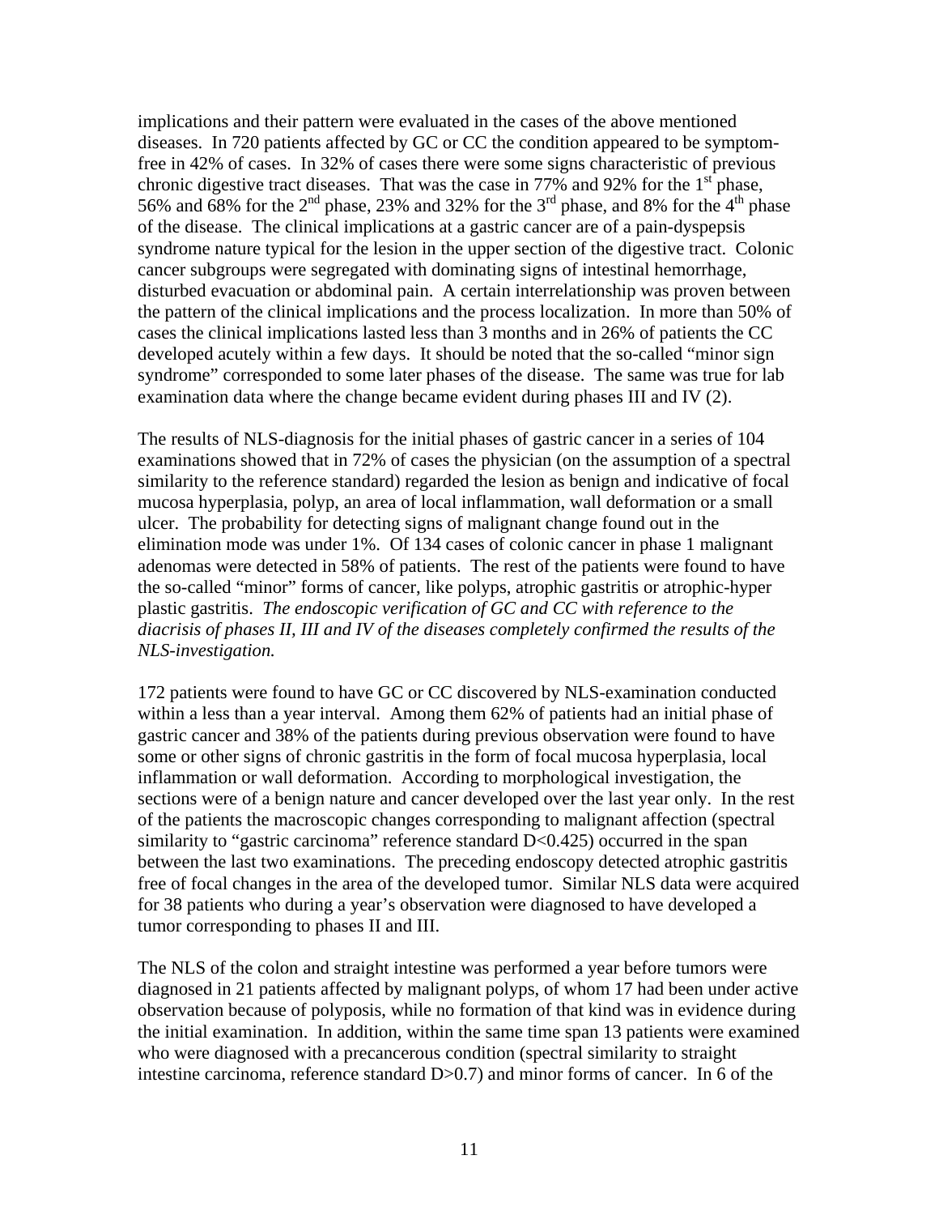implications and their pattern were evaluated in the cases of the above mentioned diseases. In 720 patients affected by GC or CC the condition appeared to be symptom-free in 42% of cases. In 32% of cases there were some signs characteristic of previous chronic digestive tract diseases. That was the case in 77% and 92% for the 1st phase, 56% and 68% for the 2nd phase, 23% and 32% for the 3rd phase, and 8% for the 4th phase of the disease. The clinical implications at a gastric cancer are of a pain-dyspepsis syndrome nature typical for the lesion in the upper section of the digestive tract. Colonic cancer subgroups were segregated with dominating signs of intestinal hemorrhage, disturbed evacuation or abdominal pain. A certain interrelationship was proven between the pattern of the clinical implications and the process localization. In more than 50% of cases the clinical implications lasted less than 3 months and in 26% of patients the CC developed acutely within a few days. It should be noted that the so-called "minor sign syndrome" corresponded to some later phases of the disease. The same was true for lab examination data where the change became evident during phases III and IV (2).

The results of NLS-diagnosis for the initial phases of gastric cancer in a series of 104 examinations showed that in 72% of cases the physician (on the assumption of a spectral similarity to the reference standard) regarded the lesion as benign and indicative of focal mucosa hyperplasia, polyp, an area of local inflammation, wall deformation or a small ulcer. The probability for detecting signs of malignant change found out in the elimination mode was under 1%. Of 134 cases of colonic cancer in phase 1 malignant adenomas were detected in 58% of patients. The rest of the patients were found to have the so-called "minor" forms of cancer, like polyps, atrophic gastritis or atrophic-hyper plastic gastritis. *The endoscopic verification of GC and CC with reference to the diacrisis of phases II, III and IV of the diseases completely confirmed the results of the NLS-investigation.*

172 patients were found to have GC or CC discovered by NLS-examination conducted within a less than a year interval. Among them 62% of patients had an initial phase of gastric cancer and 38% of the patients during previous observation were found to have some or other signs of chronic gastritis in the form of focal mucosa hyperplasia, local inflammation or wall deformation. According to morphological investigation, the sections were of a benign nature and cancer developed over the last year only. In the rest of the patients the macroscopic changes corresponding to malignant affection (spectral similarity to "gastric carcinoma" reference standard $D<0.425$) occurred in the span between the last two examinations. The preceding endoscopy detected atrophic gastritis free of focal changes in the area of the developed tumor. Similar NLS data were acquired for 38 patients who during a year's observation were diagnosed to have developed a tumor corresponding to phases II and III.

The NLS of the colon and straight intestine was performed a year before tumors were diagnosed in 21 patients affected by malignant polyps, of whom 17 had been under active observation because of polyposis, while no formation of that kind was in evidence during the initial examination. In addition, within the same time span 13 patients were examined who were diagnosed with a precancerous condition (spectral similarity to straight intestine carcinoma, reference standard $D>0.7$) and minor forms of cancer. In 6 of the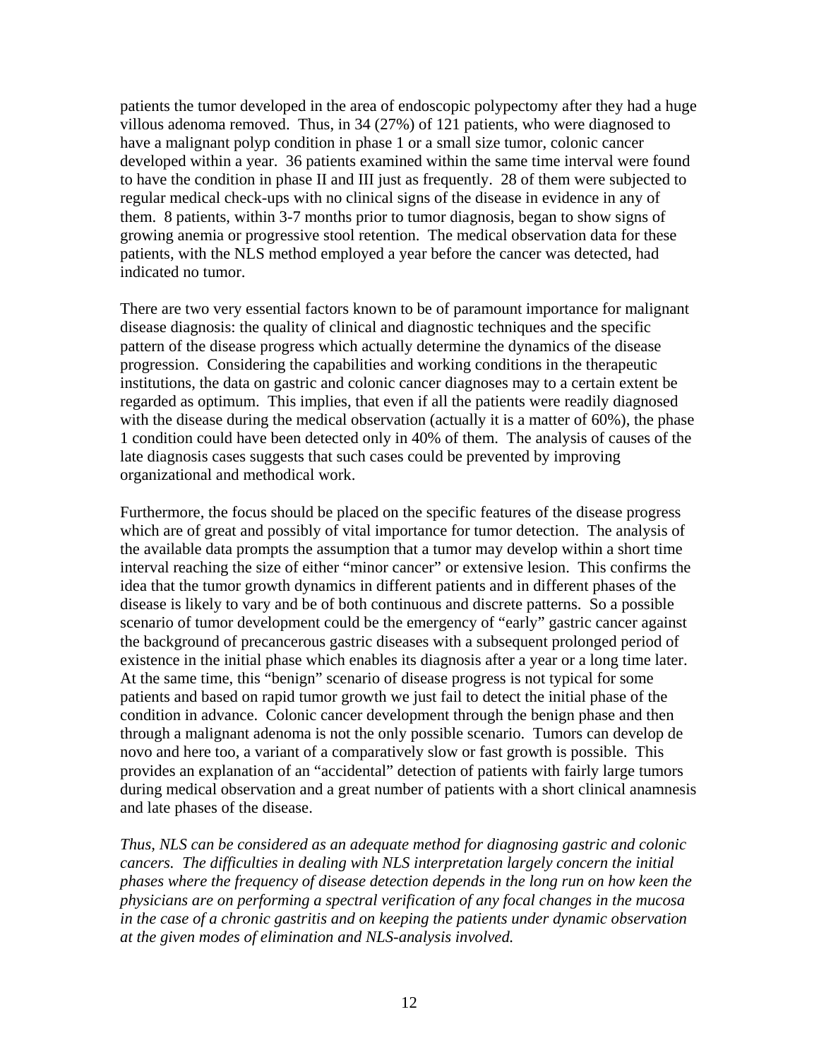patients the tumor developed in the area of endoscopic polypectomy after they had a huge villous adenoma removed. Thus, in 34 (27%) of 121 patients, who were diagnosed to have a malignant polyp condition in phase 1 or a small size tumor, colonic cancer developed within a year. 36 patients examined within the same time interval were found to have the condition in phase II and III just as frequently. 28 of them were subjected to regular medical check-ups with no clinical signs of the disease in evidence in any of them. 8 patients, within 3-7 months prior to tumor diagnosis, began to show signs of growing anemia or progressive stool retention. The medical observation data for these patients, with the NLS method employed a year before the cancer was detected, had indicated no tumor.

There are two very essential factors known to be of paramount importance for malignant disease diagnosis: the quality of clinical and diagnostic techniques and the specific pattern of the disease progress which actually determine the dynamics of the disease progression. Considering the capabilities and working conditions in the therapeutic institutions, the data on gastric and colonic cancer diagnoses may to a certain extent be regarded as optimum. This implies, that even if all the patients were readily diagnosed with the disease during the medical observation (actually it is a matter of 60%), the phase 1 condition could have been detected only in 40% of them. The analysis of causes of the late diagnosis cases suggests that such cases could be prevented by improving organizational and methodical work.

Furthermore, the focus should be placed on the specific features of the disease progress which are of great and possibly of vital importance for tumor detection. The analysis of the available data prompts the assumption that a tumor may develop within a short time interval reaching the size of either "minor cancer" or extensive lesion. This confirms the idea that the tumor growth dynamics in different patients and in different phases of the disease is likely to vary and be of both continuous and discrete patterns. So a possible scenario of tumor development could be the emergency of "early" gastric cancer against the background of precancerous gastric diseases with a subsequent prolonged period of existence in the initial phase which enables its diagnosis after a year or a long time later. At the same time, this "benign" scenario of disease progress is not typical for some patients and based on rapid tumor growth we just fail to detect the initial phase of the condition in advance. Colonic cancer development through the benign phase and then through a malignant adenoma is not the only possible scenario. Tumors can develop de novo and here too, a variant of a comparatively slow or fast growth is possible. This provides an explanation of an "accidental" detection of patients with fairly large tumors during medical observation and a great number of patients with a short clinical anamnesis and late phases of the disease.

*Thus, NLS can be considered as an adequate method for diagnosing gastric and colonic cancers. The difficulties in dealing with NLS interpretation largely concern the initial phases where the frequency of disease detection depends in the long run on how keen the physicians are on performing a spectral verification of any focal changes in the mucosa in the case of a chronic gastritis and on keeping the patients under dynamic observation at the given modes of elimination and NLS-analysis involved.*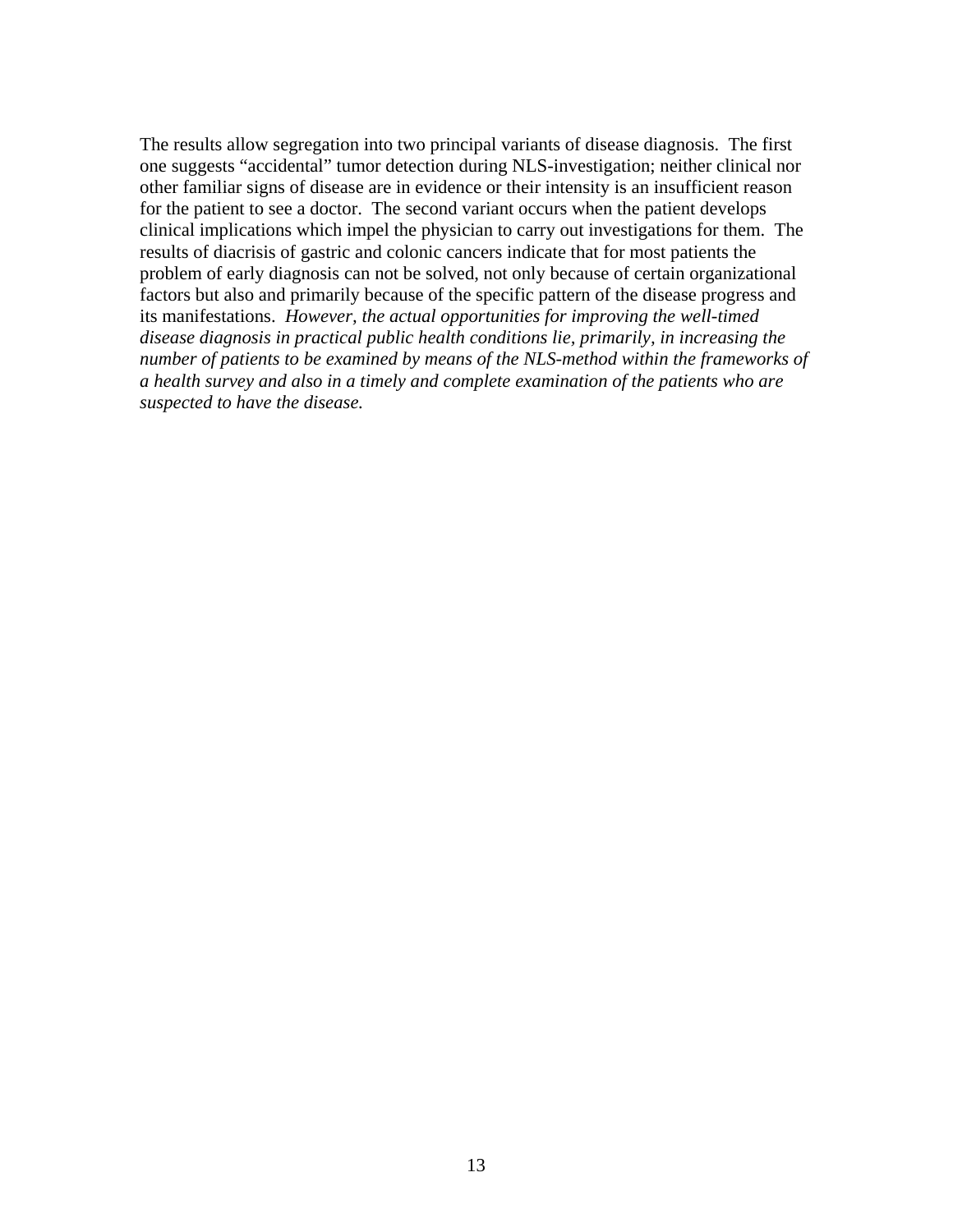The results allow segregation into two principal variants of disease diagnosis. The first one suggests "accidental" tumor detection during NLS-investigation; neither clinical nor other familiar signs of disease are in evidence or their intensity is an insufficient reason for the patient to see a doctor. The second variant occurs when the patient develops clinical implications which impel the physician to carry out investigations for them. The results of diacrisis of gastric and colonic cancers indicate that for most patients the problem of early diagnosis can not be solved, not only because of certain organizational factors but also and primarily because of the specific pattern of the disease progress and its manifestations. *However, the actual opportunities for improving the well-timed disease diagnosis in practical public health conditions lie, primarily, in increasing the number of patients to be examined by means of the NLS-method within the frameworks of a health survey and also in a timely and complete examination of the patients who are suspected to have the disease.*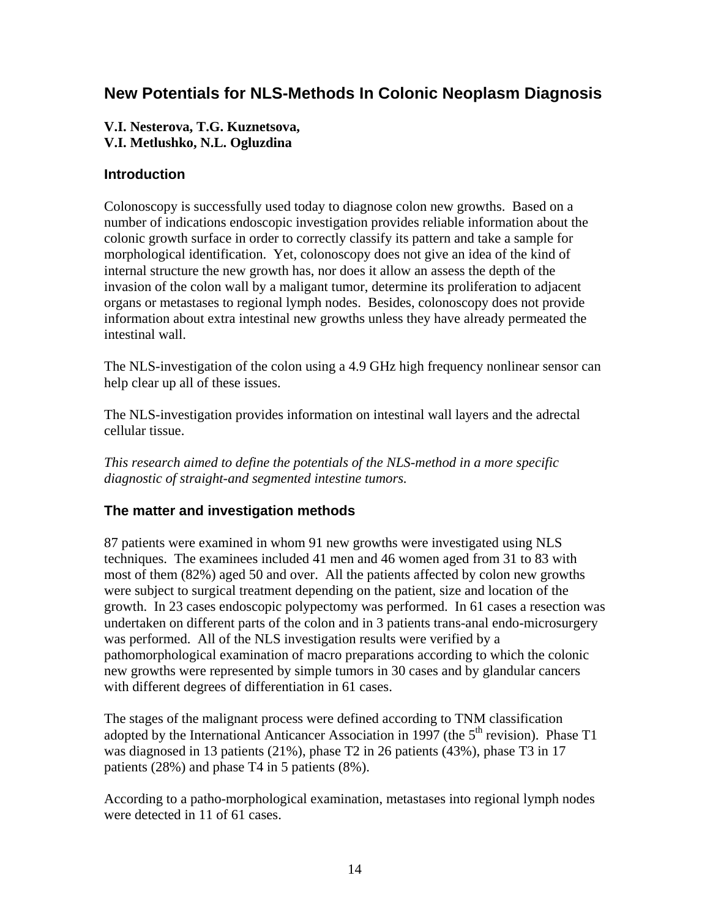## New Potentials for NLS-Methods In Colonic Neoplasm Diagnosis

**V.I. Nesterova, T.G. Kuznetsova,**
**V.I. Metlushko, N.L. Ogluzdina**

### Introduction

Colonoscopy is successfully used today to diagnose colon new growths. Based on a number of indications endoscopic investigation provides reliable information about the colonic growth surface in order to correctly classify its pattern and take a sample for morphological identification. Yet, colonoscopy does not give an idea of the kind of internal structure the new growth has, nor does it allow an assess the depth of the invasion of the colon wall by a maligant tumor, determine its proliferation to adjacent organs or metastases to regional lymph nodes. Besides, colonoscopy does not provide information about extra intestinal new growths unless they have already permeated the intestinal wall.

The NLS-investigation of the colon using a 4.9 GHz high frequency nonlinear sensor can help clear up all of these issues.

The NLS-investigation provides information on intestinal wall layers and the adrectal cellular tissue.

*This research aimed to define the potentials of the NLS-method in a more specific diagnostic of straight-and segmented intestine tumors.*

### The matter and investigation methods

87 patients were examined in whom 91 new growths were investigated using NLS techniques. The examinees included 41 men and 46 women aged from 31 to 83 with most of them (82%) aged 50 and over. All the patients affected by colon new growths were subject to surgical treatment depending on the patient, size and location of the growth. In 23 cases endoscopic polypectomy was performed. In 61 cases a resection was undertaken on different parts of the colon and in 3 patients trans-anal endo-microsurgery was performed. All of the NLS investigation results were verified by a pathomorphological examination of macro preparations according to which the colonic new growths were represented by simple tumors in 30 cases and by glandular cancers with different degrees of differentiation in 61 cases.

The stages of the malignant process were defined according to TNM classification adopted by the International Anticancer Association in 1997 (the 5$^{th}$ revision). Phase T1 was diagnosed in 13 patients (21%), phase T2 in 26 patients (43%), phase T3 in 17 patients (28%) and phase T4 in 5 patients (8%).

According to a patho-morphological examination, metastases into regional lymph nodes were detected in 11 of 61 cases.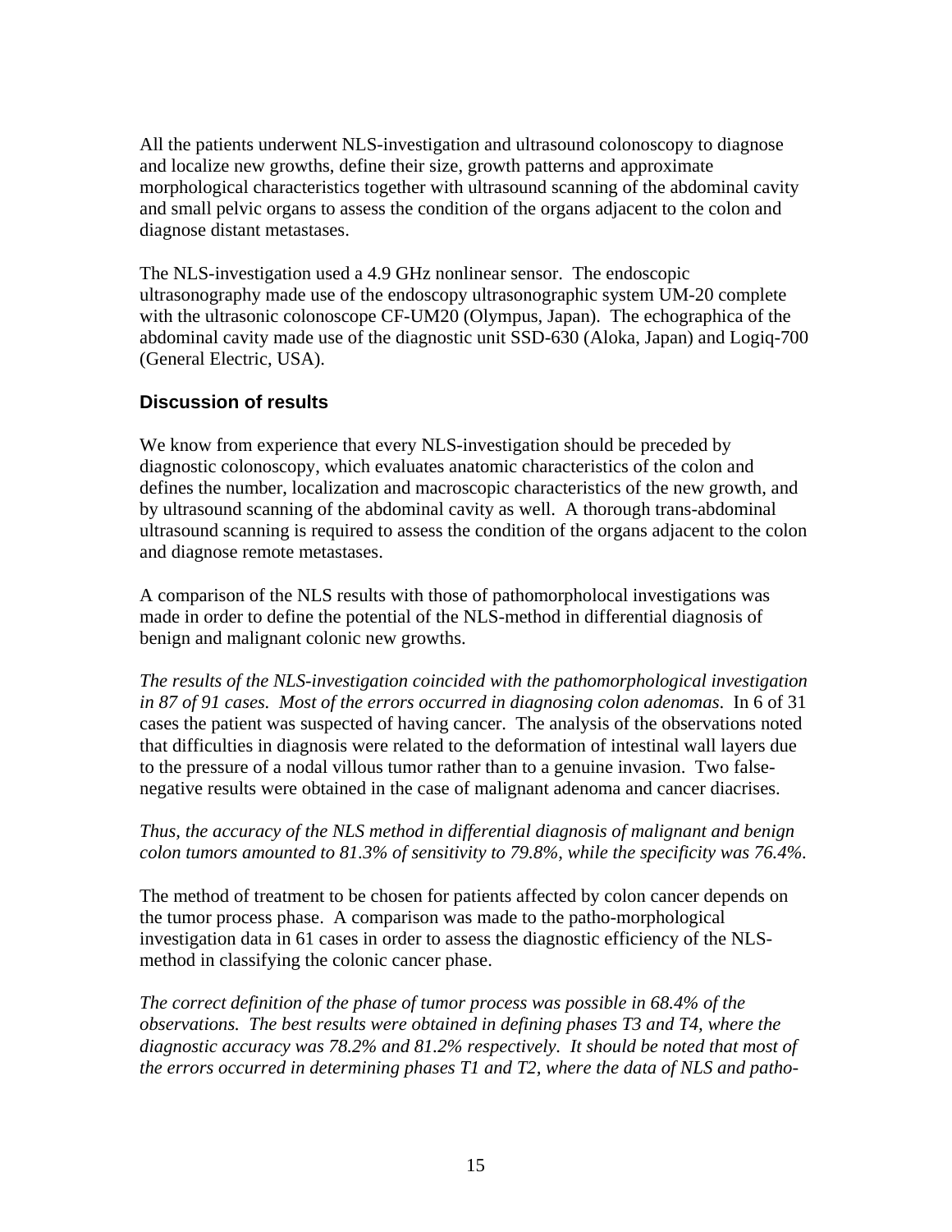All the patients underwent NLS-investigation and ultrasound colonoscopy to diagnose and localize new growths, define their size, growth patterns and approximate morphological characteristics together with ultrasound scanning of the abdominal cavity and small pelvic organs to assess the condition of the organs adjacent to the colon and diagnose distant metastases.

The NLS-investigation used a 4.9 GHz nonlinear sensor. The endoscopic ultrasonography made use of the endoscopy ultrasonographic system UM-20 complete with the ultrasonic colonoscope CF-UM20 (Olympus, Japan). The echographica of the abdominal cavity made use of the diagnostic unit SSD-630 (Aloka, Japan) and Logiq-700 (General Electric, USA).

### Discussion of results

We know from experience that every NLS-investigation should be preceded by diagnostic colonoscopy, which evaluates anatomic characteristics of the colon and defines the number, localization and macroscopic characteristics of the new growth, and by ultrasound scanning of the abdominal cavity as well. A thorough trans-abdominal ultrasound scanning is required to assess the condition of the organs adjacent to the colon and diagnose remote metastases.

A comparison of the NLS results with those of pathomorpholocal investigations was made in order to define the potential of the NLS-method in differential diagnosis of benign and malignant colonic new growths.

*The results of the NLS-investigation coincided with the pathomorphological investigation in 87 of 91 cases. Most of the errors occurred in diagnosing colon adenomas.* In 6 of 31 cases the patient was suspected of having cancer. The analysis of the observations noted that difficulties in diagnosis were related to the deformation of intestinal wall layers due to the pressure of a nodal villous tumor rather than to a genuine invasion. Two false-negative results were obtained in the case of malignant adenoma and cancer diacrises.

*Thus, the accuracy of the NLS method in differential diagnosis of malignant and benign colon tumors amounted to 81.3% of sensitivity to 79.8%, while the specificity was 76.4%.*

The method of treatment to be chosen for patients affected by colon cancer depends on the tumor process phase. A comparison was made to the patho-morphological investigation data in 61 cases in order to assess the diagnostic efficiency of the NLS-method in classifying the colonic cancer phase.

*The correct definition of the phase of tumor process was possible in 68.4% of the observations. The best results were obtained in defining phases T3 and T4, where the diagnostic accuracy was 78.2% and 81.2% respectively. It should be noted that most of the errors occurred in determining phases T1 and T2, where the data of NLS and patho-*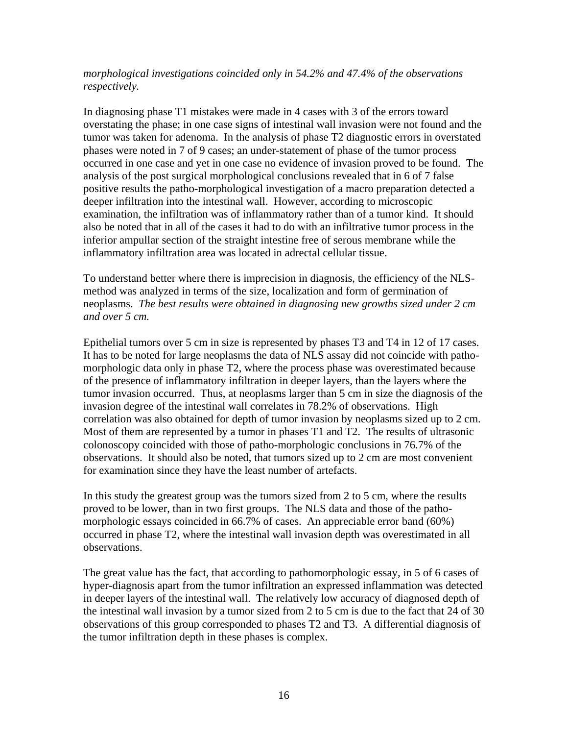*morphological investigations coincided only in 54.2% and 47.4% of the observations respectively.*

In diagnosing phase T1 mistakes were made in 4 cases with 3 of the errors toward overstating the phase; in one case signs of intestinal wall invasion were not found and the tumor was taken for adenoma. In the analysis of phase T2 diagnostic errors in overstated phases were noted in 7 of 9 cases; an under-statement of phase of the tumor process occurred in one case and yet in one case no evidence of invasion proved to be found. The analysis of the post surgical morphological conclusions revealed that in 6 of 7 false positive results the patho-morphological investigation of a macro preparation detected a deeper infiltration into the intestinal wall. However, according to microscopic examination, the infiltration was of inflammatory rather than of a tumor kind. It should also be noted that in all of the cases it had to do with an infiltrative tumor process in the inferior ampullar section of the straight intestine free of serous membrane while the inflammatory infiltration area was located in adrectal cellular tissue.

To understand better where there is imprecision in diagnosis, the efficiency of the NLS-method was analyzed in terms of the size, localization and form of germination of neoplasms. *The best results were obtained in diagnosing new growths sized under 2 cm and over 5 cm.*

Epithelial tumors over 5 cm in size is represented by phases T3 and T4 in 12 of 17 cases. It has to be noted for large neoplasms the data of NLS assay did not coincide with patho-morphologic data only in phase T2, where the process phase was overestimated because of the presence of inflammatory infiltration in deeper layers, than the layers where the tumor invasion occurred. Thus, at neoplasms larger than 5 cm in size the diagnosis of the invasion degree of the intestinal wall correlates in 78.2% of observations. High correlation was also obtained for depth of tumor invasion by neoplasms sized up to 2 cm. Most of them are represented by a tumor in phases T1 and T2. The results of ultrasonic colonoscopy coincided with those of patho-morphologic conclusions in 76.7% of the observations. It should also be noted, that tumors sized up to 2 cm are most convenient for examination since they have the least number of artefacts.

In this study the greatest group was the tumors sized from 2 to 5 cm, where the results proved to be lower, than in two first groups. The NLS data and those of the patho-morphologic essays coincided in 66.7% of cases. An appreciable error band (60%) occurred in phase T2, where the intestinal wall invasion depth was overestimated in all observations.

The great value has the fact, that according to pathomorphologic essay, in 5 of 6 cases of hyper-diagnosis apart from the tumor infiltration an expressed inflammation was detected in deeper layers of the intestinal wall. The relatively low accuracy of diagnosed depth of the intestinal wall invasion by a tumor sized from 2 to 5 cm is due to the fact that 24 of 30 observations of this group corresponded to phases T2 and T3. A differential diagnosis of the tumor infiltration depth in these phases is complex.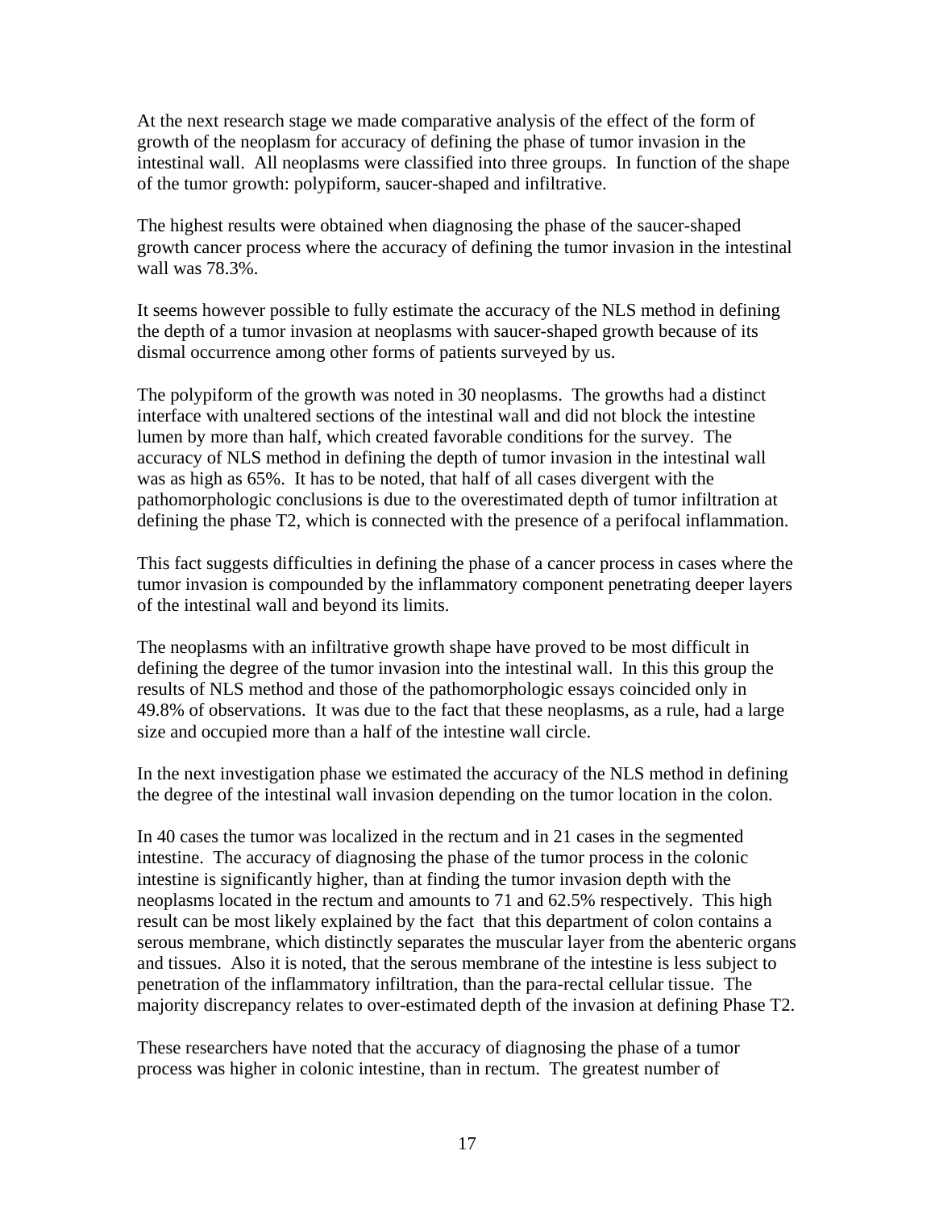At the next research stage we made comparative analysis of the effect of the form of growth of the neoplasm for accuracy of defining the phase of tumor invasion in the intestinal wall. All neoplasms were classified into three groups. In function of the shape of the tumor growth: polypiform, saucer-shaped and infiltrative.

The highest results were obtained when diagnosing the phase of the saucer-shaped growth cancer process where the accuracy of defining the tumor invasion in the intestinal wall was 78.3%.

It seems however possible to fully estimate the accuracy of the NLS method in defining the depth of a tumor invasion at neoplasms with saucer-shaped growth because of its dismal occurrence among other forms of patients surveyed by us.

The polypiform of the growth was noted in 30 neoplasms. The growths had a distinct interface with unaltered sections of the intestinal wall and did not block the intestine lumen by more than half, which created favorable conditions for the survey. The accuracy of NLS method in defining the depth of tumor invasion in the intestinal wall was as high as 65%. It has to be noted, that half of all cases divergent with the pathomorphologic conclusions is due to the overestimated depth of tumor infiltration at defining the phase T2, which is connected with the presence of a perifocal inflammation.

This fact suggests difficulties in defining the phase of a cancer process in cases where the tumor invasion is compounded by the inflammatory component penetrating deeper layers of the intestinal wall and beyond its limits.

The neoplasms with an infiltrative growth shape have proved to be most difficult in defining the degree of the tumor invasion into the intestinal wall. In this this group the results of NLS method and those of the pathomorphologic essays coincided only in 49.8% of observations. It was due to the fact that these neoplasms, as a rule, had a large size and occupied more than a half of the intestine wall circle.

In the next investigation phase we estimated the accuracy of the NLS method in defining the degree of the intestinal wall invasion depending on the tumor location in the colon.

In 40 cases the tumor was localized in the rectum and in 21 cases in the segmented intestine. The accuracy of diagnosing the phase of the tumor process in the colonic intestine is significantly higher, than at finding the tumor invasion depth with the neoplasms located in the rectum and amounts to 71 and 62.5% respectively. This high result can be most likely explained by the fact that this department of colon contains a serous membrane, which distinctly separates the muscular layer from the abenteric organs and tissues. Also it is noted, that the serous membrane of the intestine is less subject to penetration of the inflammatory infiltration, than the para-rectal cellular tissue. The majority discrepancy relates to over-estimated depth of the invasion at defining Phase T2.

These researchers have noted that the accuracy of diagnosing the phase of a tumor process was higher in colonic intestine, than in rectum. The greatest number of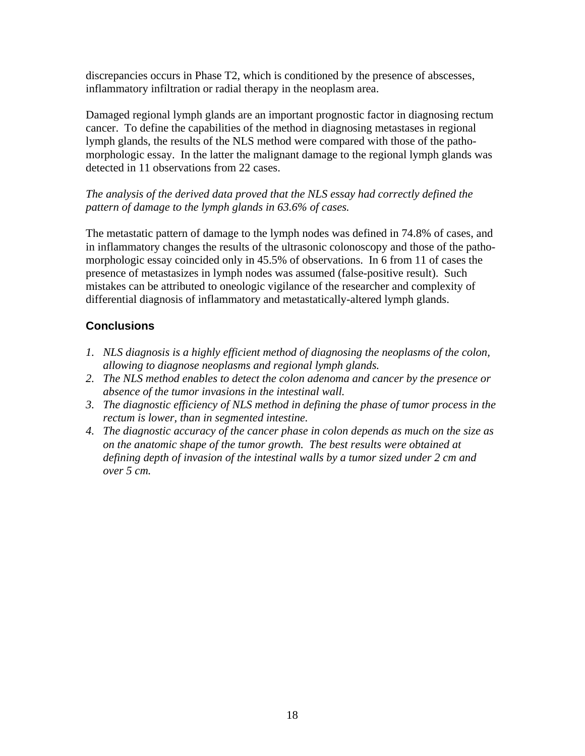discrepancies occurs in Phase T2, which is conditioned by the presence of abscesses, inflammatory infiltration or radial therapy in the neoplasm area.

Damaged regional lymph glands are an important prognostic factor in diagnosing rectum cancer. To define the capabilities of the method in diagnosing metastases in regional lymph glands, the results of the NLS method were compared with those of the patho-morphologic essay. In the latter the malignant damage to the regional lymph glands was detected in 11 observations from 22 cases.

*The analysis of the derived data proved that the NLS essay had correctly defined the pattern of damage to the lymph glands in 63.6% of cases.*

The metastatic pattern of damage to the lymph nodes was defined in 74.8% of cases, and in inflammatory changes the results of the ultrasonic colonoscopy and those of the patho-morphologic essay coincided only in 45.5% of observations. In 6 from 11 of cases the presence of metastasizes in lymph nodes was assumed (false-positive result). Such mistakes can be attributed to oneologic vigilance of the researcher and complexity of differential diagnosis of inflammatory and metastatically-altered lymph glands.

## Conclusions

1. *NLS diagnosis is a highly efficient method of diagnosing the neoplasms of the colon, allowing to diagnose neoplasms and regional lymph glands.*
2. *The NLS method enables to detect the colon adenoma and cancer by the presence or absence of the tumor invasions in the intestinal wall.*
3. *The diagnostic efficiency of NLS method in defining the phase of tumor process in the rectum is lower, than in segmented intestine.*
4. *The diagnostic accuracy of the cancer phase in colon depends as much on the size as on the anatomic shape of the tumor growth. The best results were obtained at defining depth of invasion of the intestinal walls by a tumor sized under 2 cm and over 5 cm.*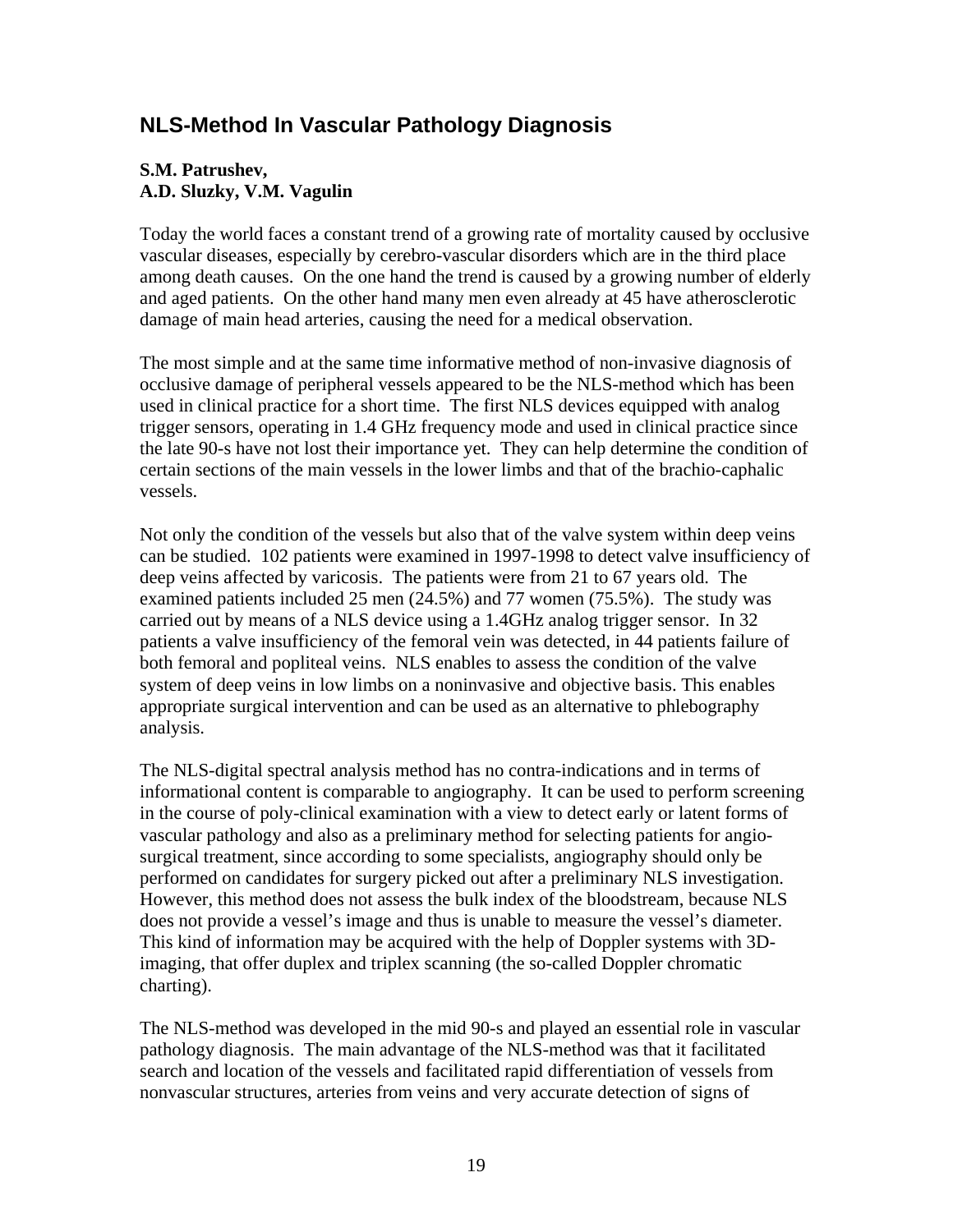## NLS-Method In Vascular Pathology Diagnosis

**S.M. Patrushev,**
**A.D. Sluzky, V.M. Vagulin**

Today the world faces a constant trend of a growing rate of mortality caused by occlusive vascular diseases, especially by cerebro-vascular disorders which are in the third place among death causes. On the one hand the trend is caused by a growing number of elderly and aged patients. On the other hand many men even already at 45 have atherosclerotic damage of main head arteries, causing the need for a medical observation.

The most simple and at the same time informative method of non-invasive diagnosis of occlusive damage of peripheral vessels appeared to be the NLS-method which has been used in clinical practice for a short time. The first NLS devices equipped with analog trigger sensors, operating in 1.4 GHz frequency mode and used in clinical practice since the late 90-s have not lost their importance yet. They can help determine the condition of certain sections of the main vessels in the lower limbs and that of the brachio-caphalic vessels.

Not only the condition of the vessels but also that of the valve system within deep veins can be studied. 102 patients were examined in 1997-1998 to detect valve insufficiency of deep veins affected by varicosis. The patients were from 21 to 67 years old. The examined patients included 25 men (24.5%) and 77 women (75.5%). The study was carried out by means of a NLS device using a 1.4GHz analog trigger sensor. In 32 patients a valve insufficiency of the femoral vein was detected, in 44 patients failure of both femoral and popliteal veins. NLS enables to assess the condition of the valve system of deep veins in low limbs on a noninvasive and objective basis. This enables appropriate surgical intervention and can be used as an alternative to phlebography analysis.

The NLS-digital spectral analysis method has no contra-indications and in terms of informational content is comparable to angiography. It can be used to perform screening in the course of poly-clinical examination with a view to detect early or latent forms of vascular pathology and also as a preliminary method for selecting patients for angio-surgical treatment, since according to some specialists, angiography should only be performed on candidates for surgery picked out after a preliminary NLS investigation. However, this method does not assess the bulk index of the bloodstream, because NLS does not provide a vessel's image and thus is unable to measure the vessel's diameter. This kind of information may be acquired with the help of Doppler systems with 3D-imaging, that offer duplex and triplex scanning (the so-called Doppler chromatic charting).

The NLS-method was developed in the mid 90-s and played an essential role in vascular pathology diagnosis. The main advantage of the NLS-method was that it facilitated search and location of the vessels and facilitated rapid differentiation of vessels from nonvascular structures, arteries from veins and very accurate detection of signs of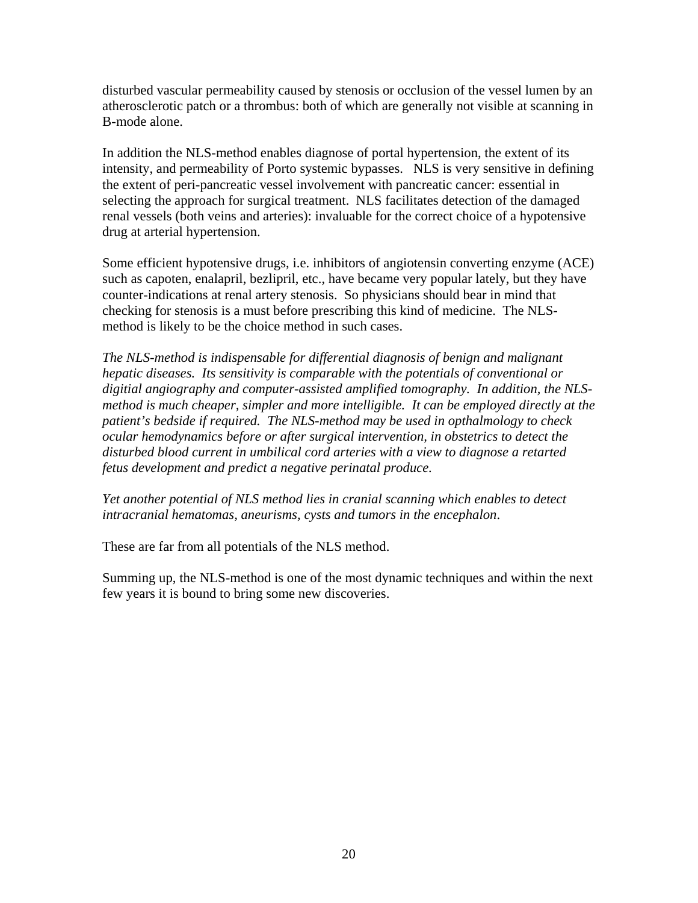disturbed vascular permeability caused by stenosis or occlusion of the vessel lumen by an atherosclerotic patch or a thrombus: both of which are generally not visible at scanning in B-mode alone.

In addition the NLS-method enables diagnose of portal hypertension, the extent of its intensity, and permeability of Porto systemic bypasses. NLS is very sensitive in defining the extent of peri-pancreatic vessel involvement with pancreatic cancer: essential in selecting the approach for surgical treatment. NLS facilitates detection of the damaged renal vessels (both veins and arteries): invaluable for the correct choice of a hypotensive drug at arterial hypertension.

Some efficient hypotensive drugs, i.e. inhibitors of angiotensin converting enzyme (ACE) such as capoten, enalapril, bezlipril, etc., have became very popular lately, but they have counter-indications at renal artery stenosis. So physicians should bear in mind that checking for stenosis is a must before prescribing this kind of medicine. The NLS-method is likely to be the choice method in such cases.

*The NLS-method is indispensable for differential diagnosis of benign and malignant hepatic diseases. Its sensitivity is comparable with the potentials of conventional or digitial angiography and computer-assisted amplified tomography. In addition, the NLS-method is much cheaper, simpler and more intelligible. It can be employed directly at the patient's bedside if required. The NLS-method may be used in opthalmology to check ocular hemodynamics before or after surgical intervention, in obstetrics to detect the disturbed blood current in umbilical cord arteries with a view to diagnose a retarted fetus development and predict a negative perinatal produce.*

*Yet another potential of NLS method lies in cranial scanning which enables to detect intracranial hematomas, aneurisms, cysts and tumors in the encephalon*.

These are far from all potentials of the NLS method.

Summing up, the NLS-method is one of the most dynamic techniques and within the next few years it is bound to bring some new discoveries.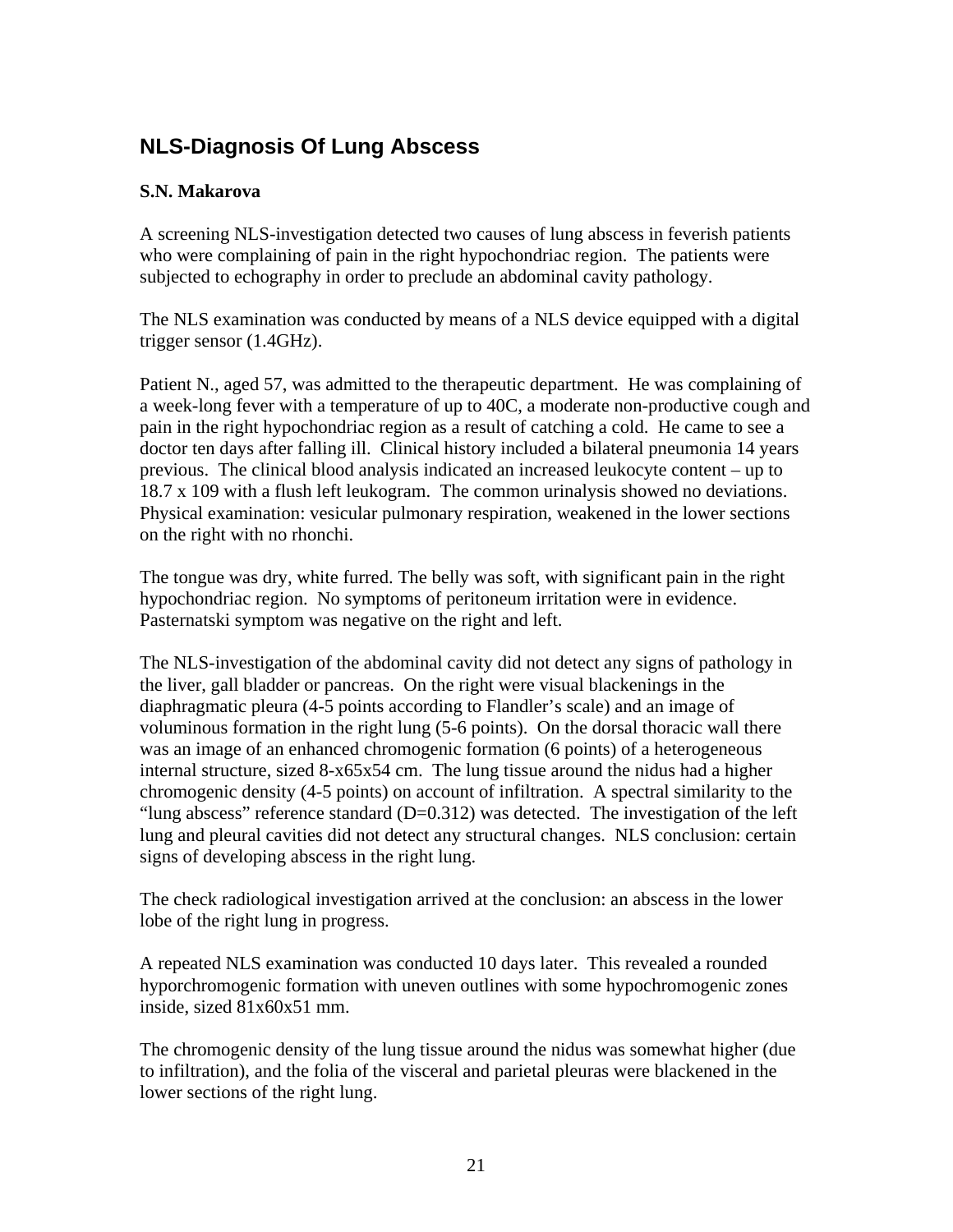## NLS-Diagnosis Of Lung Abscess

**S.N. Makarova**

A screening NLS-investigation detected two causes of lung abscess in feverish patients who were complaining of pain in the right hypochondriac region. The patients were subjected to echography in order to preclude an abdominal cavity pathology.

The NLS examination was conducted by means of a NLS device equipped with a digital trigger sensor (1.4GHz).

Patient N., aged 57, was admitted to the therapeutic department. He was complaining of a week-long fever with a temperature of up to 40C, a moderate non-productive cough and pain in the right hypochondriac region as a result of catching a cold. He came to see a doctor ten days after falling ill. Clinical history included a bilateral pneumonia 14 years previous. The clinical blood analysis indicated an increased leukocyte content – up to 18.7 x 109 with a flush left leukogram. The common urinalysis showed no deviations. Physical examination: vesicular pulmonary respiration, weakened in the lower sections on the right with no rhonchi.

The tongue was dry, white furred. The belly was soft, with significant pain in the right hypochondriac region. No symptoms of peritoneum irritation were in evidence. Pasternatski symptom was negative on the right and left.

The NLS-investigation of the abdominal cavity did not detect any signs of pathology in the liver, gall bladder or pancreas. On the right were visual blackenings in the diaphragmatic pleura (4-5 points according to Flandler's scale) and an image of voluminous formation in the right lung (5-6 points). On the dorsal thoracic wall there was an image of an enhanced chromogenic formation (6 points) of a heterogeneous internal structure, sized 8-x65x54 cm. The lung tissue around the nidus had a higher chromogenic density (4-5 points) on account of infiltration. A spectral similarity to the "lung abscess" reference standard (D=0.312) was detected. The investigation of the left lung and pleural cavities did not detect any structural changes. NLS conclusion: certain signs of developing abscess in the right lung.

The check radiological investigation arrived at the conclusion: an abscess in the lower lobe of the right lung in progress.

A repeated NLS examination was conducted 10 days later. This revealed a rounded hyporchromogenic formation with uneven outlines with some hypochromogenic zones inside, sized 81x60x51 mm.

The chromogenic density of the lung tissue around the nidus was somewhat higher (due to infiltration), and the folia of the visceral and parietal pleuras were blackened in the lower sections of the right lung.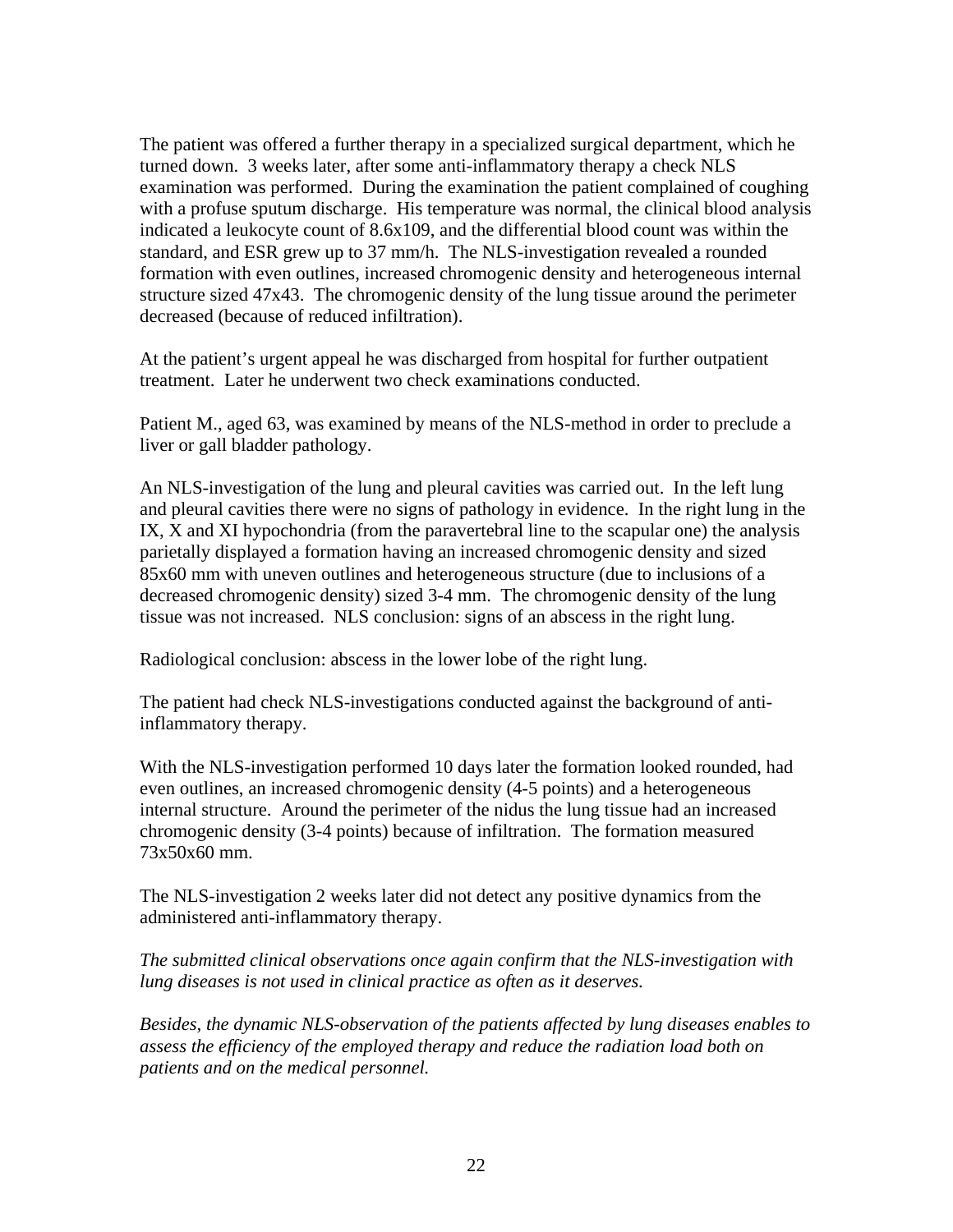The patient was offered a further therapy in a specialized surgical department, which he turned down. 3 weeks later, after some anti-inflammatory therapy a check NLS examination was performed. During the examination the patient complained of coughing with a profuse sputum discharge. His temperature was normal, the clinical blood analysis indicated a leukocyte count of 8.6x109, and the differential blood count was within the standard, and ESR grew up to 37 mm/h. The NLS-investigation revealed a rounded formation with even outlines, increased chromogenic density and heterogeneous internal structure sized 47x43. The chromogenic density of the lung tissue around the perimeter decreased (because of reduced infiltration).

At the patient's urgent appeal he was discharged from hospital for further outpatient treatment. Later he underwent two check examinations conducted.

Patient M., aged 63, was examined by means of the NLS-method in order to preclude a liver or gall bladder pathology.

An NLS-investigation of the lung and pleural cavities was carried out. In the left lung and pleural cavities there were no signs of pathology in evidence. In the right lung in the IX, X and XI hypochondria (from the paravertebral line to the scapular one) the analysis parietally displayed a formation having an increased chromogenic density and sized 85x60 mm with uneven outlines and heterogeneous structure (due to inclusions of a decreased chromogenic density) sized 3-4 mm. The chromogenic density of the lung tissue was not increased. NLS conclusion: signs of an abscess in the right lung.

Radiological conclusion: abscess in the lower lobe of the right lung.

The patient had check NLS-investigations conducted against the background of anti-inflammatory therapy.

With the NLS-investigation performed 10 days later the formation looked rounded, had even outlines, an increased chromogenic density (4-5 points) and a heterogeneous internal structure. Around the perimeter of the nidus the lung tissue had an increased chromogenic density (3-4 points) because of infiltration. The formation measured 73x50x60 mm.

The NLS-investigation 2 weeks later did not detect any positive dynamics from the administered anti-inflammatory therapy.

*The submitted clinical observations once again confirm that the NLS-investigation with lung diseases is not used in clinical practice as often as it deserves.*

*Besides, the dynamic NLS-observation of the patients affected by lung diseases enables to assess the efficiency of the employed therapy and reduce the radiation load both on patients and on the medical personnel.*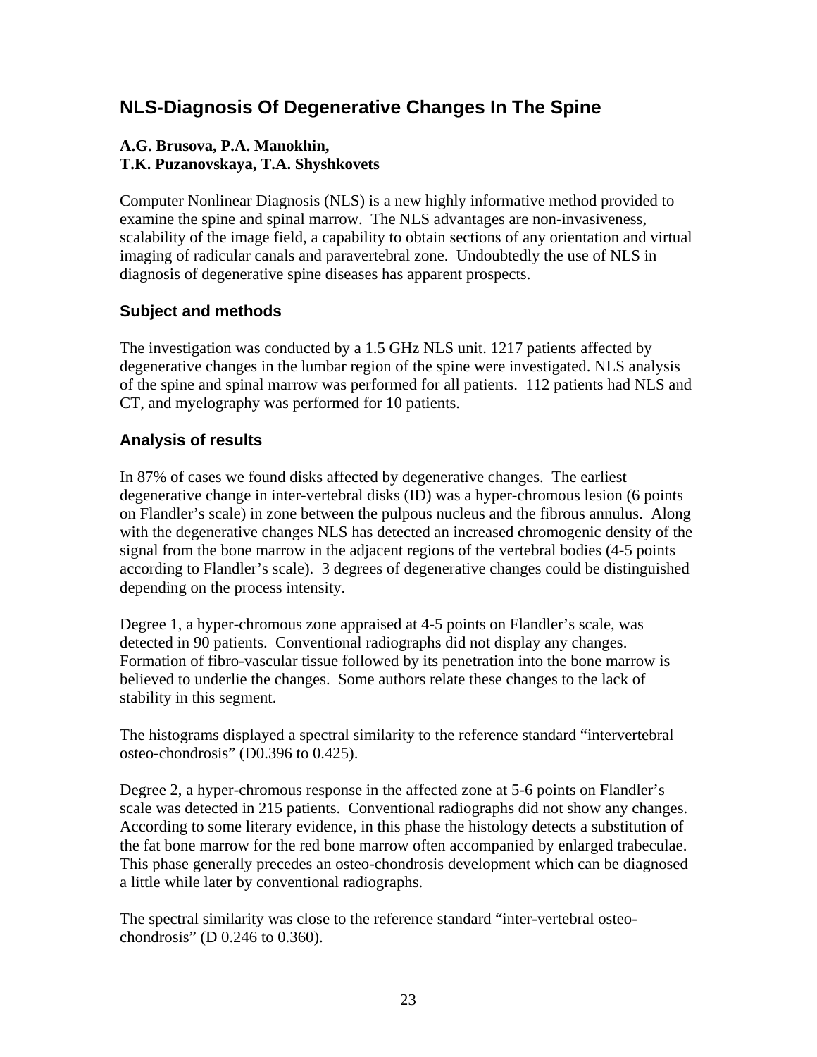## NLS-Diagnosis Of Degenerative Changes In The Spine

**A.G. Brusova, P.A. Manokhin,**
**T.K. Puzanovskaya, T.A. Shyshkovets**

Computer Nonlinear Diagnosis (NLS) is a new highly informative method provided to examine the spine and spinal marrow. The NLS advantages are non-invasiveness, scalability of the image field, a capability to obtain sections of any orientation and virtual imaging of radicular canals and paravertebral zone. Undoubtedly the use of NLS in diagnosis of degenerative spine diseases has apparent prospects.

### Subject and methods

The investigation was conducted by a 1.5 GHz NLS unit. 1217 patients affected by degenerative changes in the lumbar region of the spine were investigated. NLS analysis of the spine and spinal marrow was performed for all patients. 112 patients had NLS and CT, and myelography was performed for 10 patients.

### Analysis of results

In 87% of cases we found disks affected by degenerative changes. The earliest degenerative change in inter-vertebral disks (ID) was a hyper-chromous lesion (6 points on Flandler's scale) in zone between the pulpous nucleus and the fibrous annulus. Along with the degenerative changes NLS has detected an increased chromogenic density of the signal from the bone marrow in the adjacent regions of the vertebral bodies (4-5 points according to Flandler's scale). 3 degrees of degenerative changes could be distinguished depending on the process intensity.

Degree 1, a hyper-chromous zone appraised at 4-5 points on Flandler's scale, was detected in 90 patients. Conventional radiographs did not display any changes. Formation of fibro-vascular tissue followed by its penetration into the bone marrow is believed to underlie the changes. Some authors relate these changes to the lack of stability in this segment.

The histograms displayed a spectral similarity to the reference standard "intervertebral osteo-chondrosis" (D0.396 to 0.425).

Degree 2, a hyper-chromous response in the affected zone at 5-6 points on Flandler's scale was detected in 215 patients. Conventional radiographs did not show any changes. According to some literary evidence, in this phase the histology detects a substitution of the fat bone marrow for the red bone marrow often accompanied by enlarged trabeculae. This phase generally precedes an osteo-chondrosis development which can be diagnosed a little while later by conventional radiographs.

The spectral similarity was close to the reference standard "inter-vertebral osteo-chondrosis" (D 0.246 to 0.360).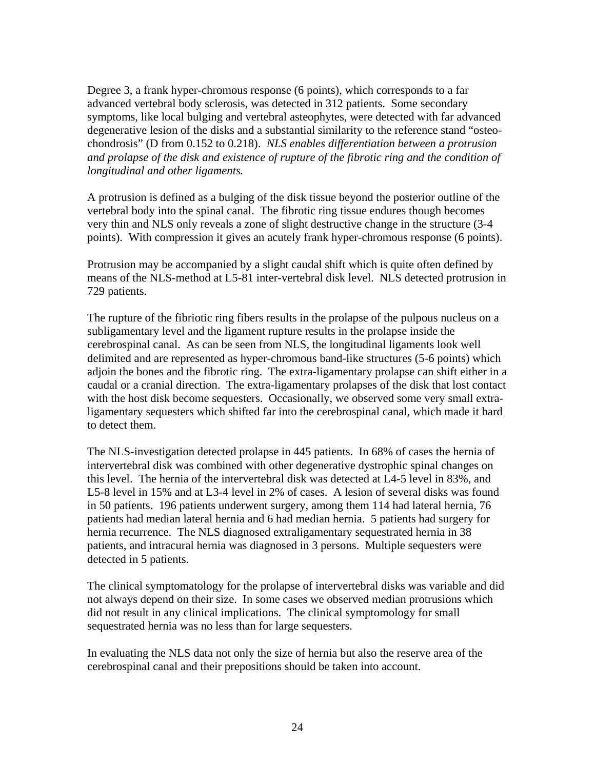Degree 3, a frank hyper-chromous response (6 points), which corresponds to a far advanced vertebral body sclerosis, was detected in 312 patients. Some secondary symptoms, like local bulging and vertebral asteophytes, were detected with far advanced degenerative lesion of the disks and a substantial similarity to the reference stand "osteo-chondrosis" (D from 0.152 to 0.218). *NLS enables differentiation between a protrusion and prolapse of the disk and existence of rupture of the fibrotic ring and the condition of longitudinal and other ligaments.*

A protrusion is defined as a bulging of the disk tissue beyond the posterior outline of the vertebral body into the spinal canal. The fibrotic ring tissue endures though becomes very thin and NLS only reveals a zone of slight destructive change in the structure (3-4 points). With compression it gives an acutely frank hyper-chromous response (6 points).

Protrusion may be accompanied by a slight caudal shift which is quite often defined by means of the NLS-method at L5-81 inter-vertebral disk level. NLS detected protrusion in 729 patients.

The rupture of the fibriotic ring fibers results in the prolapse of the pulpous nucleus on a subligamentary level and the ligament rupture results in the prolapse inside the cerebrospinal canal. As can be seen from NLS, the longitudinal ligaments look well delimited and are represented as hyper-chromous band-like structures (5-6 points) which adjoin the bones and the fibrotic ring. The extra-ligamentary prolapse can shift either in a caudal or a cranial direction. The extra-ligamentary prolapses of the disk that lost contact with the host disk become sequesters. Occasionally, we observed some very small extra-ligamentary sequesters which shifted far into the cerebrospinal canal, which made it hard to detect them.

The NLS-investigation detected prolapse in 445 patients. In 68% of cases the hernia of intervertebral disk was combined with other degenerative dystrophic spinal changes on this level. The hernia of the intervertebral disk was detected at L4-5 level in 83%, and L5-8 level in 15% and at L3-4 level in 2% of cases. A lesion of several disks was found in 50 patients. 196 patients underwent surgery, among them 114 had lateral hernia, 76 patients had median lateral hernia and 6 had median hernia. 5 patients had surgery for hernia recurrence. The NLS diagnosed extraligamentary sequestrated hernia in 38 patients, and intracural hernia was diagnosed in 3 persons. Multiple sequesters were detected in 5 patients.

The clinical symptomatology for the prolapse of intervertebral disks was variable and did not always depend on their size. In some cases we observed median protrusions which did not result in any clinical implications. The clinical symptomology for small sequestrated hernia was no less than for large sequesters.

In evaluating the NLS data not only the size of hernia but also the reserve area of the cerebrospinal canal and their prepositions should be taken into account.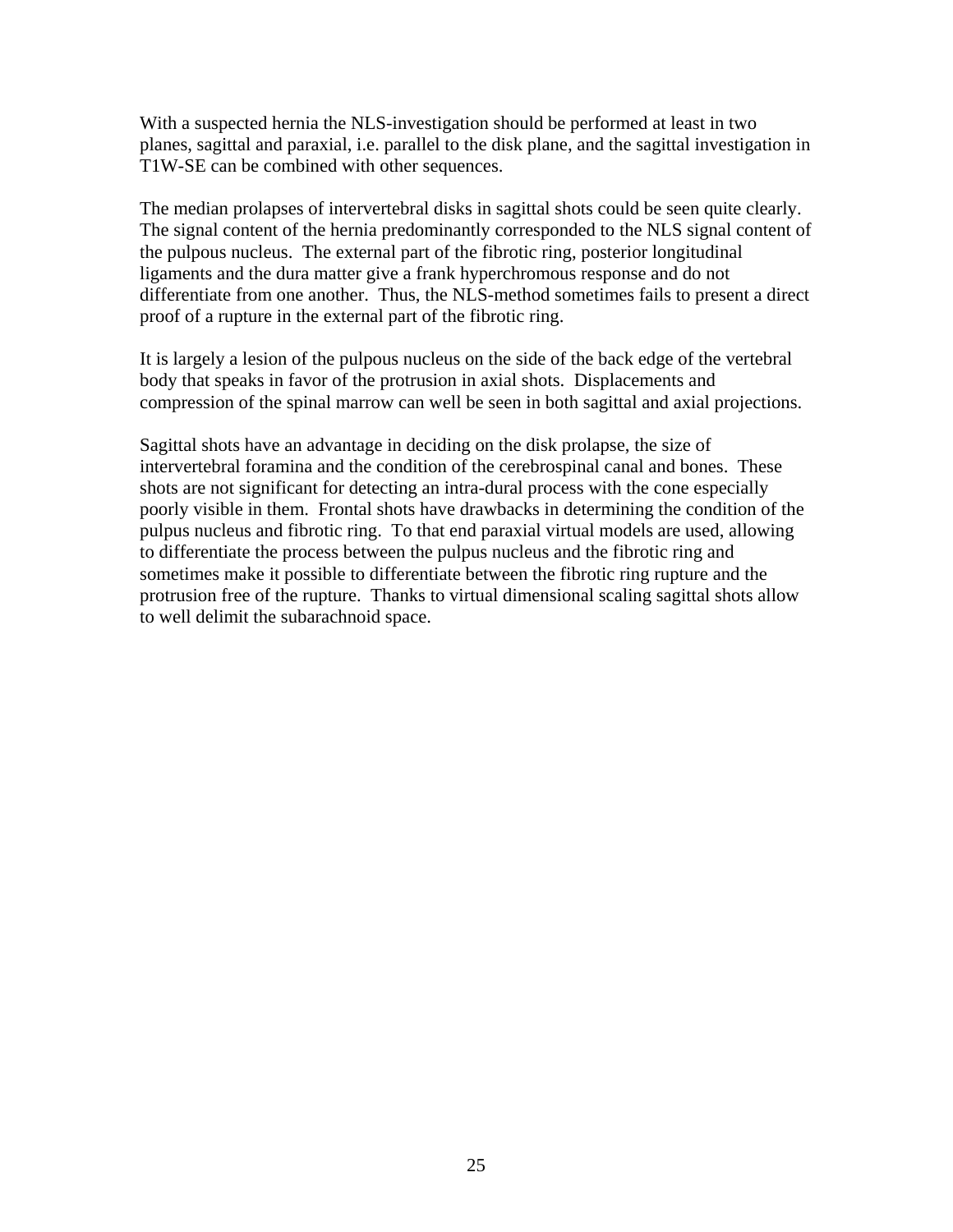With a suspected hernia the NLS-investigation should be performed at least in two planes, sagittal and paraxial, i.e. parallel to the disk plane, and the sagittal investigation in T1W-SE can be combined with other sequences.

The median prolapses of intervertebral disks in sagittal shots could be seen quite clearly. The signal content of the hernia predominantly corresponded to the NLS signal content of the pulpous nucleus. The external part of the fibrotic ring, posterior longitudinal ligaments and the dura matter give a frank hyperchromous response and do not differentiate from one another. Thus, the NLS-method sometimes fails to present a direct proof of a rupture in the external part of the fibrotic ring.

It is largely a lesion of the pulpous nucleus on the side of the back edge of the vertebral body that speaks in favor of the protrusion in axial shots. Displacements and compression of the spinal marrow can well be seen in both sagittal and axial projections.

Sagittal shots have an advantage in deciding on the disk prolapse, the size of intervertebral foramina and the condition of the cerebrospinal canal and bones. These shots are not significant for detecting an intra-dural process with the cone especially poorly visible in them. Frontal shots have drawbacks in determining the condition of the pulpus nucleus and fibrotic ring. To that end paraxial virtual models are used, allowing to differentiate the process between the pulpus nucleus and the fibrotic ring and sometimes make it possible to differentiate between the fibrotic ring rupture and the protrusion free of the rupture. Thanks to virtual dimensional scaling sagittal shots allow to well delimit the subarachnoid space.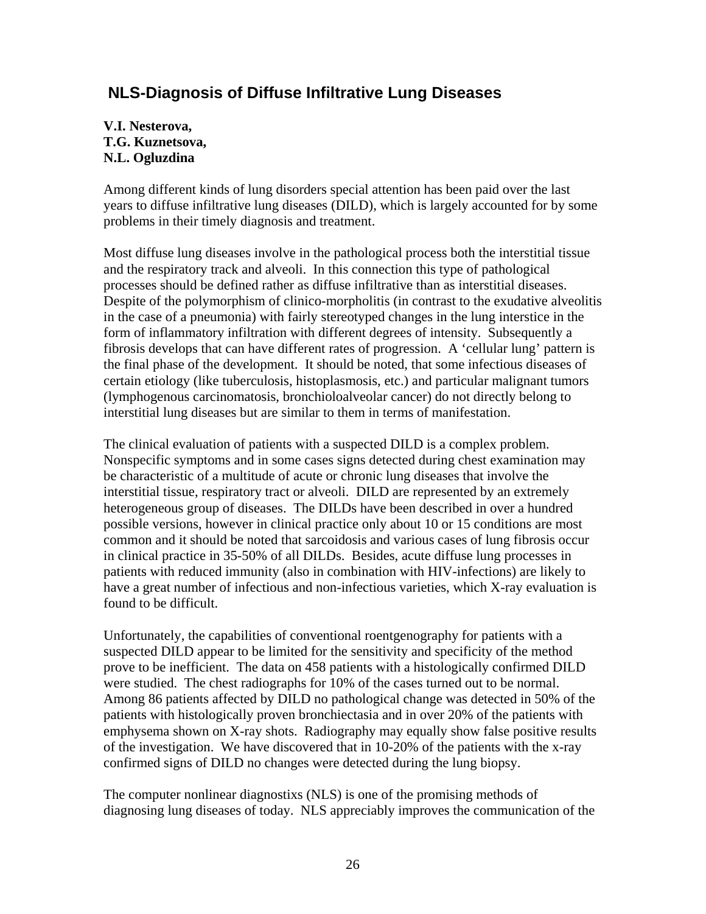## NLS-Diagnosis of Diffuse Infiltrative Lung Diseases

**V.I. Nesterova,**
**T.G. Kuznetsova,**
**N.L. Ogluzdina**

Among different kinds of lung disorders special attention has been paid over the last years to diffuse infiltrative lung diseases (DILD), which is largely accounted for by some problems in their timely diagnosis and treatment.

Most diffuse lung diseases involve in the pathological process both the interstitial tissue and the respiratory track and alveoli. In this connection this type of pathological processes should be defined rather as diffuse infiltrative than as interstitial diseases. Despite of the polymorphism of clinico-morpholitis (in contrast to the exudative alveolitis in the case of a pneumonia) with fairly stereotyped changes in the lung interstice in the form of inflammatory infiltration with different degrees of intensity. Subsequently a fibrosis develops that can have different rates of progression. A 'cellular lung' pattern is the final phase of the development. It should be noted, that some infectious diseases of certain etiology (like tuberculosis, histoplasmosis, etc.) and particular malignant tumors (lymphogenous carcinomatosis, bronchioloalveolar cancer) do not directly belong to interstitial lung diseases but are similar to them in terms of manifestation.

The clinical evaluation of patients with a suspected DILD is a complex problem. Nonspecific symptoms and in some cases signs detected during chest examination may be characteristic of a multitude of acute or chronic lung diseases that involve the interstitial tissue, respiratory tract or alveoli. DILD are represented by an extremely heterogeneous group of diseases. The DILDs have been described in over a hundred possible versions, however in clinical practice only about 10 or 15 conditions are most common and it should be noted that sarcoidosis and various cases of lung fibrosis occur in clinical practice in 35-50% of all DILDs. Besides, acute diffuse lung processes in patients with reduced immunity (also in combination with HIV-infections) are likely to have a great number of infectious and non-infectious varieties, which X-ray evaluation is found to be difficult.

Unfortunately, the capabilities of conventional roentgenography for patients with a suspected DILD appear to be limited for the sensitivity and specificity of the method prove to be inefficient. The data on 458 patients with a histologically confirmed DILD were studied. The chest radiographs for 10% of the cases turned out to be normal. Among 86 patients affected by DILD no pathological change was detected in 50% of the patients with histologically proven bronchiectasia and in over 20% of the patients with emphysema shown on X-ray shots. Radiography may equally show false positive results of the investigation. We have discovered that in 10-20% of the patients with the x-ray confirmed signs of DILD no changes were detected during the lung biopsy.

The computer nonlinear diagnostixs (NLS) is one of the promising methods of diagnosing lung diseases of today. NLS appreciably improves the communication of the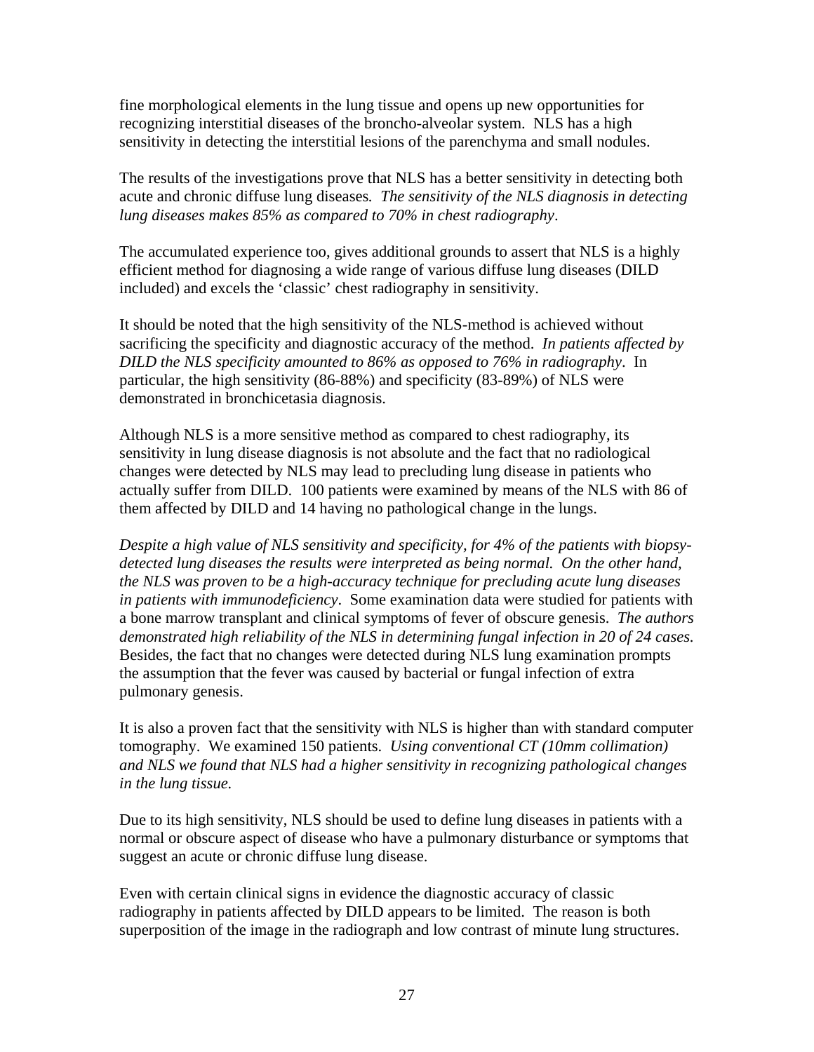fine morphological elements in the lung tissue and opens up new opportunities for recognizing interstitial diseases of the broncho-alveolar system. NLS has a high sensitivity in detecting the interstitial lesions of the parenchyma and small nodules.

The results of the investigations prove that NLS has a better sensitivity in detecting both acute and chronic diffuse lung diseases. *The sensitivity of the NLS diagnosis in detecting lung diseases makes 85% as compared to 70% in chest radiography*.

The accumulated experience too, gives additional grounds to assert that NLS is a highly efficient method for diagnosing a wide range of various diffuse lung diseases (DILD included) and excels the 'classic' chest radiography in sensitivity.

It should be noted that the high sensitivity of the NLS-method is achieved without sacrificing the specificity and diagnostic accuracy of the method. *In patients affected by DILD the NLS specificity amounted to 86% as opposed to 76% in radiography*. In particular, the high sensitivity (86-88%) and specificity (83-89%) of NLS were demonstrated in bronchicetasia diagnosis.

Although NLS is a more sensitive method as compared to chest radiography, its sensitivity in lung disease diagnosis is not absolute and the fact that no radiological changes were detected by NLS may lead to precluding lung disease in patients who actually suffer from DILD. 100 patients were examined by means of the NLS with 86 of them affected by DILD and 14 having no pathological change in the lungs.

*Despite a high value of NLS sensitivity and specificity, for 4% of the patients with biopsy-detected lung diseases the results were interpreted as being normal. On the other hand, the NLS was proven to be a high-accuracy technique for precluding acute lung diseases in patients with immunodeficiency*. Some examination data were studied for patients with a bone marrow transplant and clinical symptoms of fever of obscure genesis. *The authors demonstrated high reliability of the NLS in determining fungal infection in 20 of 24 cases.* Besides, the fact that no changes were detected during NLS lung examination prompts the assumption that the fever was caused by bacterial or fungal infection of extra pulmonary genesis.

It is also a proven fact that the sensitivity with NLS is higher than with standard computer tomography. We examined 150 patients. *Using conventional CT (10mm collimation) and NLS we found that NLS had a higher sensitivity in recognizing pathological changes in the lung tissue.*

Due to its high sensitivity, NLS should be used to define lung diseases in patients with a normal or obscure aspect of disease who have a pulmonary disturbance or symptoms that suggest an acute or chronic diffuse lung disease.

Even with certain clinical signs in evidence the diagnostic accuracy of classic radiography in patients affected by DILD appears to be limited. The reason is both superposition of the image in the radiograph and low contrast of minute lung structures.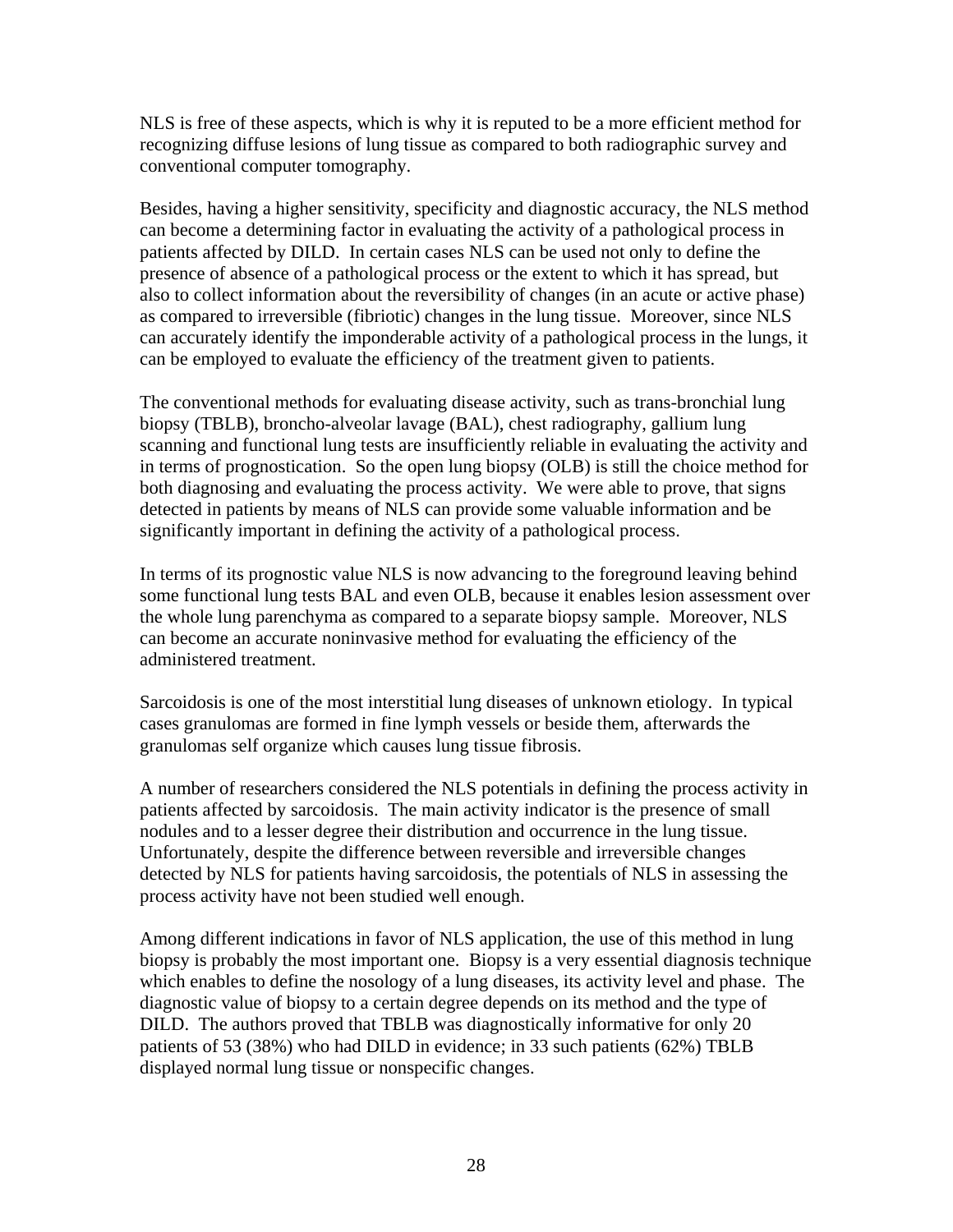NLS is free of these aspects, which is why it is reputed to be a more efficient method for recognizing diffuse lesions of lung tissue as compared to both radiographic survey and conventional computer tomography.

Besides, having a higher sensitivity, specificity and diagnostic accuracy, the NLS method can become a determining factor in evaluating the activity of a pathological process in patients affected by DILD. In certain cases NLS can be used not only to define the presence of absence of a pathological process or the extent to which it has spread, but also to collect information about the reversibility of changes (in an acute or active phase) as compared to irreversible (fibriotic) changes in the lung tissue. Moreover, since NLS can accurately identify the imponderable activity of a pathological process in the lungs, it can be employed to evaluate the efficiency of the treatment given to patients.

The conventional methods for evaluating disease activity, such as trans-bronchial lung biopsy (TBLB), broncho-alveolar lavage (BAL), chest radiography, gallium lung scanning and functional lung tests are insufficiently reliable in evaluating the activity and in terms of prognostication. So the open lung biopsy (OLB) is still the choice method for both diagnosing and evaluating the process activity. We were able to prove, that signs detected in patients by means of NLS can provide some valuable information and be significantly important in defining the activity of a pathological process.

In terms of its prognostic value NLS is now advancing to the foreground leaving behind some functional lung tests BAL and even OLB, because it enables lesion assessment over the whole lung parenchyma as compared to a separate biopsy sample. Moreover, NLS can become an accurate noninvasive method for evaluating the efficiency of the administered treatment.

Sarcoidosis is one of the most interstitial lung diseases of unknown etiology. In typical cases granulomas are formed in fine lymph vessels or beside them, afterwards the granulomas self organize which causes lung tissue fibrosis.

A number of researchers considered the NLS potentials in defining the process activity in patients affected by sarcoidosis. The main activity indicator is the presence of small nodules and to a lesser degree their distribution and occurrence in the lung tissue. Unfortunately, despite the difference between reversible and irreversible changes detected by NLS for patients having sarcoidosis, the potentials of NLS in assessing the process activity have not been studied well enough.

Among different indications in favor of NLS application, the use of this method in lung biopsy is probably the most important one. Biopsy is a very essential diagnosis technique which enables to define the nosology of a lung diseases, its activity level and phase. The diagnostic value of biopsy to a certain degree depends on its method and the type of DILD. The authors proved that TBLB was diagnostically informative for only 20 patients of 53 (38%) who had DILD in evidence; in 33 such patients (62%) TBLB displayed normal lung tissue or nonspecific changes.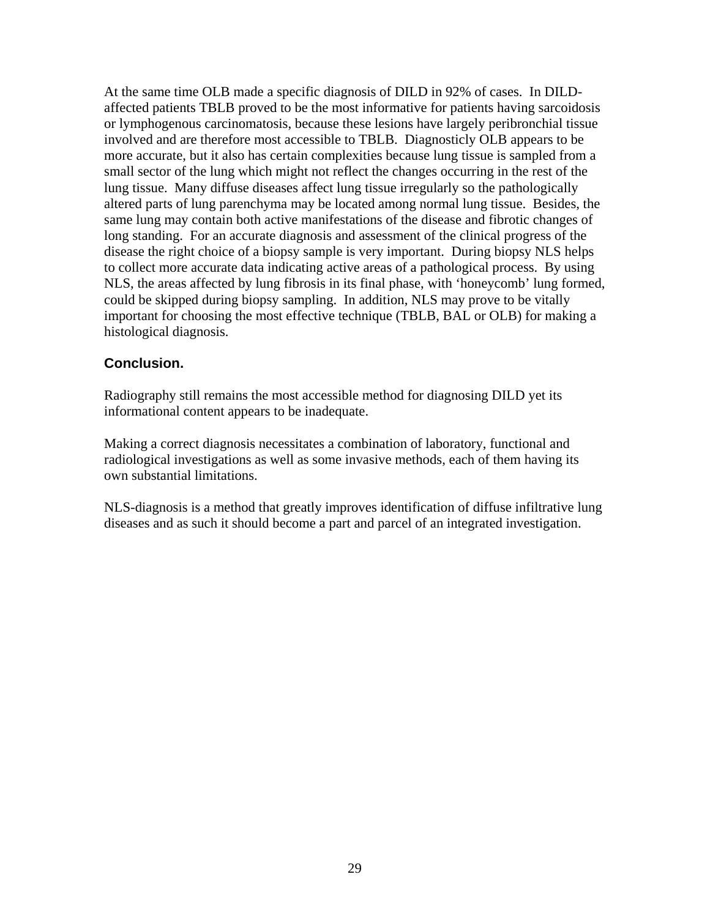At the same time OLB made a specific diagnosis of DILD in 92% of cases. In DILD-affected patients TBLB proved to be the most informative for patients having sarcoidosis or lymphogenous carcinomatosis, because these lesions have largely peribronchial tissue involved and are therefore most accessible to TBLB. Diagnosticly OLB appears to be more accurate, but it also has certain complexities because lung tissue is sampled from a small sector of the lung which might not reflect the changes occurring in the rest of the lung tissue. Many diffuse diseases affect lung tissue irregularly so the pathologically altered parts of lung parenchyma may be located among normal lung tissue. Besides, the same lung may contain both active manifestations of the disease and fibrotic changes of long standing. For an accurate diagnosis and assessment of the clinical progress of the disease the right choice of a biopsy sample is very important. During biopsy NLS helps to collect more accurate data indicating active areas of a pathological process. By using NLS, the areas affected by lung fibrosis in its final phase, with 'honeycomb' lung formed, could be skipped during biopsy sampling. In addition, NLS may prove to be vitally important for choosing the most effective technique (TBLB, BAL or OLB) for making a histological diagnosis.

### Conclusion.

Radiography still remains the most accessible method for diagnosing DILD yet its informational content appears to be inadequate.

Making a correct diagnosis necessitates a combination of laboratory, functional and radiological investigations as well as some invasive methods, each of them having its own substantial limitations.

NLS-diagnosis is a method that greatly improves identification of diffuse infiltrative lung diseases and as such it should become a part and parcel of an integrated investigation.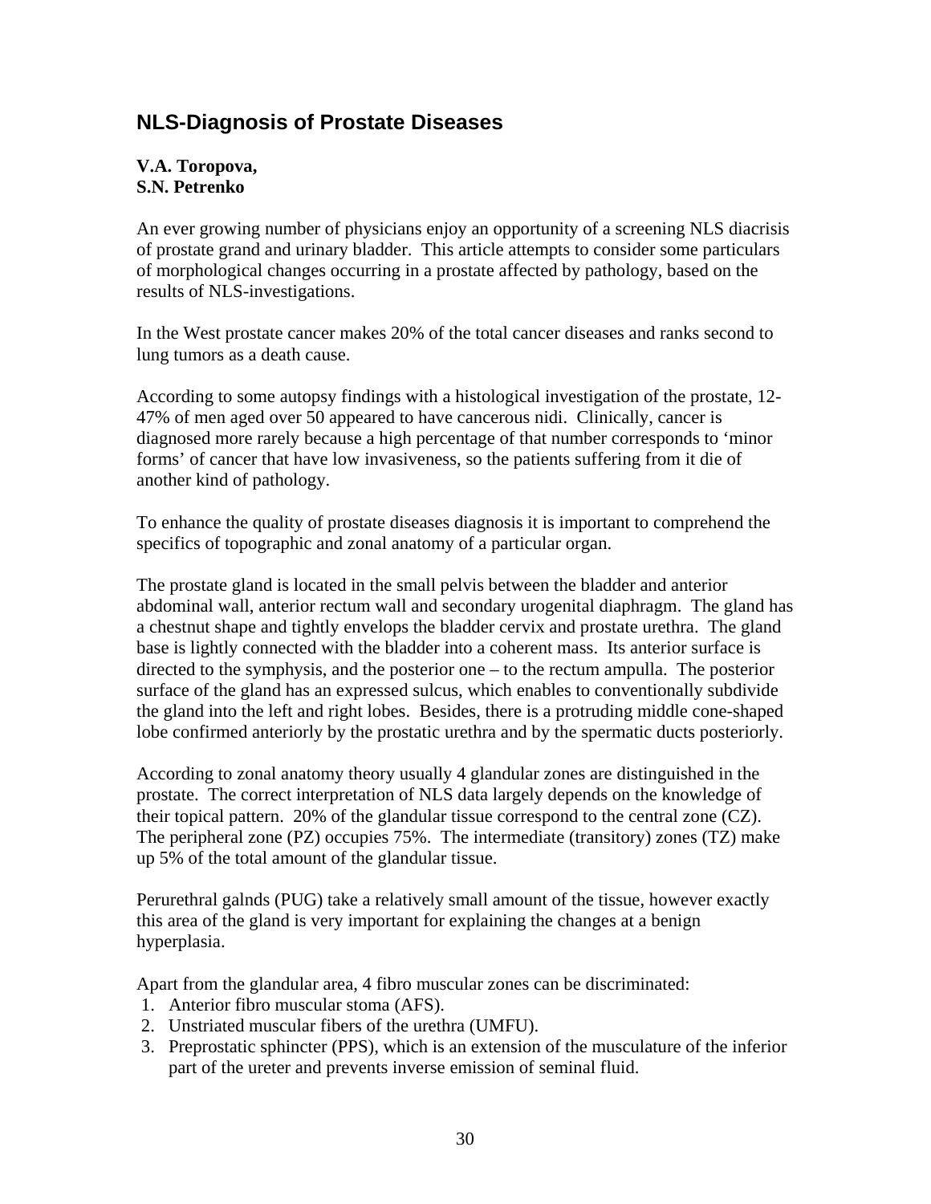## NLS-Diagnosis of Prostate Diseases

**V.A. Toropova,**
**S.N. Petrenko**

An ever growing number of physicians enjoy an opportunity of a screening NLS diacrisis of prostate grand and urinary bladder. This article attempts to consider some particulars of morphological changes occurring in a prostate affected by pathology, based on the results of NLS-investigations.

In the West prostate cancer makes 20% of the total cancer diseases and ranks second to lung tumors as a death cause.

According to some autopsy findings with a histological investigation of the prostate, 12-47% of men aged over 50 appeared to have cancerous nidi. Clinically, cancer is diagnosed more rarely because a high percentage of that number corresponds to 'minor forms' of cancer that have low invasiveness, so the patients suffering from it die of another kind of pathology.

To enhance the quality of prostate diseases diagnosis it is important to comprehend the specifics of topographic and zonal anatomy of a particular organ.

The prostate gland is located in the small pelvis between the bladder and anterior abdominal wall, anterior rectum wall and secondary urogenital diaphragm. The gland has a chestnut shape and tightly envelops the bladder cervix and prostate urethra. The gland base is lightly connected with the bladder into a coherent mass. Its anterior surface is directed to the symphysis, and the posterior one – to the rectum ampulla. The posterior surface of the gland has an expressed sulcus, which enables to conventionally subdivide the gland into the left and right lobes. Besides, there is a protruding middle cone-shaped lobe confirmed anteriorly by the prostatic urethra and by the spermatic ducts posteriorly.

According to zonal anatomy theory usually 4 glandular zones are distinguished in the prostate. The correct interpretation of NLS data largely depends on the knowledge of their topical pattern. 20% of the glandular tissue correspond to the central zone (CZ). The peripheral zone (PZ) occupies 75%. The intermediate (transitory) zones (TZ) make up 5% of the total amount of the glandular tissue.

Perurethral galnds (PUG) take a relatively small amount of the tissue, however exactly this area of the gland is very important for explaining the changes at a benign hyperplasia.

Apart from the glandular area, 4 fibro muscular zones can be discriminated:

1. Anterior fibro muscular stoma (AFS).
2. Unstriated muscular fibers of the urethra (UMFU).
3. Preprostatic sphincter (PPS), which is an extension of the musculature of the inferior part of the ureter and prevents inverse emission of seminal fluid.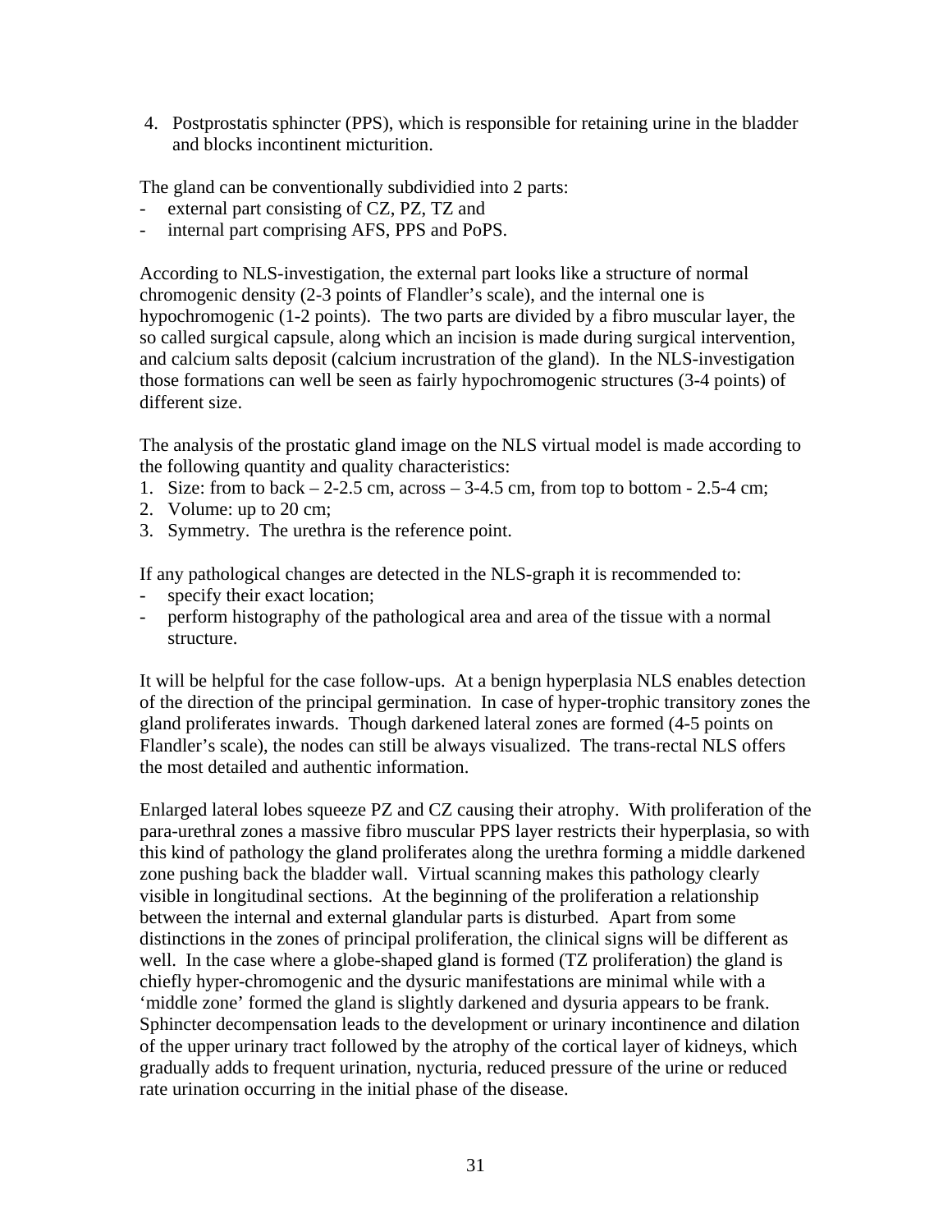4. Postprostatis sphincter (PPS), which is responsible for retaining urine in the bladder and blocks incontinent micturition.

The gland can be conventionally subdividied into 2 parts:
- external part consisting of CZ, PZ, TZ and
- internal part comprising AFS, PPS and PoPS.

According to NLS-investigation, the external part looks like a structure of normal chromogenic density (2-3 points of Flandler's scale), and the internal one is hypochromogenic (1-2 points). The two parts are divided by a fibro muscular layer, the so called surgical capsule, along which an incision is made during surgical intervention, and calcium salts deposit (calcium incrustration of the gland). In the NLS-investigation those formations can well be seen as fairly hypochromogenic structures (3-4 points) of different size.

The analysis of the prostatic gland image on the NLS virtual model is made according to the following quantity and quality characteristics:
1. Size: from to back – 2-2.5 cm, across – 3-4.5 cm, from top to bottom - 2.5-4 cm;
2. Volume: up to 20 cm;
3. Symmetry. The urethra is the reference point.

If any pathological changes are detected in the NLS-graph it is recommended to:
- specify their exact location;
- perform histography of the pathological area and area of the tissue with a normal structure.

It will be helpful for the case follow-ups. At a benign hyperplasia NLS enables detection of the direction of the principal germination. In case of hyper-trophic transitory zones the gland proliferates inwards. Though darkened lateral zones are formed (4-5 points on Flandler's scale), the nodes can still be always visualized. The trans-rectal NLS offers the most detailed and authentic information.

Enlarged lateral lobes squeeze PZ and CZ causing their atrophy. With proliferation of the para-urethral zones a massive fibro muscular PPS layer restricts their hyperplasia, so with this kind of pathology the gland proliferates along the urethra forming a middle darkened zone pushing back the bladder wall. Virtual scanning makes this pathology clearly visible in longitudinal sections. At the beginning of the proliferation a relationship between the internal and external glandular parts is disturbed. Apart from some distinctions in the zones of principal proliferation, the clinical signs will be different as well. In the case where a globe-shaped gland is formed (TZ proliferation) the gland is chiefly hyper-chromogenic and the dysuric manifestations are minimal while with a 'middle zone' formed the gland is slightly darkened and dysuria appears to be frank. Sphincter decompensation leads to the development or urinary incontinence and dilation of the upper urinary tract followed by the atrophy of the cortical layer of kidneys, which gradually adds to frequent urination, nycturia, reduced pressure of the urine or reduced rate urination occurring in the initial phase of the disease.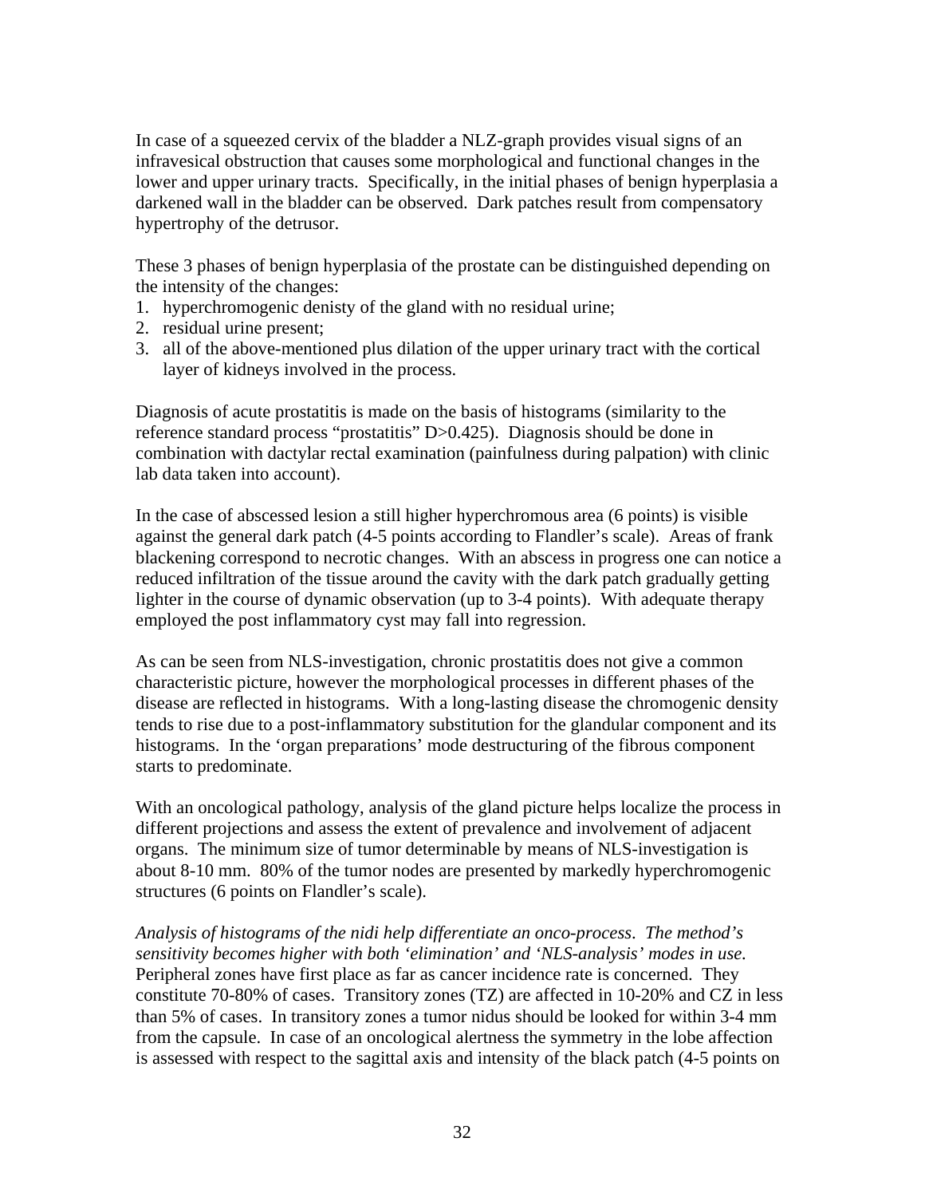In case of a squeezed cervix of the bladder a NLZ-graph provides visual signs of an infravesical obstruction that causes some morphological and functional changes in the lower and upper urinary tracts. Specifically, in the initial phases of benign hyperplasia a darkened wall in the bladder can be observed. Dark patches result from compensatory hypertrophy of the detrusor.

These 3 phases of benign hyperplasia of the prostate can be distinguished depending on the intensity of the changes:

1. hyperchromogenic denisty of the gland with no residual urine;
2. residual urine present;
3. all of the above-mentioned plus dilation of the upper urinary tract with the cortical layer of kidneys involved in the process.

Diagnosis of acute prostatitis is made on the basis of histograms (similarity to the reference standard process "prostatitis" D>0.425). Diagnosis should be done in combination with dactylar rectal examination (painfulness during palpation) with clinic lab data taken into account).

In the case of abscessed lesion a still higher hyperchromous area (6 points) is visible against the general dark patch (4-5 points according to Flandler's scale). Areas of frank blackening correspond to necrotic changes. With an abscess in progress one can notice a reduced infiltration of the tissue around the cavity with the dark patch gradually getting lighter in the course of dynamic observation (up to 3-4 points). With adequate therapy employed the post inflammatory cyst may fall into regression.

As can be seen from NLS-investigation, chronic prostatitis does not give a common characteristic picture, however the morphological processes in different phases of the disease are reflected in histograms. With a long-lasting disease the chromogenic density tends to rise due to a post-inflammatory substitution for the glandular component and its histograms. In the 'organ preparations' mode destructuring of the fibrous component starts to predominate.

With an oncological pathology, analysis of the gland picture helps localize the process in different projections and assess the extent of prevalence and involvement of adjacent organs. The minimum size of tumor determinable by means of NLS-investigation is about 8-10 mm. 80% of the tumor nodes are presented by markedly hyperchromogenic structures (6 points on Flandler's scale).

*Analysis of histograms of the nidi help differentiate an onco-process. The method's sensitivity becomes higher with both 'elimination' and 'NLS-analysis' modes in use.* Peripheral zones have first place as far as cancer incidence rate is concerned. They constitute 70-80% of cases. Transitory zones (TZ) are affected in 10-20% and CZ in less than 5% of cases. In transitory zones a tumor nidus should be looked for within 3-4 mm from the capsule. In case of an oncological alertness the symmetry in the lobe affection is assessed with respect to the sagittal axis and intensity of the black patch (4-5 points on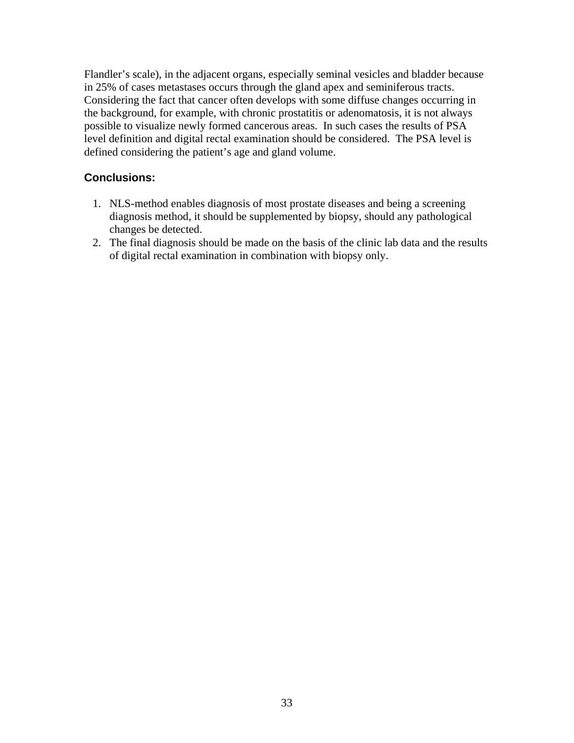Flandler's scale), in the adjacent organs, especially seminal vesicles and bladder because in 25% of cases metastases occurs through the gland apex and seminiferous tracts. Considering the fact that cancer often develops with some diffuse changes occurring in the background, for example, with chronic prostatitis or adenomatosis, it is not always possible to visualize newly formed cancerous areas. In such cases the results of PSA level definition and digital rectal examination should be considered. The PSA level is defined considering the patient's age and gland volume.

## Conclusions:

1. NLS-method enables diagnosis of most prostate diseases and being a screening diagnosis method, it should be supplemented by biopsy, should any pathological changes be detected.
2. The final diagnosis should be made on the basis of the clinic lab data and the results of digital rectal examination in combination with biopsy only.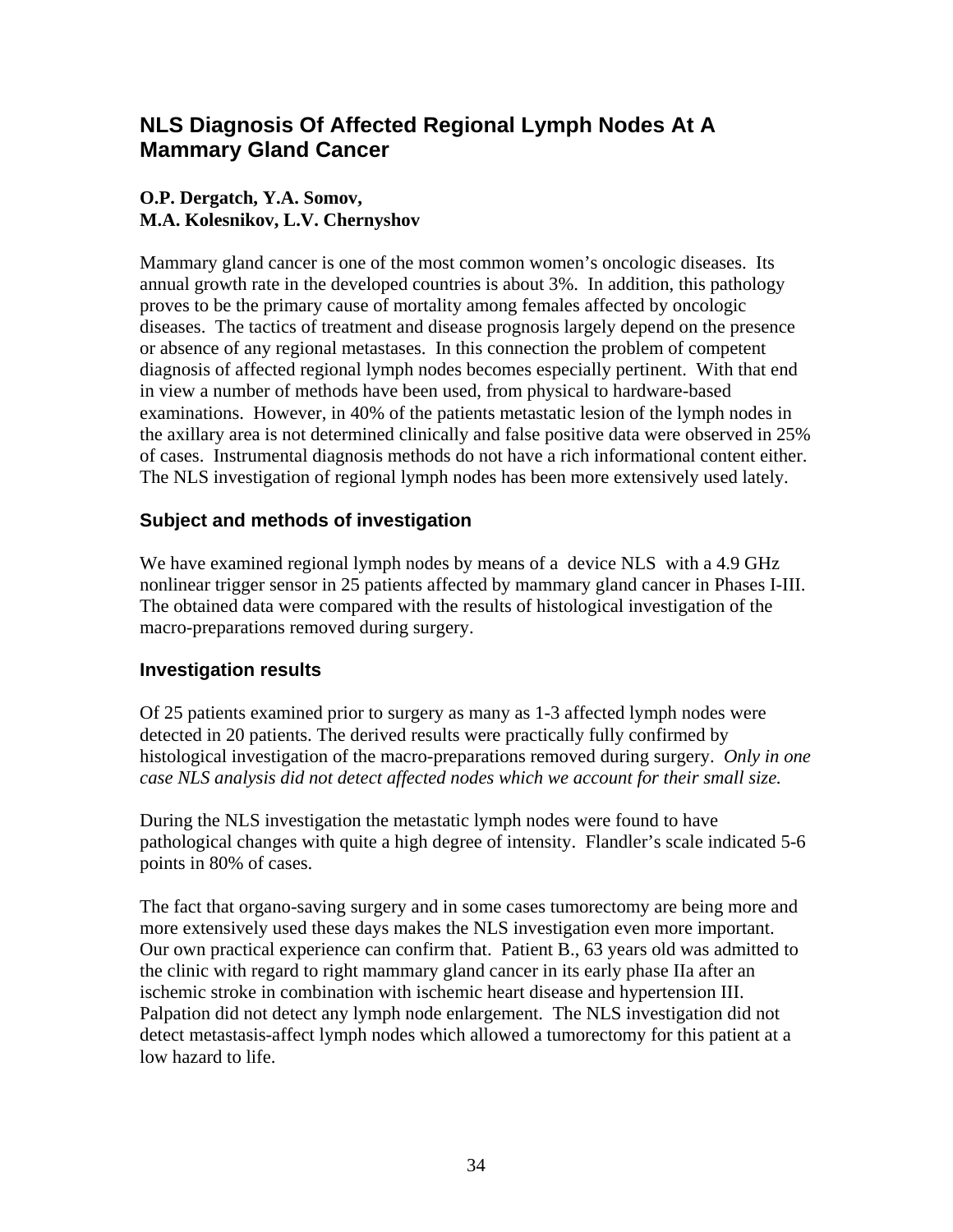## NLS Diagnosis Of Affected Regional Lymph Nodes At A Mammary Gland Cancer

**O.P. Dergatch, Y.A. Somov,**
**M.A. Kolesnikov, L.V. Chernyshov**

Mammary gland cancer is one of the most common women's oncologic diseases. Its annual growth rate in the developed countries is about 3%. In addition, this pathology proves to be the primary cause of mortality among females affected by oncologic diseases. The tactics of treatment and disease prognosis largely depend on the presence or absence of any regional metastases. In this connection the problem of competent diagnosis of affected regional lymph nodes becomes especially pertinent. With that end in view a number of methods have been used, from physical to hardware-based examinations. However, in 40% of the patients metastatic lesion of the lymph nodes in the axillary area is not determined clinically and false positive data were observed in 25% of cases. Instrumental diagnosis methods do not have a rich informational content either. The NLS investigation of regional lymph nodes has been more extensively used lately.

### Subject and methods of investigation

We have examined regional lymph nodes by means of a device NLS with a 4.9 GHz nonlinear trigger sensor in 25 patients affected by mammary gland cancer in Phases I-III. The obtained data were compared with the results of histological investigation of the macro-preparations removed during surgery.

### Investigation results

Of 25 patients examined prior to surgery as many as 1-3 affected lymph nodes were detected in 20 patients. The derived results were practically fully confirmed by histological investigation of the macro-preparations removed during surgery. *Only in one case NLS analysis did not detect affected nodes which we account for their small size.*

During the NLS investigation the metastatic lymph nodes were found to have pathological changes with quite a high degree of intensity. Flandler's scale indicated 5-6 points in 80% of cases.

The fact that organo-saving surgery and in some cases tumorectomy are being more and more extensively used these days makes the NLS investigation even more important. Our own practical experience can confirm that. Patient B., 63 years old was admitted to the clinic with regard to right mammary gland cancer in its early phase IIa after an ischemic stroke in combination with ischemic heart disease and hypertension III. Palpation did not detect any lymph node enlargement. The NLS investigation did not detect metastasis-affect lymph nodes which allowed a tumorectomy for this patient at a low hazard to life.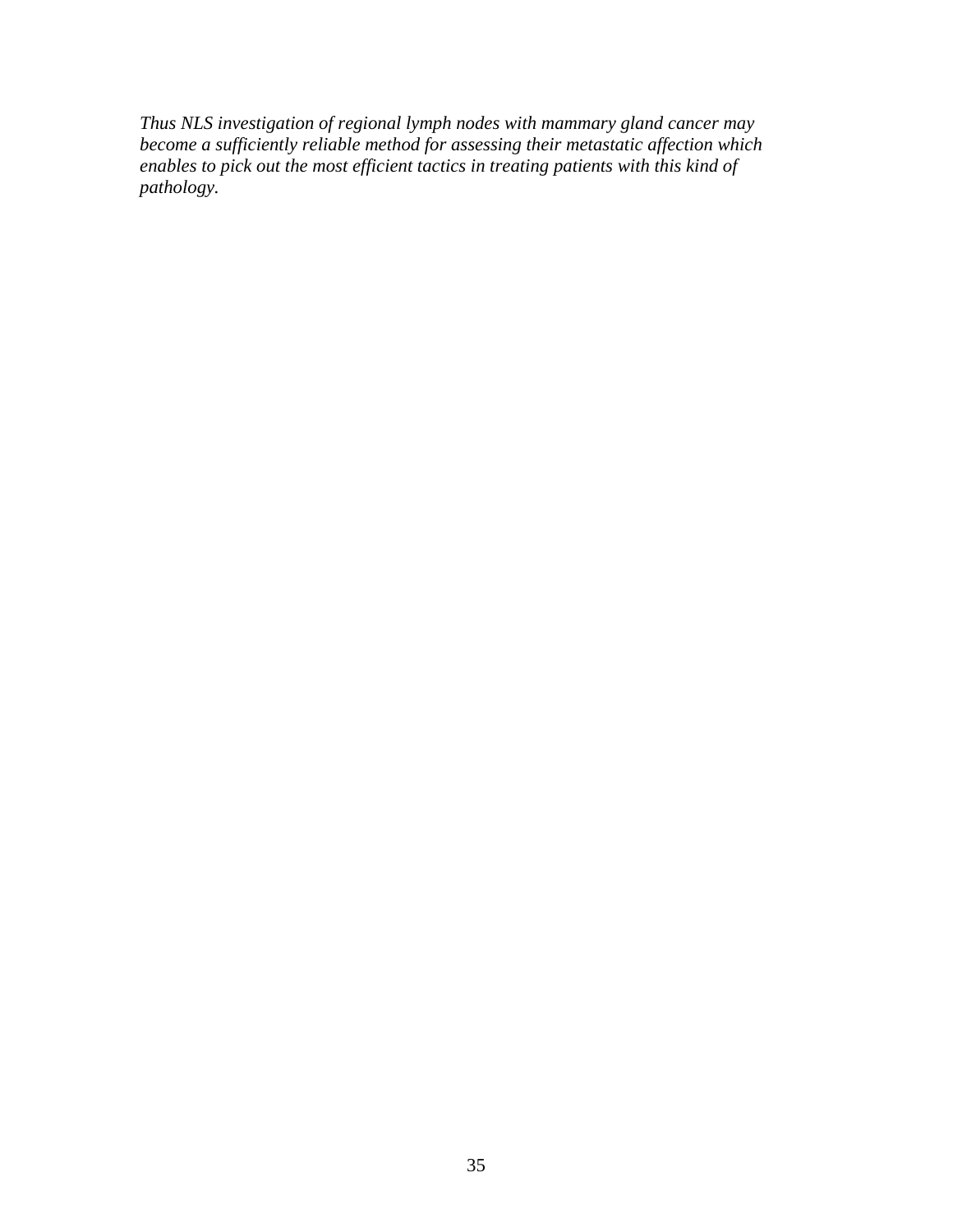*Thus NLS investigation of regional lymph nodes with mammary gland cancer may become a sufficiently reliable method for assessing their metastatic affection which enables to pick out the most efficient tactics in treating patients with this kind of pathology.*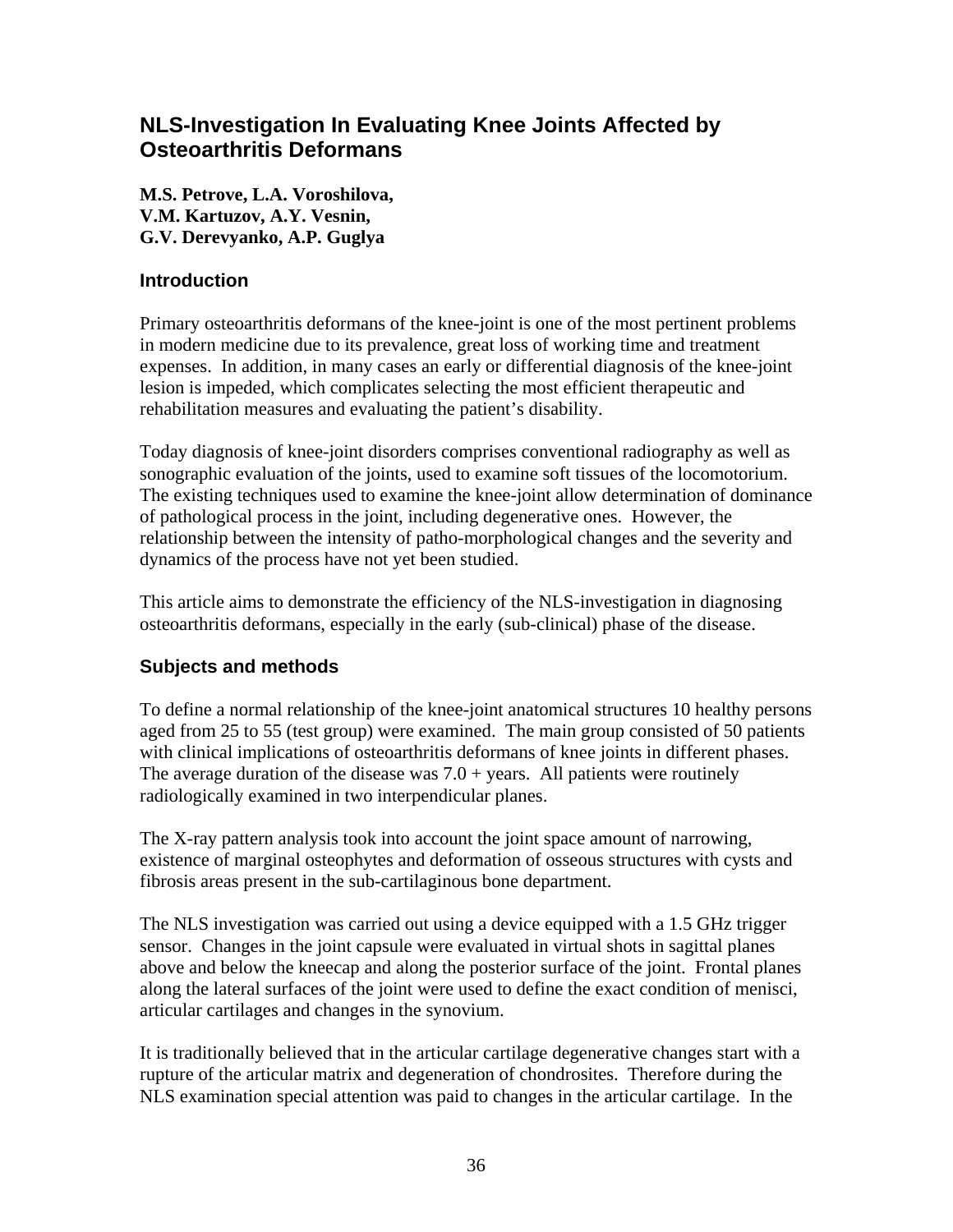## NLS-Investigation In Evaluating Knee Joints Affected by Osteoarthritis Deformans

**M.S. Petrove, L.A. Voroshilova,**
**V.M. Kartuzov, A.Y. Vesnin,**
**G.V. Derevyanko, A.P. Guglya**

### Introduction

Primary osteoarthritis deformans of the knee-joint is one of the most pertinent problems in modern medicine due to its prevalence, great loss of working time and treatment expenses. In addition, in many cases an early or differential diagnosis of the knee-joint lesion is impeded, which complicates selecting the most efficient therapeutic and rehabilitation measures and evaluating the patient's disability.

Today diagnosis of knee-joint disorders comprises conventional radiography as well as sonographic evaluation of the joints, used to examine soft tissues of the locomotorium. The existing techniques used to examine the knee-joint allow determination of dominance of pathological process in the joint, including degenerative ones. However, the relationship between the intensity of patho-morphological changes and the severity and dynamics of the process have not yet been studied.

This article aims to demonstrate the efficiency of the NLS-investigation in diagnosing osteoarthritis deformans, especially in the early (sub-clinical) phase of the disease.

### Subjects and methods

To define a normal relationship of the knee-joint anatomical structures 10 healthy persons aged from 25 to 55 (test group) were examined. The main group consisted of 50 patients with clinical implications of osteoarthritis deformans of knee joints in different phases. The average duration of the disease was 7.0 + years. All patients were routinely radiologically examined in two interpendicular planes.

The X-ray pattern analysis took into account the joint space amount of narrowing, existence of marginal osteophytes and deformation of osseous structures with cysts and fibrosis areas present in the sub-cartilaginous bone department.

The NLS investigation was carried out using a device equipped with a 1.5 GHz trigger sensor. Changes in the joint capsule were evaluated in virtual shots in sagittal planes above and below the kneecap and along the posterior surface of the joint. Frontal planes along the lateral surfaces of the joint were used to define the exact condition of menisci, articular cartilages and changes in the synovium.

It is traditionally believed that in the articular cartilage degenerative changes start with a rupture of the articular matrix and degeneration of chondrosites. Therefore during the NLS examination special attention was paid to changes in the articular cartilage. In the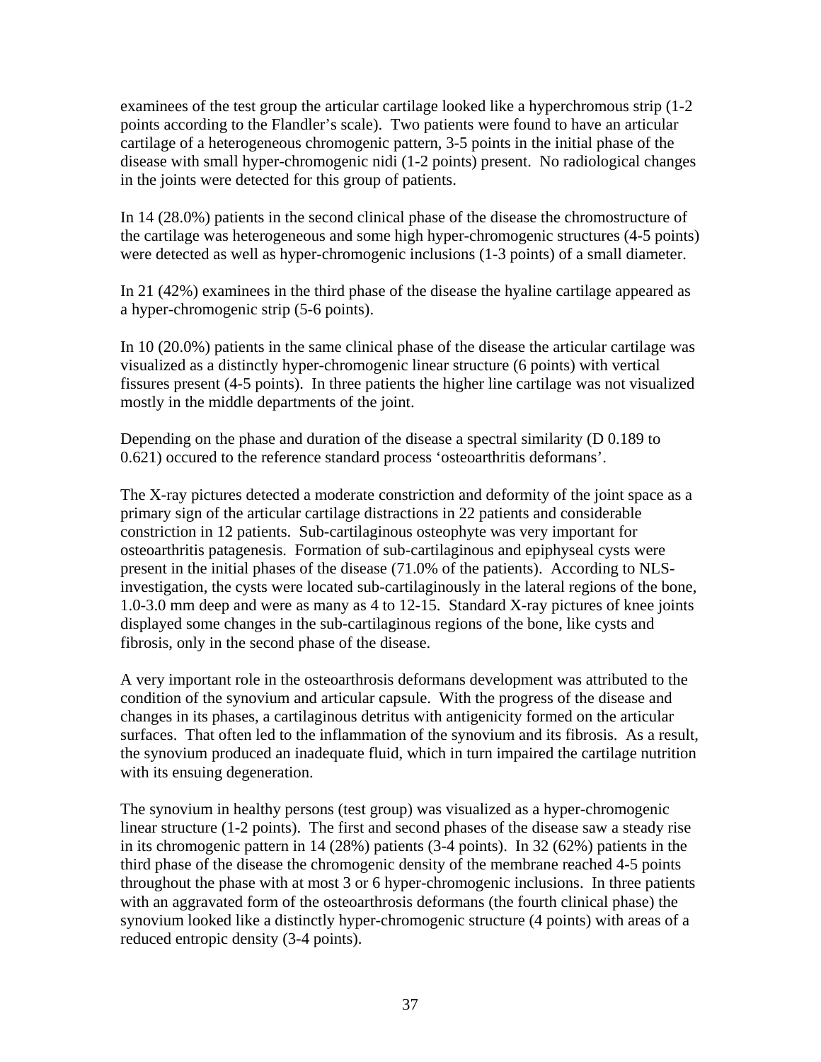examinees of the test group the articular cartilage looked like a hyperchromous strip (1-2 points according to the Flandler's scale). Two patients were found to have an articular cartilage of a heterogeneous chromogenic pattern, 3-5 points in the initial phase of the disease with small hyper-chromogenic nidi (1-2 points) present. No radiological changes in the joints were detected for this group of patients.

In 14 (28.0%) patients in the second clinical phase of the disease the chromostructure of the cartilage was heterogeneous and some high hyper-chromogenic structures (4-5 points) were detected as well as hyper-chromogenic inclusions (1-3 points) of a small diameter.

In 21 (42%) examinees in the third phase of the disease the hyaline cartilage appeared as a hyper-chromogenic strip (5-6 points).

In 10 (20.0%) patients in the same clinical phase of the disease the articular cartilage was visualized as a distinctly hyper-chromogenic linear structure (6 points) with vertical fissures present (4-5 points). In three patients the higher line cartilage was not visualized mostly in the middle departments of the joint.

Depending on the phase and duration of the disease a spectral similarity (D 0.189 to 0.621) occured to the reference standard process 'osteoarthritis deformans'.

The X-ray pictures detected a moderate constriction and deformity of the joint space as a primary sign of the articular cartilage distractions in 22 patients and considerable constriction in 12 patients. Sub-cartilaginous osteophyte was very important for osteoarthritis patagenesis. Formation of sub-cartilaginous and epiphyseal cysts were present in the initial phases of the disease (71.0% of the patients). According to NLS-investigation, the cysts were located sub-cartilaginously in the lateral regions of the bone, 1.0-3.0 mm deep and were as many as 4 to 12-15. Standard X-ray pictures of knee joints displayed some changes in the sub-cartilaginous regions of the bone, like cysts and fibrosis, only in the second phase of the disease.

A very important role in the osteoarthrosis deformans development was attributed to the condition of the synovium and articular capsule. With the progress of the disease and changes in its phases, a cartilaginous detritus with antigenicity formed on the articular surfaces. That often led to the inflammation of the synovium and its fibrosis. As a result, the synovium produced an inadequate fluid, which in turn impaired the cartilage nutrition with its ensuing degeneration.

The synovium in healthy persons (test group) was visualized as a hyper-chromogenic linear structure (1-2 points). The first and second phases of the disease saw a steady rise in its chromogenic pattern in 14 (28%) patients (3-4 points). In 32 (62%) patients in the third phase of the disease the chromogenic density of the membrane reached 4-5 points throughout the phase with at most 3 or 6 hyper-chromogenic inclusions. In three patients with an aggravated form of the osteoarthrosis deformans (the fourth clinical phase) the synovium looked like a distinctly hyper-chromogenic structure (4 points) with areas of a reduced entropic density (3-4 points).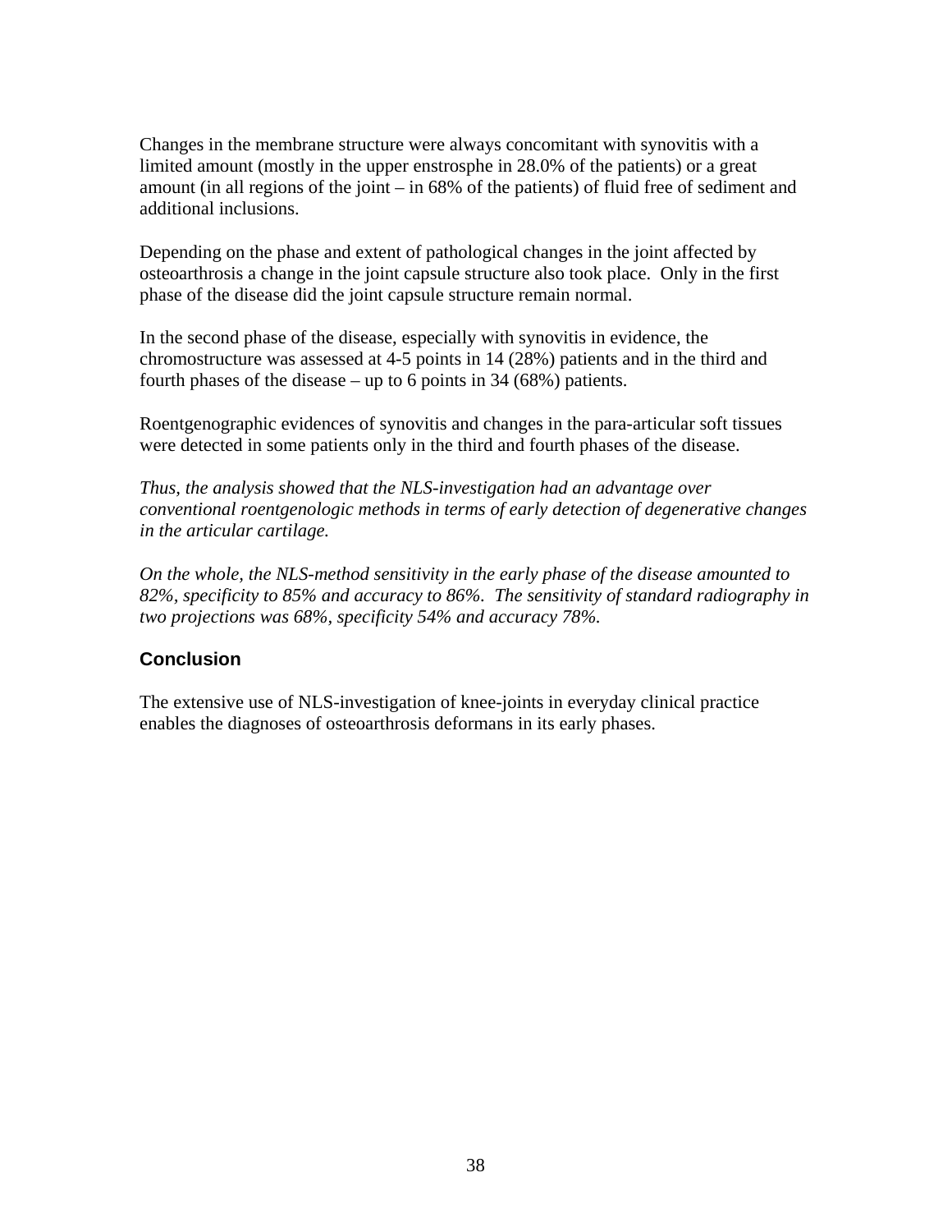Changes in the membrane structure were always concomitant with synovitis with a limited amount (mostly in the upper enstrosphe in 28.0% of the patients) or a great amount (in all regions of the joint – in 68% of the patients) of fluid free of sediment and additional inclusions.

Depending on the phase and extent of pathological changes in the joint affected by osteoarthrosis a change in the joint capsule structure also took place. Only in the first phase of the disease did the joint capsule structure remain normal.

In the second phase of the disease, especially with synovitis in evidence, the chromostructure was assessed at 4-5 points in 14 (28%) patients and in the third and fourth phases of the disease – up to 6 points in 34 (68%) patients.

Roentgenographic evidences of synovitis and changes in the para-articular soft tissues were detected in some patients only in the third and fourth phases of the disease.

*Thus, the analysis showed that the NLS-investigation had an advantage over conventional roentgenologic methods in terms of early detection of degenerative changes in the articular cartilage.*

*On the whole, the NLS-method sensitivity in the early phase of the disease amounted to 82%, specificity to 85% and accuracy to 86%. The sensitivity of standard radiography in two projections was 68%, specificity 54% and accuracy 78%.*

## Conclusion

The extensive use of NLS-investigation of knee-joints in everyday clinical practice enables the diagnoses of osteoarthrosis deformans in its early phases.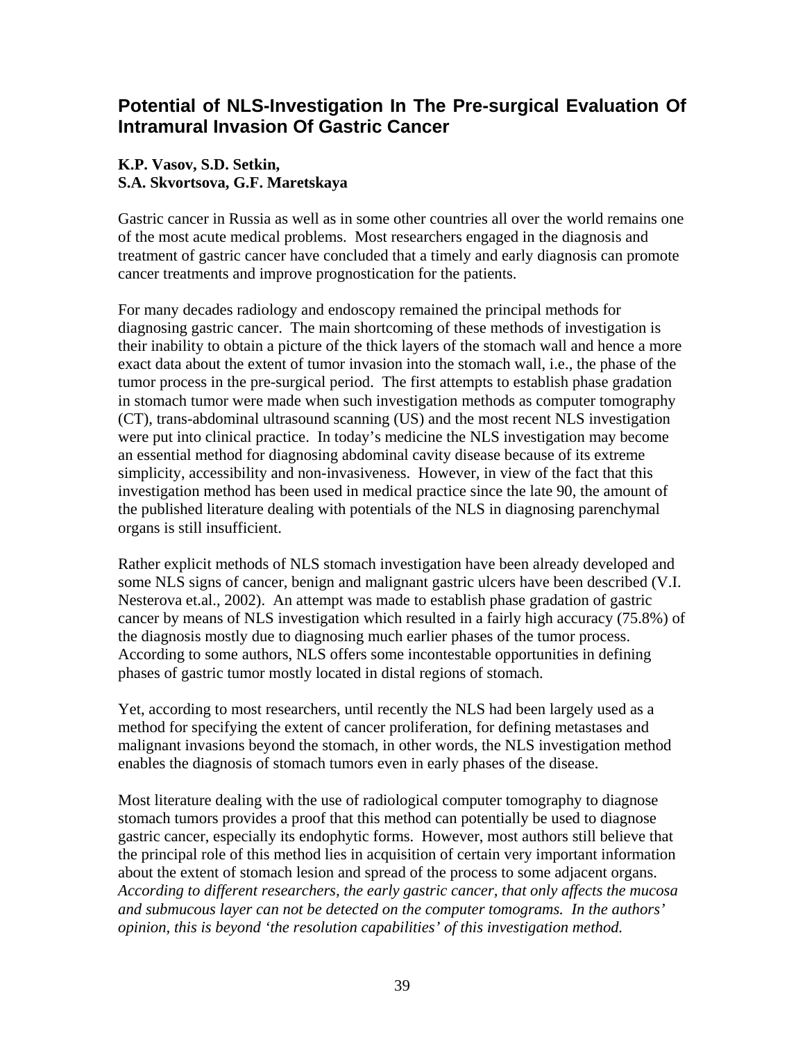## Potential of NLS-Investigation In The Pre-surgical Evaluation Of Intramural Invasion Of Gastric Cancer

**K.P. Vasov, S.D. Setkin,**
**S.A. Skvortsova, G.F. Maretskaya**

Gastric cancer in Russia as well as in some other countries all over the world remains one of the most acute medical problems. Most researchers engaged in the diagnosis and treatment of gastric cancer have concluded that a timely and early diagnosis can promote cancer treatments and improve prognostication for the patients.

For many decades radiology and endoscopy remained the principal methods for diagnosing gastric cancer. The main shortcoming of these methods of investigation is their inability to obtain a picture of the thick layers of the stomach wall and hence a more exact data about the extent of tumor invasion into the stomach wall, i.e., the phase of the tumor process in the pre-surgical period. The first attempts to establish phase gradation in stomach tumor were made when such investigation methods as computer tomography (CT), trans-abdominal ultrasound scanning (US) and the most recent NLS investigation were put into clinical practice. In today's medicine the NLS investigation may become an essential method for diagnosing abdominal cavity disease because of its extreme simplicity, accessibility and non-invasiveness. However, in view of the fact that this investigation method has been used in medical practice since the late 90, the amount of the published literature dealing with potentials of the NLS in diagnosing parenchymal organs is still insufficient.

Rather explicit methods of NLS stomach investigation have been already developed and some NLS signs of cancer, benign and malignant gastric ulcers have been described (V.I. Nesterova et.al., 2002). An attempt was made to establish phase gradation of gastric cancer by means of NLS investigation which resulted in a fairly high accuracy (75.8%) of the diagnosis mostly due to diagnosing much earlier phases of the tumor process. According to some authors, NLS offers some incontestable opportunities in defining phases of gastric tumor mostly located in distal regions of stomach.

Yet, according to most researchers, until recently the NLS had been largely used as a method for specifying the extent of cancer proliferation, for defining metastases and malignant invasions beyond the stomach, in other words, the NLS investigation method enables the diagnosis of stomach tumors even in early phases of the disease.

Most literature dealing with the use of radiological computer tomography to diagnose stomach tumors provides a proof that this method can potentially be used to diagnose gastric cancer, especially its endophytic forms. However, most authors still believe that the principal role of this method lies in acquisition of certain very important information about the extent of stomach lesion and spread of the process to some adjacent organs. *According to different researchers, the early gastric cancer, that only affects the mucosa and submucous layer can not be detected on the computer tomograms. In the authors' opinion, this is beyond 'the resolution capabilities' of this investigation method.*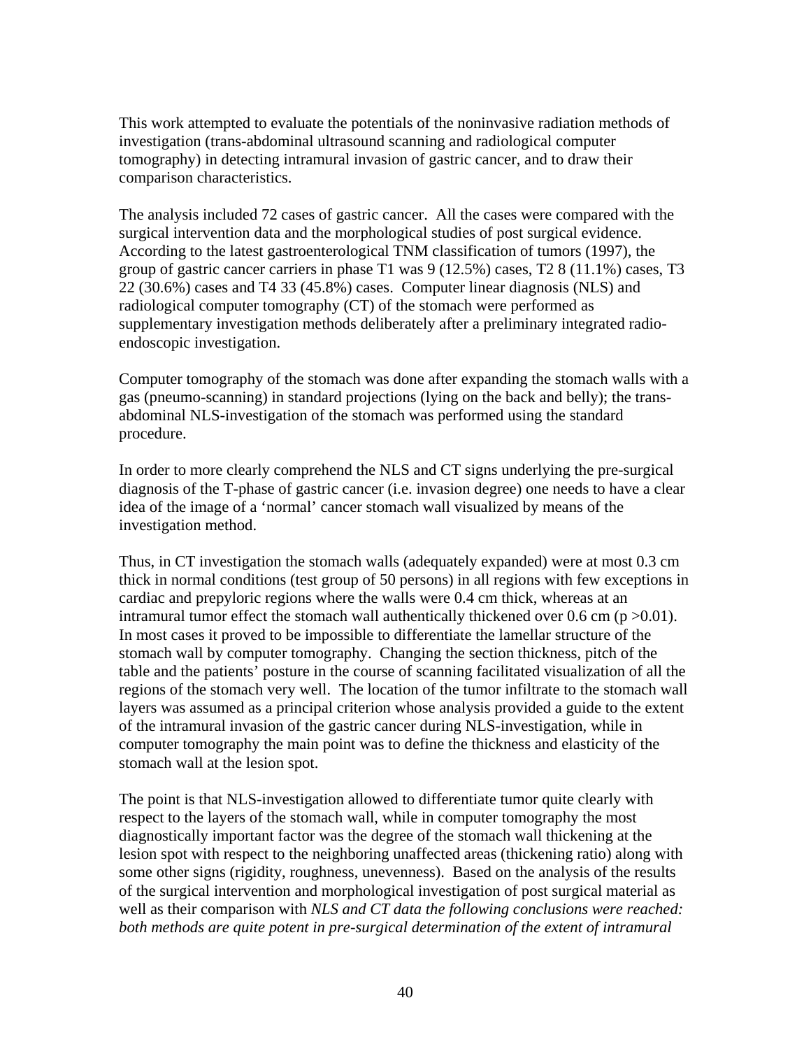This work attempted to evaluate the potentials of the noninvasive radiation methods of investigation (trans-abdominal ultrasound scanning and radiological computer tomography) in detecting intramural invasion of gastric cancer, and to draw their comparison characteristics.

The analysis included 72 cases of gastric cancer. All the cases were compared with the surgical intervention data and the morphological studies of post surgical evidence. According to the latest gastroenterological TNM classification of tumors (1997), the group of gastric cancer carriers in phase T1 was 9 (12.5%) cases, T2 8 (11.1%) cases, T3 22 (30.6%) cases and T4 33 (45.8%) cases. Computer linear diagnosis (NLS) and radiological computer tomography (CT) of the stomach were performed as supplementary investigation methods deliberately after a preliminary integrated radio-endoscopic investigation.

Computer tomography of the stomach was done after expanding the stomach walls with a gas (pneumo-scanning) in standard projections (lying on the back and belly); the trans-abdominal NLS-investigation of the stomach was performed using the standard procedure.

In order to more clearly comprehend the NLS and CT signs underlying the pre-surgical diagnosis of the T-phase of gastric cancer (i.e. invasion degree) one needs to have a clear idea of the image of a 'normal' cancer stomach wall visualized by means of the investigation method.

Thus, in CT investigation the stomach walls (adequately expanded) were at most 0.3 cm thick in normal conditions (test group of 50 persons) in all regions with few exceptions in cardiac and prepyloric regions where the walls were 0.4 cm thick, whereas at an intramural tumor effect the stomach wall authentically thickened over 0.6 cm ($p > 0.01$). In most cases it proved to be impossible to differentiate the lamellar structure of the stomach wall by computer tomography. Changing the section thickness, pitch of the table and the patients' posture in the course of scanning facilitated visualization of all the regions of the stomach very well. The location of the tumor infiltrate to the stomach wall layers was assumed as a principal criterion whose analysis provided a guide to the extent of the intramural invasion of the gastric cancer during NLS-investigation, while in computer tomography the main point was to define the thickness and elasticity of the stomach wall at the lesion spot.

The point is that NLS-investigation allowed to differentiate tumor quite clearly with respect to the layers of the stomach wall, while in computer tomography the most diagnostically important factor was the degree of the stomach wall thickening at the lesion spot with respect to the neighboring unaffected areas (thickening ratio) along with some other signs (rigidity, roughness, unevenness). Based on the analysis of the results of the surgical intervention and morphological investigation of post surgical material as well as their comparison with *NLS and CT data the following conclusions were reached: both methods are quite potent in pre-surgical determination of the extent of intramural*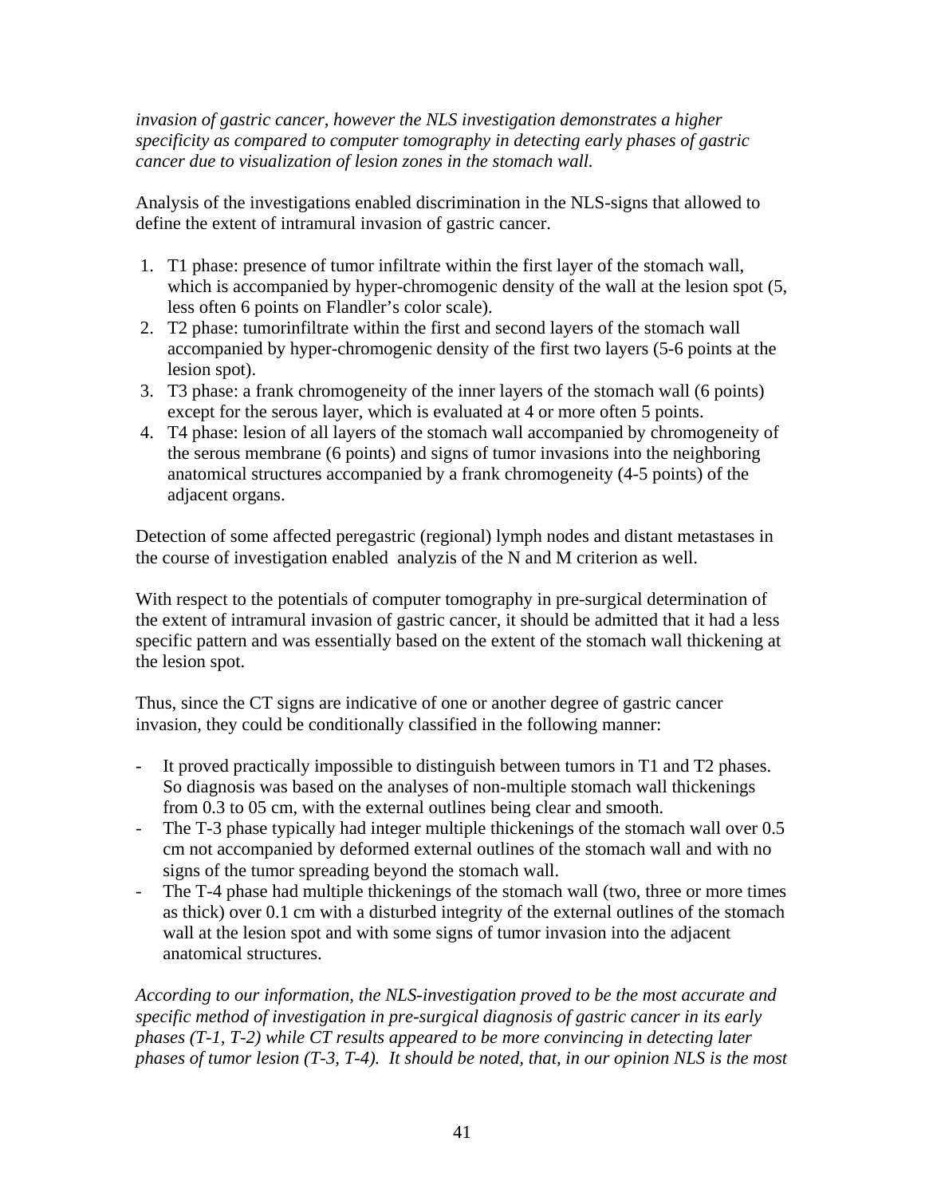*invasion of gastric cancer, however the NLS investigation demonstrates a higher specificity as compared to computer tomography in detecting early phases of gastric cancer due to visualization of lesion zones in the stomach wall.*

Analysis of the investigations enabled discrimination in the NLS-signs that allowed to define the extent of intramural invasion of gastric cancer.

1. T1 phase: presence of tumor infiltrate within the first layer of the stomach wall, which is accompanied by hyper-chromogenic density of the wall at the lesion spot (5, less often 6 points on Flandler's color scale).
2. T2 phase: tumorinfiltrate within the first and second layers of the stomach wall accompanied by hyper-chromogenic density of the first two layers (5-6 points at the lesion spot).
3. T3 phase: a frank chromogeneity of the inner layers of the stomach wall (6 points) except for the serous layer, which is evaluated at 4 or more often 5 points.
4. T4 phase: lesion of all layers of the stomach wall accompanied by chromogeneity of the serous membrane (6 points) and signs of tumor invasions into the neighboring anatomical structures accompanied by a frank chromogeneity (4-5 points) of the adjacent organs.

Detection of some affected peregastric (regional) lymph nodes and distant metastases in the course of investigation enabled  analyzis of the N and M criterion as well.

With respect to the potentials of computer tomography in pre-surgical determination of the extent of intramural invasion of gastric cancer, it should be admitted that it had a less specific pattern and was essentially based on the extent of the stomach wall thickening at the lesion spot.

Thus, since the CT signs are indicative of one or another degree of gastric cancer invasion, they could be conditionally classified in the following manner:

- It proved practically impossible to distinguish between tumors in T1 and T2 phases. So diagnosis was based on the analyses of non-multiple stomach wall thickenings from 0.3 to 05 cm, with the external outlines being clear and smooth.
- The T-3 phase typically had integer multiple thickenings of the stomach wall over 0.5 cm not accompanied by deformed external outlines of the stomach wall and with no signs of the tumor spreading beyond the stomach wall.
- The T-4 phase had multiple thickenings of the stomach wall (two, three or more times as thick) over 0.1 cm with a disturbed integrity of the external outlines of the stomach wall at the lesion spot and with some signs of tumor invasion into the adjacent anatomical structures.

*According to our information, the NLS-investigation proved to be the most accurate and specific method of investigation in pre-surgical diagnosis of gastric cancer in its early phases (T-1, T-2) while CT results appeared to be more convincing in detecting later phases of tumor lesion (T-3, T-4).  It should be noted, that, in our opinion NLS is the most*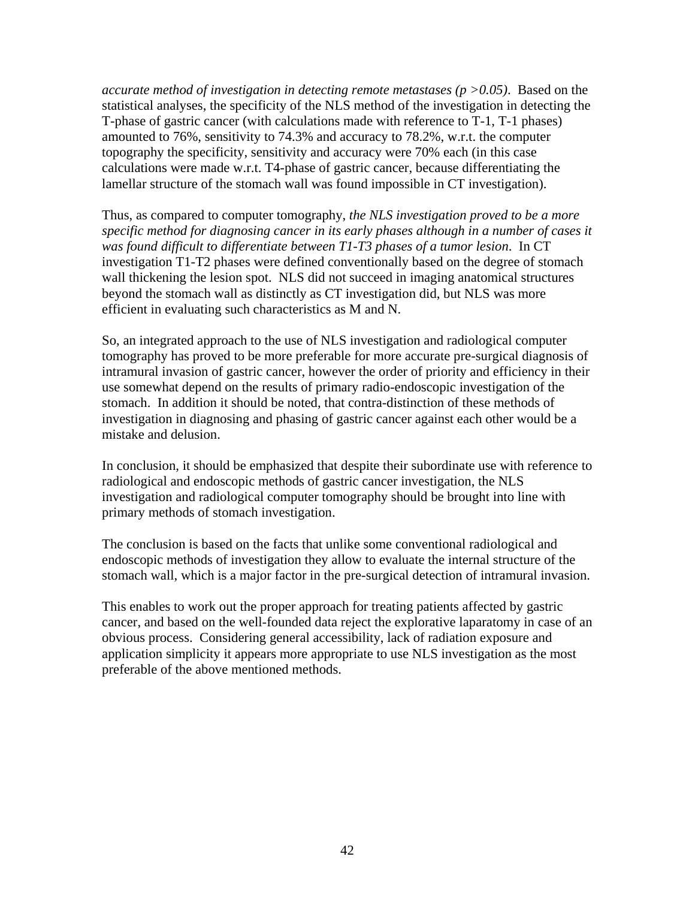*accurate method of investigation in detecting remote metastases ($p > 0.05$)*. Based on the statistical analyses, the specificity of the NLS method of the investigation in detecting the T-phase of gastric cancer (with calculations made with reference to T-1, T-1 phases) amounted to 76%, sensitivity to 74.3% and accuracy to 78.2%, w.r.t. the computer topography the specificity, sensitivity and accuracy were 70% each (in this case calculations were made w.r.t. T4-phase of gastric cancer, because differentiating the lamellar structure of the stomach wall was found impossible in CT investigation).

Thus, as compared to computer tomography, *the NLS investigation proved to be a more specific method for diagnosing cancer in its early phases although in a number of cases it was found difficult to differentiate between T1-T3 phases of a tumor lesion*. In CT investigation T1-T2 phases were defined conventionally based on the degree of stomach wall thickening the lesion spot. NLS did not succeed in imaging anatomical structures beyond the stomach wall as distinctly as CT investigation did, but NLS was more efficient in evaluating such characteristics as M and N.

So, an integrated approach to the use of NLS investigation and radiological computer tomography has proved to be more preferable for more accurate pre-surgical diagnosis of intramural invasion of gastric cancer, however the order of priority and efficiency in their use somewhat depend on the results of primary radio-endoscopic investigation of the stomach. In addition it should be noted, that contra-distinction of these methods of investigation in diagnosing and phasing of gastric cancer against each other would be a mistake and delusion.

In conclusion, it should be emphasized that despite their subordinate use with reference to radiological and endoscopic methods of gastric cancer investigation, the NLS investigation and radiological computer tomography should be brought into line with primary methods of stomach investigation.

The conclusion is based on the facts that unlike some conventional radiological and endoscopic methods of investigation they allow to evaluate the internal structure of the stomach wall, which is a major factor in the pre-surgical detection of intramural invasion.

This enables to work out the proper approach for treating patients affected by gastric cancer, and based on the well-founded data reject the explorative laparatomy in case of an obvious process. Considering general accessibility, lack of radiation exposure and application simplicity it appears more appropriate to use NLS investigation as the most preferable of the above mentioned methods.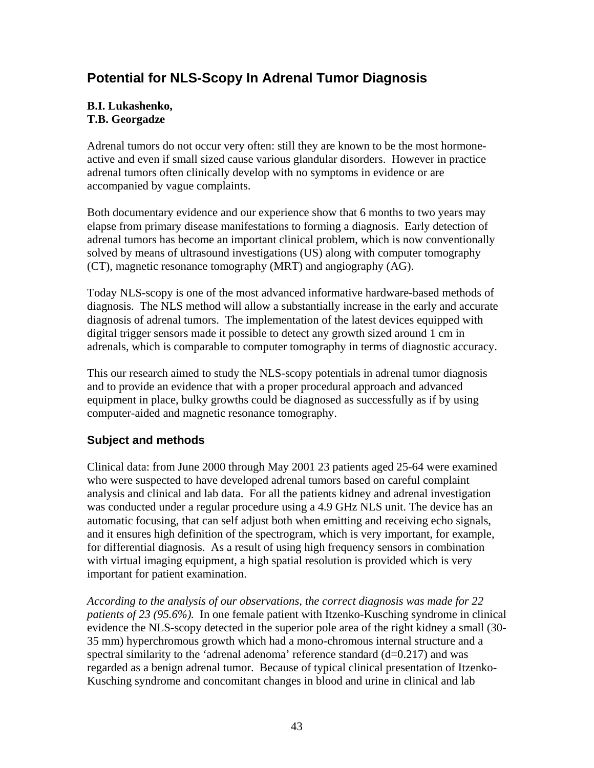# Potential for NLS-Scopy In Adrenal Tumor Diagnosis

**B.I. Lukashenko,**
**T.B. Georgadze**

Adrenal tumors do not occur very often: still they are known to be the most hormone-active and even if small sized cause various glandular disorders. However in practice adrenal tumors often clinically develop with no symptoms in evidence or are accompanied by vague complaints.

Both documentary evidence and our experience show that 6 months to two years may elapse from primary disease manifestations to forming a diagnosis. Early detection of adrenal tumors has become an important clinical problem, which is now conventionally solved by means of ultrasound investigations (US) along with computer tomography (CT), magnetic resonance tomography (MRT) and angiography (AG).

Today NLS-scopy is one of the most advanced informative hardware-based methods of diagnosis. The NLS method will allow a substantially increase in the early and accurate diagnosis of adrenal tumors. The implementation of the latest devices equipped with digital trigger sensors made it possible to detect any growth sized around 1 cm in adrenals, which is comparable to computer tomography in terms of diagnostic accuracy.

This our research aimed to study the NLS-scopy potentials in adrenal tumor diagnosis and to provide an evidence that with a proper procedural approach and advanced equipment in place, bulky growths could be diagnosed as successfully as if by using computer-aided and magnetic resonance tomography.

## Subject and methods

Clinical data: from June 2000 through May 2001 23 patients aged 25-64 were examined who were suspected to have developed adrenal tumors based on careful complaint analysis and clinical and lab data. For all the patients kidney and adrenal investigation was conducted under a regular procedure using a 4.9 GHz NLS unit. The device has an automatic focusing, that can self adjust both when emitting and receiving echo signals, and it ensures high definition of the spectrogram, which is very important, for example, for differential diagnosis. As a result of using high frequency sensors in combination with virtual imaging equipment, a high spatial resolution is provided which is very important for patient examination.

*According to the analysis of our observations, the correct diagnosis was made for 22 patients of 23 (95.6%).* In one female patient with Itzenko-Kusching syndrome in clinical evidence the NLS-scopy detected in the superior pole area of the right kidney a small (30-35 mm) hyperchromous growth which had a mono-chromous internal structure and a spectral similarity to the ‘adrenal adenoma’ reference standard (d=0.217) and was regarded as a benign adrenal tumor. Because of typical clinical presentation of Itzenko-Kusching syndrome and concomitant changes in blood and urine in clinical and lab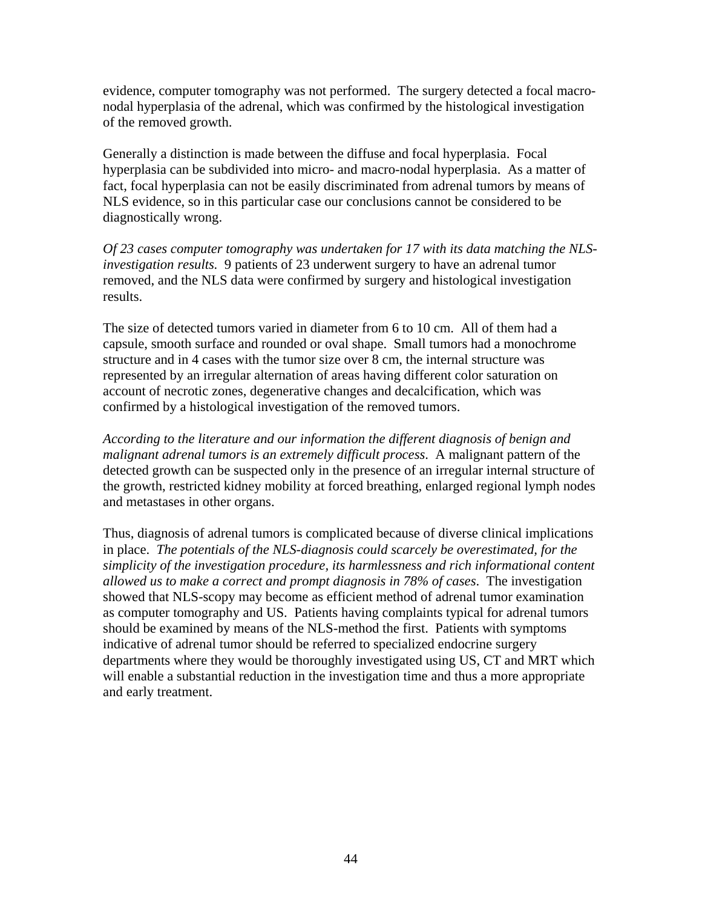evidence, computer tomography was not performed. The surgery detected a focal macro-nodal hyperplasia of the adrenal, which was confirmed by the histological investigation of the removed growth.

Generally a distinction is made between the diffuse and focal hyperplasia. Focal hyperplasia can be subdivided into micro- and macro-nodal hyperplasia. As a matter of fact, focal hyperplasia can not be easily discriminated from adrenal tumors by means of NLS evidence, so in this particular case our conclusions cannot be considered to be diagnostically wrong.

*Of 23 cases computer tomography was undertaken for 17 with its data matching the NLS-investigation results.* 9 patients of 23 underwent surgery to have an adrenal tumor removed, and the NLS data were confirmed by surgery and histological investigation results.

The size of detected tumors varied in diameter from 6 to 10 cm. All of them had a capsule, smooth surface and rounded or oval shape. Small tumors had a monochrome structure and in 4 cases with the tumor size over 8 cm, the internal structure was represented by an irregular alternation of areas having different color saturation on account of necrotic zones, degenerative changes and decalcification, which was confirmed by a histological investigation of the removed tumors.

*According to the literature and our information the different diagnosis of benign and malignant adrenal tumors is an extremely difficult process*. A malignant pattern of the detected growth can be suspected only in the presence of an irregular internal structure of the growth, restricted kidney mobility at forced breathing, enlarged regional lymph nodes and metastases in other organs.

Thus, diagnosis of adrenal tumors is complicated because of diverse clinical implications in place. *The potentials of the NLS-diagnosis could scarcely be overestimated, for the simplicity of the investigation procedure, its harmlessness and rich informational content allowed us to make a correct and prompt diagnosis in 78% of cases*. The investigation showed that NLS-scopy may become as efficient method of adrenal tumor examination as computer tomography and US. Patients having complaints typical for adrenal tumors should be examined by means of the NLS-method the first. Patients with symptoms indicative of adrenal tumor should be referred to specialized endocrine surgery departments where they would be thoroughly investigated using US, CT and MRT which will enable a substantial reduction in the investigation time and thus a more appropriate and early treatment.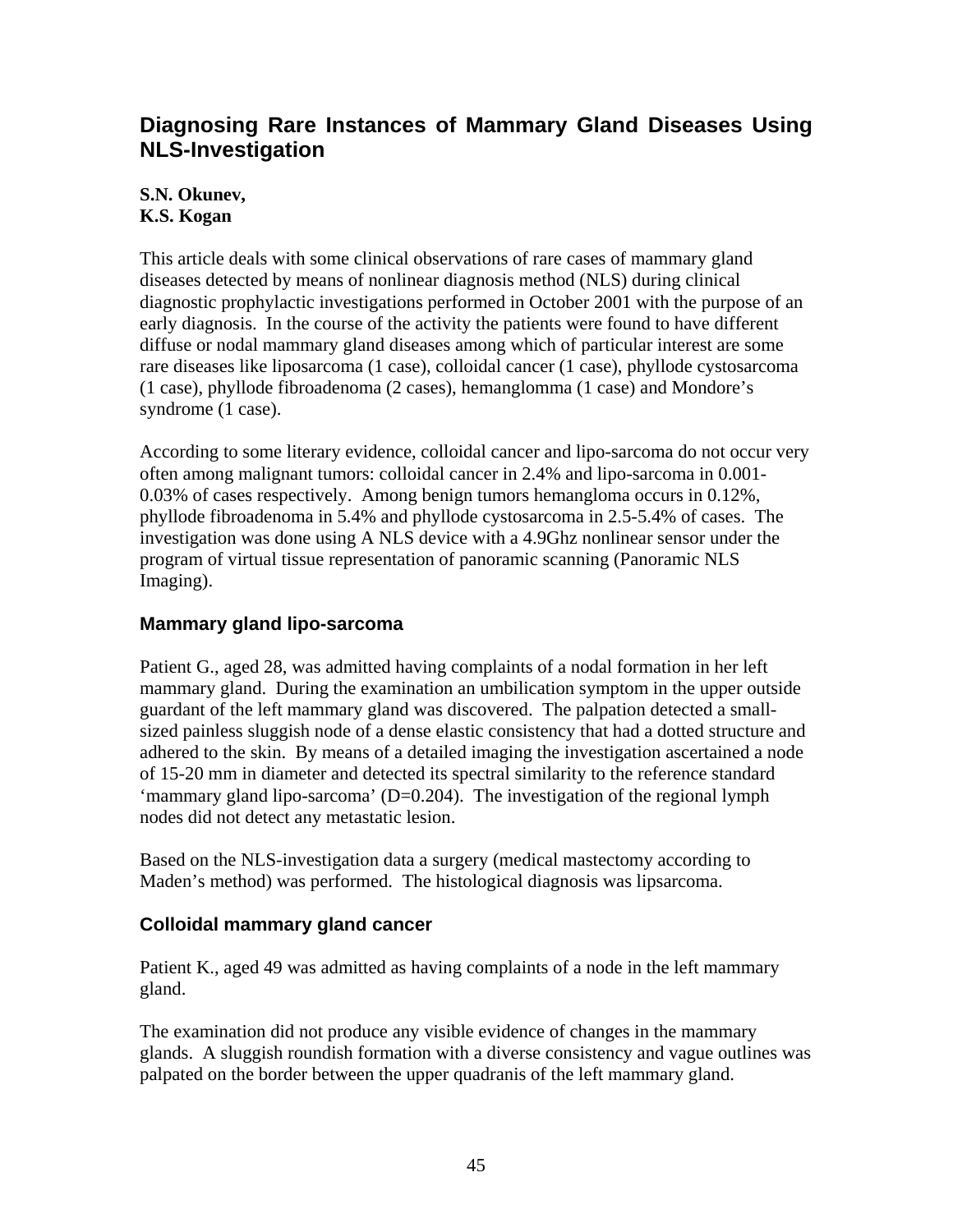# Diagnosing Rare Instances of Mammary Gland Diseases Using NLS-Investigation

**S.N. Okunev,**
**K.S. Kogan**

This article deals with some clinical observations of rare cases of mammary gland diseases detected by means of nonlinear diagnosis method (NLS) during clinical diagnostic prophylactic investigations performed in October 2001 with the purpose of an early diagnosis. In the course of the activity the patients were found to have different diffuse or nodal mammary gland diseases among which of particular interest are some rare diseases like liposarcoma (1 case), colloidal cancer (1 case), phyllode cystosarcoma (1 case), phyllode fibroadenoma (2 cases), hemanglomma (1 case) and Mondore's syndrome (1 case).

According to some literary evidence, colloidal cancer and lipo-sarcoma do not occur very often among malignant tumors: colloidal cancer in 2.4% and lipo-sarcoma in 0.001-0.03% of cases respectively. Among benign tumors hemangloma occurs in 0.12%, phyllode fibroadenoma in 5.4% and phyllode cystosarcoma in 2.5-5.4% of cases. The investigation was done using A NLS device with a 4.9Ghz nonlinear sensor under the program of virtual tissue representation of panoramic scanning (Panoramic NLS Imaging).

## Mammary gland lipo-sarcoma

Patient G., aged 28, was admitted having complaints of a nodal formation in her left mammary gland. During the examination an umbilication symptom in the upper outside guardant of the left mammary gland was discovered. The palpation detected a small-sized painless sluggish node of a dense elastic consistency that had a dotted structure and adhered to the skin. By means of a detailed imaging the investigation ascertained a node of 15-20 mm in diameter and detected its spectral similarity to the reference standard 'mammary gland lipo-sarcoma' (D=0.204). The investigation of the regional lymph nodes did not detect any metastatic lesion.

Based on the NLS-investigation data a surgery (medical mastectomy according to Maden's method) was performed. The histological diagnosis was lipsarcoma.

## Colloidal mammary gland cancer

Patient K., aged 49 was admitted as having complaints of a node in the left mammary gland.

The examination did not produce any visible evidence of changes in the mammary glands. A sluggish roundish formation with a diverse consistency and vague outlines was palpated on the border between the upper quadranis of the left mammary gland.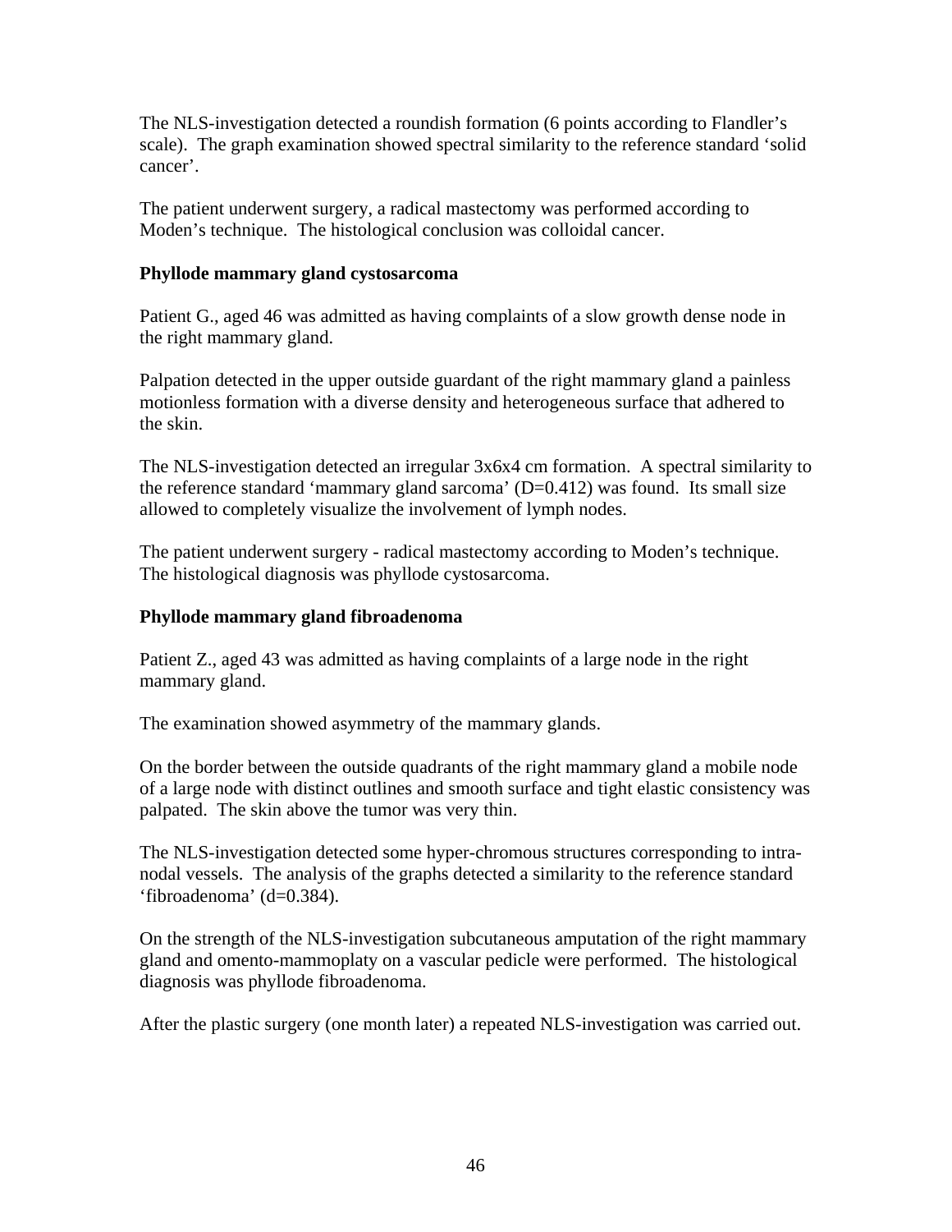The NLS-investigation detected a roundish formation (6 points according to Flandler's scale). The graph examination showed spectral similarity to the reference standard 'solid cancer'.

The patient underwent surgery, a radical mastectomy was performed according to Moden's technique. The histological conclusion was colloidal cancer.

**Phyllode mammary gland cystosarcoma**

Patient G., aged 46 was admitted as having complaints of a slow growth dense node in the right mammary gland.

Palpation detected in the upper outside guardant of the right mammary gland a painless motionless formation with a diverse density and heterogeneous surface that adhered to the skin.

The NLS-investigation detected an irregular 3x6x4 cm formation. A spectral similarity to the reference standard 'mammary gland sarcoma' (D=0.412) was found. Its small size allowed to completely visualize the involvement of lymph nodes.

The patient underwent surgery - radical mastectomy according to Moden's technique. The histological diagnosis was phyllode cystosarcoma.

**Phyllode mammary gland fibroadenoma**

Patient Z., aged 43 was admitted as having complaints of a large node in the right mammary gland.

The examination showed asymmetry of the mammary glands.

On the border between the outside quadrants of the right mammary gland a mobile node of a large node with distinct outlines and smooth surface and tight elastic consistency was palpated. The skin above the tumor was very thin.

The NLS-investigation detected some hyper-chromous structures corresponding to intra-nodal vessels. The analysis of the graphs detected a similarity to the reference standard 'fibroadenoma' (d=0.384).

On the strength of the NLS-investigation subcutaneous amputation of the right mammary gland and omento-mammoplaty on a vascular pedicle were performed. The histological diagnosis was phyllode fibroadenoma.

After the plastic surgery (one month later) a repeated NLS-investigation was carried out.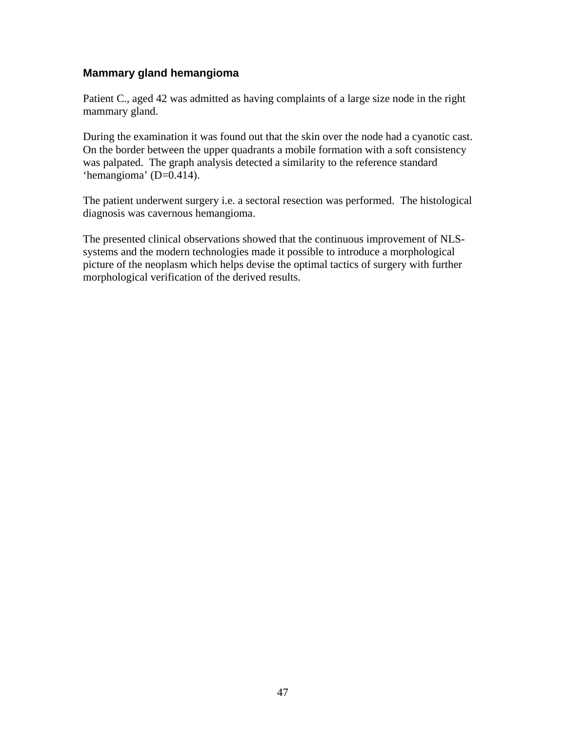### Mammary gland hemangioma

Patient C., aged 42 was admitted as having complaints of a large size node in the right mammary gland.

During the examination it was found out that the skin over the node had a cyanotic cast. On the border between the upper quadrants a mobile formation with a soft consistency was palpated. The graph analysis detected a similarity to the reference standard 'hemangioma' (D=0.414).

The patient underwent surgery i.e. a sectoral resection was performed. The histological diagnosis was cavernous hemangioma.

The presented clinical observations showed that the continuous improvement of NLS-systems and the modern technologies made it possible to introduce a morphological picture of the neoplasm which helps devise the optimal tactics of surgery with further morphological verification of the derived results.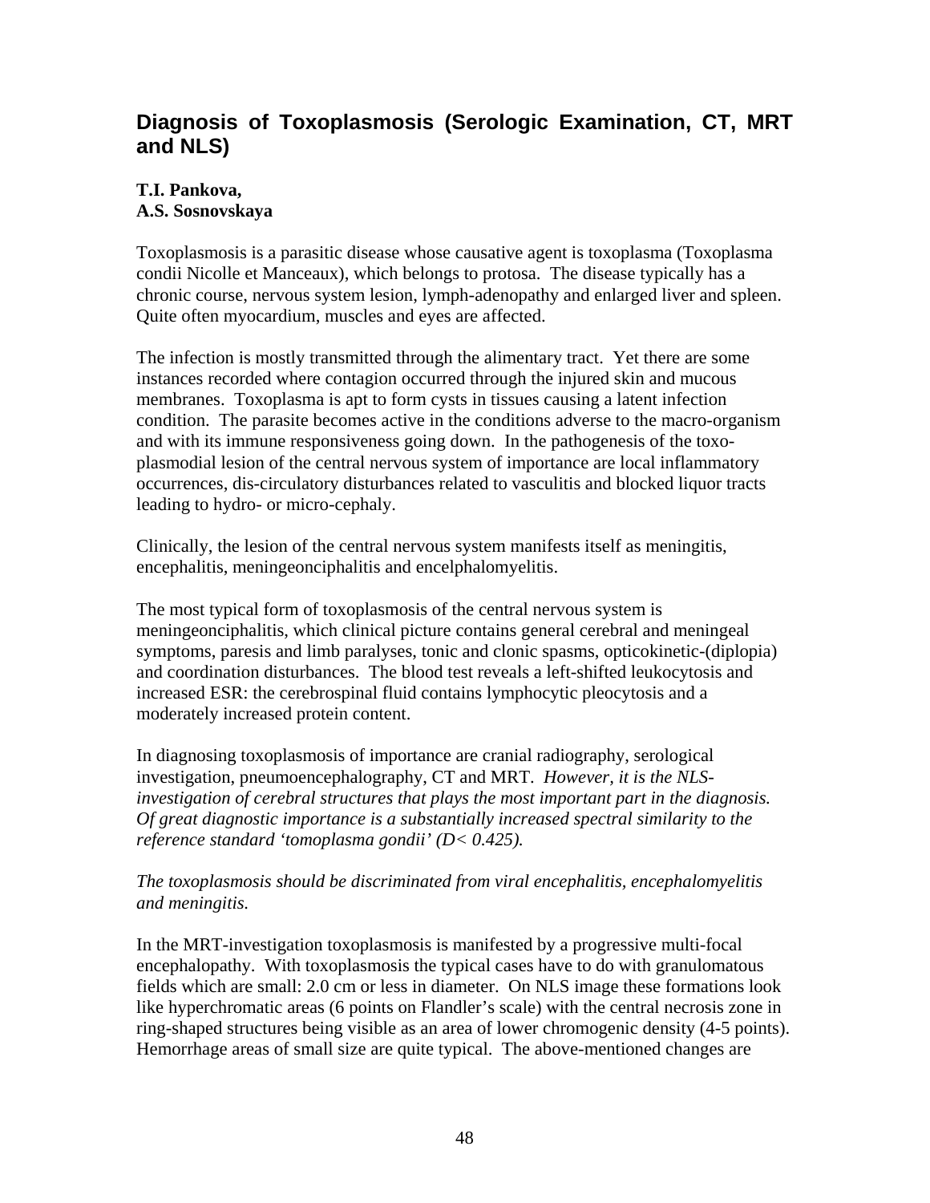## Diagnosis of Toxoplasmosis (Serologic Examination, CT, MRT and NLS)

**T.I. Pankova,**
**A.S. Sosnovskaya**

Toxoplasmosis is a parasitic disease whose causative agent is toxoplasma (Toxoplasma condii Nicolle et Manceaux), which belongs to protosa. The disease typically has a chronic course, nervous system lesion, lymph-adenopathy and enlarged liver and spleen. Quite often myocardium, muscles and eyes are affected.

The infection is mostly transmitted through the alimentary tract. Yet there are some instances recorded where contagion occurred through the injured skin and mucous membranes. Toxoplasma is apt to form cysts in tissues causing a latent infection condition. The parasite becomes active in the conditions adverse to the macro-organism and with its immune responsiveness going down. In the pathogenesis of the toxo-plasmodial lesion of the central nervous system of importance are local inflammatory occurrences, dis-circulatory disturbances related to vasculitis and blocked liquor tracts leading to hydro- or micro-cephaly.

Clinically, the lesion of the central nervous system manifests itself as meningitis, encephalitis, meningeonciphalitis and encelphalomyelitis.

The most typical form of toxoplasmosis of the central nervous system is meningeonciphalitis, which clinical picture contains general cerebral and meningeal symptoms, paresis and limb paralyses, tonic and clonic spasms, opticokinetic-(diplopia) and coordination disturbances. The blood test reveals a left-shifted leukocytosis and increased ESR: the cerebrospinal fluid contains lymphocytic pleocytosis and a moderately increased protein content.

In diagnosing toxoplasmosis of importance are cranial radiography, serological investigation, pneumoencephalography, CT and MRT. *However, it is the NLS-investigation of cerebral structures that plays the most important part in the diagnosis. Of great diagnostic importance is a substantially increased spectral similarity to the reference standard 'tomoplasma gondii' (D< 0.425).*

*The toxoplasmosis should be discriminated from viral encephalitis, encephalomyelitis and meningitis.*

In the MRT-investigation toxoplasmosis is manifested by a progressive multi-focal encephalopathy. With toxoplasmosis the typical cases have to do with granulomatous fields which are small: 2.0 cm or less in diameter. On NLS image these formations look like hyperchromatic areas (6 points on Flandler's scale) with the central necrosis zone in ring-shaped structures being visible as an area of lower chromogenic density (4-5 points). Hemorrhage areas of small size are quite typical. The above-mentioned changes are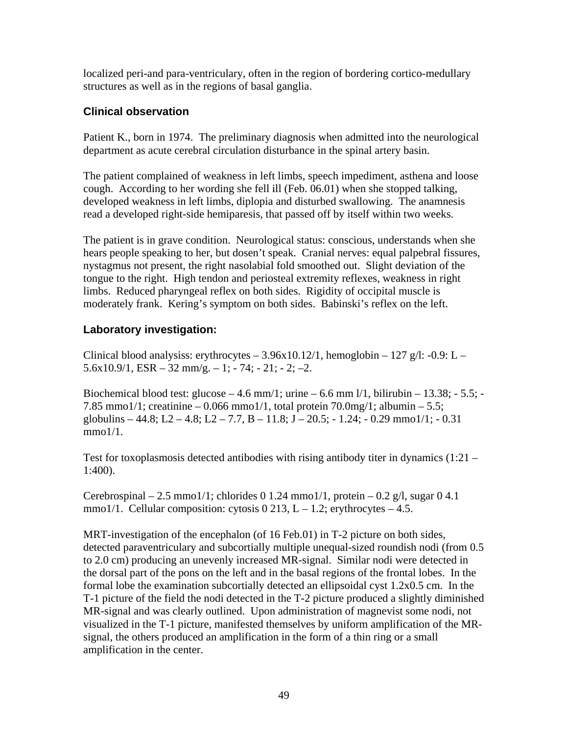localized peri-and para-ventriculary, often in the region of bordering cortico-medullary structures as well as in the regions of basal ganglia.

### Clinical observation

Patient K., born in 1974. The preliminary diagnosis when admitted into the neurological department as acute cerebral circulation disturbance in the spinal artery basin.

The patient complained of weakness in left limbs, speech impediment, asthena and loose cough. According to her wording she fell ill (Feb. 06.01) when she stopped talking, developed weakness in left limbs, diplopia and disturbed swallowing. The anamnesis read a developed right-side hemiparesis, that passed off by itself within two weeks.

The patient is in grave condition. Neurological status: conscious, understands when she hears people speaking to her, but dosen't speak. Cranial nerves: equal palpebral fissures, nystagmus not present, the right nasolabial fold smoothed out. Slight deviation of the tongue to the right. High tendon and periosteal extremity reflexes, weakness in right limbs. Reduced pharyngeal reflex on both sides. Rigidity of occipital muscle is moderately frank. Kering's symptom on both sides. Babinski's reflex on the left.

### Laboratory investigation:

Clinical blood analysiss: erythrocytes – 3.96x10.12/1, hemoglobin – 127 g/l: -0.9: L – 5.6x10.9/1, ESR – 32 mm/g. – 1; - 74; - 21; - 2; –2.

Biochemical blood test: glucose – 4.6 mm/1; urine – 6.6 mm l/1, bilirubin – 13.38; - 5.5; - 7.85 mmo1/1; creatinine – 0.066 mmo1/1, total protein 70.0mg/1; albumin – 5.5; globulins – 44.8; L2 – 4.8; L2 – 7.7, B – 11.8; J – 20.5; - 1.24; - 0.29 mmo1/1; - 0.31 mmo1/1.

Test for toxoplasmosis detected antibodies with rising antibody titer in dynamics (1:21 – 1:400).

Cerebrospinal – 2.5 mmo1/1; chlorides 0 1.24 mmo1/1, protein – 0.2 g/l, sugar 0 4.1 mmo1/1. Cellular composition: cytosis 0 213, L – 1.2; erythrocytes – 4.5.

MRT-investigation of the encephalon (of 16 Feb.01) in T-2 picture on both sides, detected paraventriculary and subcortially multiple unequal-sized roundish nodi (from 0.5 to 2.0 cm) producing an unevenly increased MR-signal. Similar nodi were detected in the dorsal part of the pons on the left and in the basal regions of the frontal lobes. In the formal lobe the examination subcortially detected an ellipsoidal cyst 1.2x0.5 cm. In the T-1 picture of the field the nodi detected in the T-2 picture produced a slightly diminished MR-signal and was clearly outlined. Upon administration of magnevist some nodi, not visualized in the T-1 picture, manifested themselves by uniform amplification of the MR-signal, the others produced an amplification in the form of a thin ring or a small amplification in the center.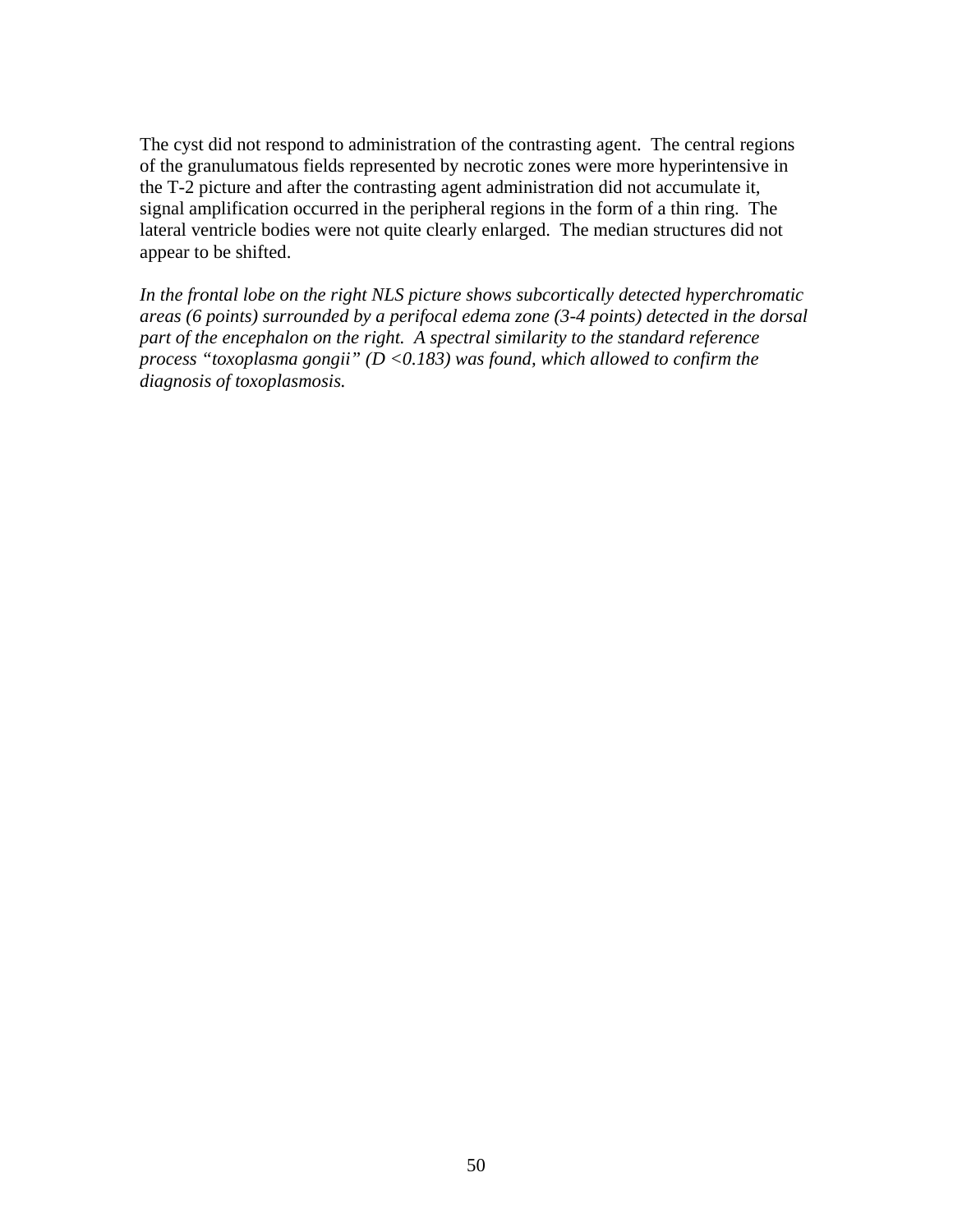The cyst did not respond to administration of the contrasting agent. The central regions of the granulumatous fields represented by necrotic zones were more hyperintensive in the T-2 picture and after the contrasting agent administration did not accumulate it, signal amplification occurred in the peripheral regions in the form of a thin ring. The lateral ventricle bodies were not quite clearly enlarged. The median structures did not appear to be shifted.

*In the frontal lobe on the right NLS picture shows subcortically detected hyperchromatic areas (6 points) surrounded by a perifocal edema zone (3-4 points) detected in the dorsal part of the encephalon on the right. A spectral similarity to the standard reference process “toxoplasma gongii” (D <0.183) was found, which allowed to confirm the diagnosis of toxoplasmosis.*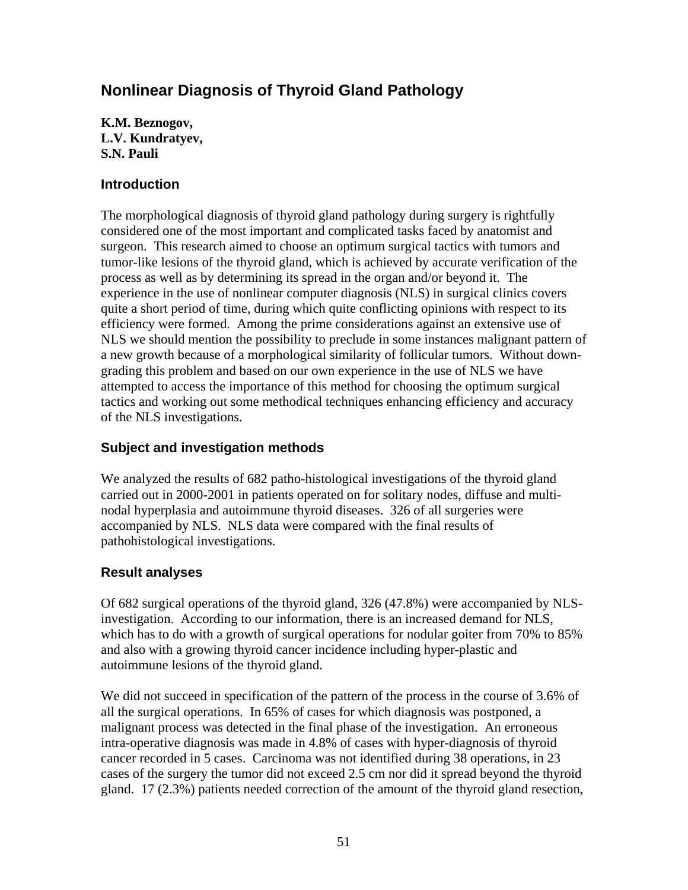## Nonlinear Diagnosis of Thyroid Gland Pathology

**K.M. Beznogov,**
**L.V. Kundratyev,**
**S.N. Pauli**

### Introduction

The morphological diagnosis of thyroid gland pathology during surgery is rightfully considered one of the most important and complicated tasks faced by anatomist and surgeon. This research aimed to choose an optimum surgical tactics with tumors and tumor-like lesions of the thyroid gland, which is achieved by accurate verification of the process as well as by determining its spread in the organ and/or beyond it. The experience in the use of nonlinear computer diagnosis (NLS) in surgical clinics covers quite a short period of time, during which quite conflicting opinions with respect to its efficiency were formed. Among the prime considerations against an extensive use of NLS we should mention the possibility to preclude in some instances malignant pattern of a new growth because of a morphological similarity of follicular tumors. Without down-grading this problem and based on our own experience in the use of NLS we have attempted to access the importance of this method for choosing the optimum surgical tactics and working out some methodical techniques enhancing efficiency and accuracy of the NLS investigations.

### Subject and investigation methods

We analyzed the results of 682 patho-histological investigations of the thyroid gland carried out in 2000-2001 in patients operated on for solitary nodes, diffuse and multi-nodal hyperplasia and autoimmune thyroid diseases. 326 of all surgeries were accompanied by NLS. NLS data were compared with the final results of pathohistological investigations.

### Result analyses

Of 682 surgical operations of the thyroid gland, 326 (47.8%) were accompanied by NLS-investigation. According to our information, there is an increased demand for NLS, which has to do with a growth of surgical operations for nodular goiter from 70% to 85% and also with a growing thyroid cancer incidence including hyper-plastic and autoimmune lesions of the thyroid gland.

We did not succeed in specification of the pattern of the process in the course of 3.6% of all the surgical operations. In 65% of cases for which diagnosis was postponed, a malignant process was detected in the final phase of the investigation. An erroneous intra-operative diagnosis was made in 4.8% of cases with hyper-diagnosis of thyroid cancer recorded in 5 cases. Carcinoma was not identified during 38 operations, in 23 cases of the surgery the tumor did not exceed 2.5 cm nor did it spread beyond the thyroid gland. 17 (2.3%) patients needed correction of the amount of the thyroid gland resection,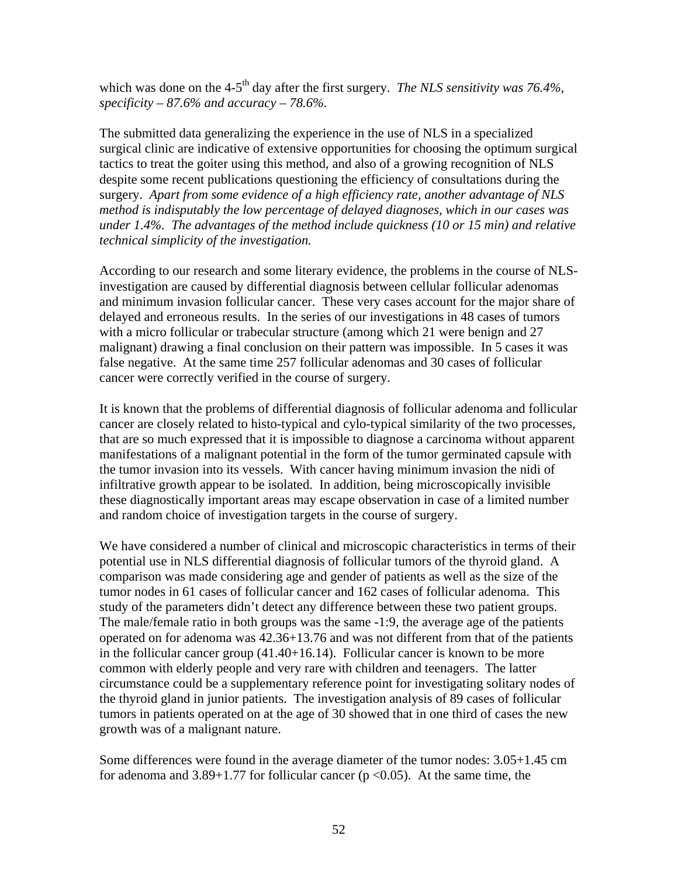which was done on the 4-5$^{th}$ day after the first surgery. *The NLS sensitivity was 76.4%, specificity – 87.6% and accuracy – 78.6%.*

The submitted data generalizing the experience in the use of NLS in a specialized surgical clinic are indicative of extensive opportunities for choosing the optimum surgical tactics to treat the goiter using this method, and also of a growing recognition of NLS despite some recent publications questioning the efficiency of consultations during the surgery. *Apart from some evidence of a high efficiency rate, another advantage of NLS method is indisputably the low percentage of delayed diagnoses, which in our cases was under 1.4%. The advantages of the method include quickness (10 or 15 min) and relative technical simplicity of the investigation.*

According to our research and some literary evidence, the problems in the course of NLS-investigation are caused by differential diagnosis between cellular follicular adenomas and minimum invasion follicular cancer. These very cases account for the major share of delayed and erroneous results. In the series of our investigations in 48 cases of tumors with a micro follicular or trabecular structure (among which 21 were benign and 27 malignant) drawing a final conclusion on their pattern was impossible. In 5 cases it was false negative. At the same time 257 follicular adenomas and 30 cases of follicular cancer were correctly verified in the course of surgery.

It is known that the problems of differential diagnosis of follicular adenoma and follicular cancer are closely related to histo-typical and cylo-typical similarity of the two processes, that are so much expressed that it is impossible to diagnose a carcinoma without apparent manifestations of a malignant potential in the form of the tumor germinated capsule with the tumor invasion into its vessels. With cancer having minimum invasion the nidi of infiltrative growth appear to be isolated. In addition, being microscopically invisible these diagnostically important areas may escape observation in case of a limited number and random choice of investigation targets in the course of surgery.

We have considered a number of clinical and microscopic characteristics in terms of their potential use in NLS differential diagnosis of follicular tumors of the thyroid gland. A comparison was made considering age and gender of patients as well as the size of the tumor nodes in 61 cases of follicular cancer and 162 cases of follicular adenoma. This study of the parameters didn't detect any difference between these two patient groups. The male/female ratio in both groups was the same -1:9, the average age of the patients operated on for adenoma was 42.36+13.76 and was not different from that of the patients in the follicular cancer group (41.40+16.14). Follicular cancer is known to be more common with elderly people and very rare with children and teenagers. The latter circumstance could be a supplementary reference point for investigating solitary nodes of the thyroid gland in junior patients. The investigation analysis of 89 cases of follicular tumors in patients operated on at the age of 30 showed that in one third of cases the new growth was of a malignant nature.

Some differences were found in the average diameter of the tumor nodes: 3.05+1.45 cm for adenoma and 3.89+1.77 for follicular cancer ($p < 0.05$). At the same time, the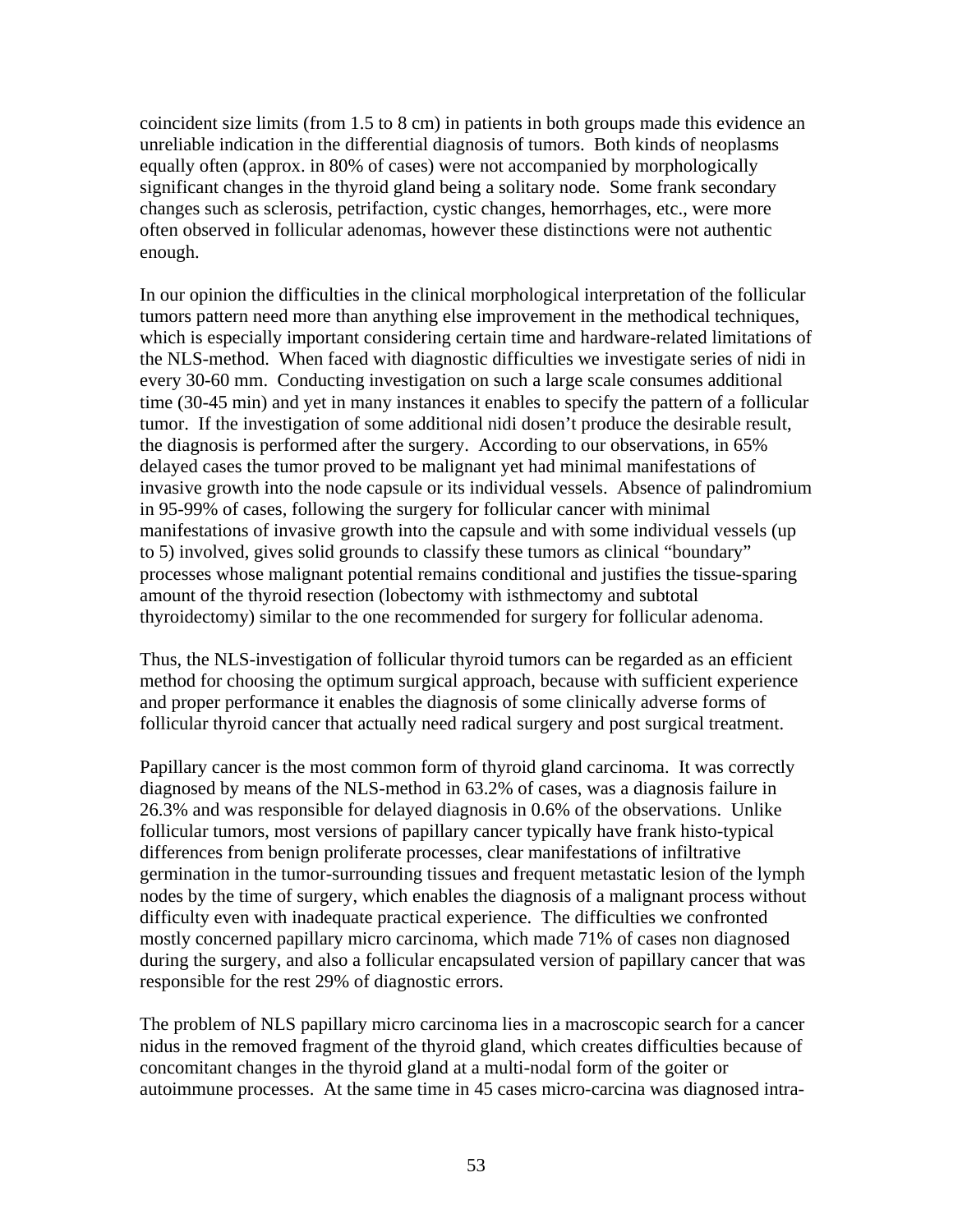coincident size limits (from 1.5 to 8 cm) in patients in both groups made this evidence an unreliable indication in the differential diagnosis of tumors. Both kinds of neoplasms equally often (approx. in 80% of cases) were not accompanied by morphologically significant changes in the thyroid gland being a solitary node. Some frank secondary changes such as sclerosis, petrifaction, cystic changes, hemorrhages, etc., were more often observed in follicular adenomas, however these distinctions were not authentic enough.

In our opinion the difficulties in the clinical morphological interpretation of the follicular tumors pattern need more than anything else improvement in the methodical techniques, which is especially important considering certain time and hardware-related limitations of the NLS-method. When faced with diagnostic difficulties we investigate series of nidi in every 30-60 mm. Conducting investigation on such a large scale consumes additional time (30-45 min) and yet in many instances it enables to specify the pattern of a follicular tumor. If the investigation of some additional nidi dosen't produce the desirable result, the diagnosis is performed after the surgery. According to our observations, in 65% delayed cases the tumor proved to be malignant yet had minimal manifestations of invasive growth into the node capsule or its individual vessels. Absence of palindromium in 95-99% of cases, following the surgery for follicular cancer with minimal manifestations of invasive growth into the capsule and with some individual vessels (up to 5) involved, gives solid grounds to classify these tumors as clinical "boundary" processes whose malignant potential remains conditional and justifies the tissue-sparing amount of the thyroid resection (lobectomy with isthmectomy and subtotal thyroidectomy) similar to the one recommended for surgery for follicular adenoma.

Thus, the NLS-investigation of follicular thyroid tumors can be regarded as an efficient method for choosing the optimum surgical approach, because with sufficient experience and proper performance it enables the diagnosis of some clinically adverse forms of follicular thyroid cancer that actually need radical surgery and post surgical treatment.

Papillary cancer is the most common form of thyroid gland carcinoma. It was correctly diagnosed by means of the NLS-method in 63.2% of cases, was a diagnosis failure in 26.3% and was responsible for delayed diagnosis in 0.6% of the observations. Unlike follicular tumors, most versions of papillary cancer typically have frank histo-typical differences from benign proliferate processes, clear manifestations of infiltrative germination in the tumor-surrounding tissues and frequent metastatic lesion of the lymph nodes by the time of surgery, which enables the diagnosis of a malignant process without difficulty even with inadequate practical experience. The difficulties we confronted mostly concerned papillary micro carcinoma, which made 71% of cases non diagnosed during the surgery, and also a follicular encapsulated version of papillary cancer that was responsible for the rest 29% of diagnostic errors.

The problem of NLS papillary micro carcinoma lies in a macroscopic search for a cancer nidus in the removed fragment of the thyroid gland, which creates difficulties because of concomitant changes in the thyroid gland at a multi-nodal form of the goiter or autoimmune processes. At the same time in 45 cases micro-carcina was diagnosed intra-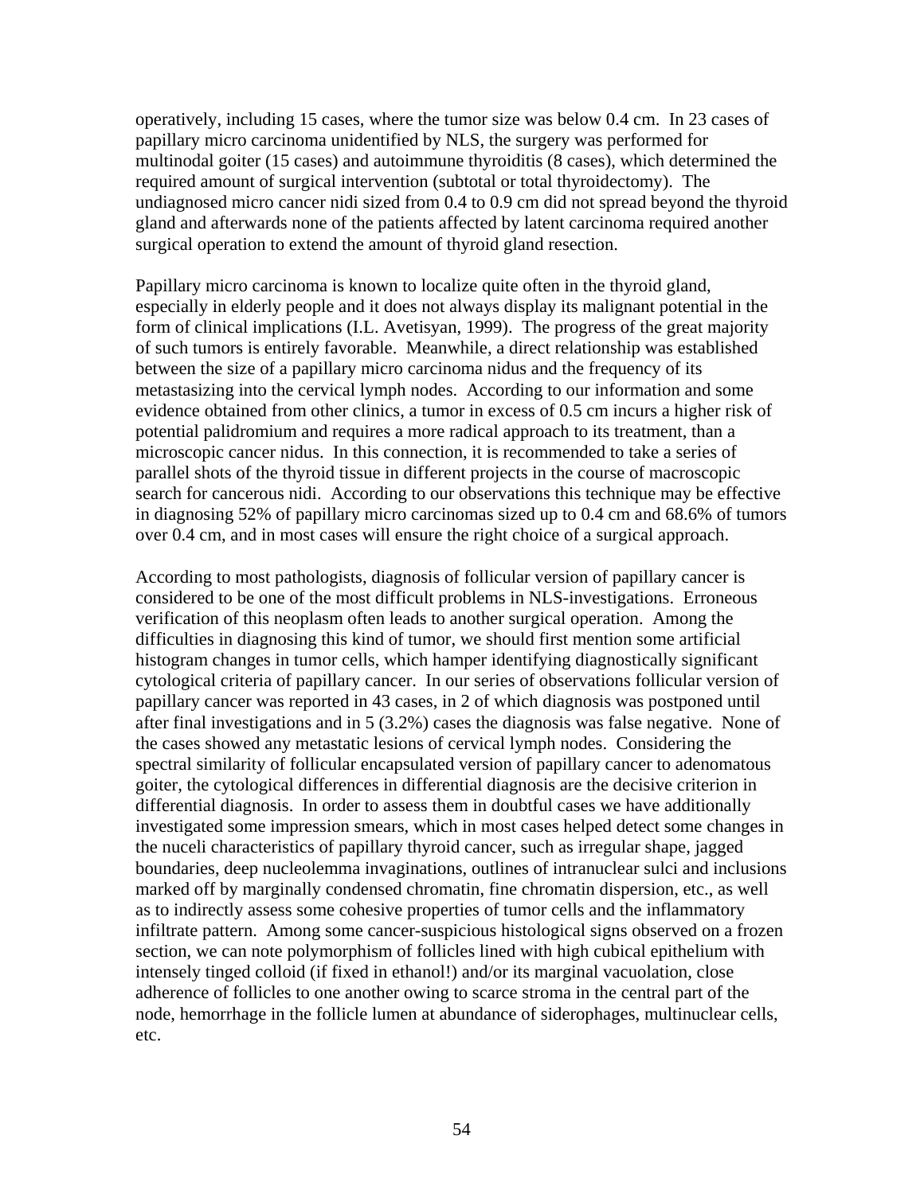operatively, including 15 cases, where the tumor size was below 0.4 cm. In 23 cases of papillary micro carcinoma unidentified by NLS, the surgery was performed for multinodal goiter (15 cases) and autoimmune thyroiditis (8 cases), which determined the required amount of surgical intervention (subtotal or total thyroidectomy). The undiagnosed micro cancer nidi sized from 0.4 to 0.9 cm did not spread beyond the thyroid gland and afterwards none of the patients affected by latent carcinoma required another surgical operation to extend the amount of thyroid gland resection.

Papillary micro carcinoma is known to localize quite often in the thyroid gland, especially in elderly people and it does not always display its malignant potential in the form of clinical implications (I.L. Avetisyan, 1999). The progress of the great majority of such tumors is entirely favorable. Meanwhile, a direct relationship was established between the size of a papillary micro carcinoma nidus and the frequency of its metastasizing into the cervical lymph nodes. According to our information and some evidence obtained from other clinics, a tumor in excess of 0.5 cm incurs a higher risk of potential palidromium and requires a more radical approach to its treatment, than a microscopic cancer nidus. In this connection, it is recommended to take a series of parallel shots of the thyroid tissue in different projects in the course of macroscopic search for cancerous nidi. According to our observations this technique may be effective in diagnosing 52% of papillary micro carcinomas sized up to 0.4 cm and 68.6% of tumors over 0.4 cm, and in most cases will ensure the right choice of a surgical approach.

According to most pathologists, diagnosis of follicular version of papillary cancer is considered to be one of the most difficult problems in NLS-investigations. Erroneous verification of this neoplasm often leads to another surgical operation. Among the difficulties in diagnosing this kind of tumor, we should first mention some artificial histogram changes in tumor cells, which hamper identifying diagnostically significant cytological criteria of papillary cancer. In our series of observations follicular version of papillary cancer was reported in 43 cases, in 2 of which diagnosis was postponed until after final investigations and in 5 (3.2%) cases the diagnosis was false negative. None of the cases showed any metastatic lesions of cervical lymph nodes. Considering the spectral similarity of follicular encapsulated version of papillary cancer to adenomatous goiter, the cytological differences in differential diagnosis are the decisive criterion in differential diagnosis. In order to assess them in doubtful cases we have additionally investigated some impression smears, which in most cases helped detect some changes in the nuceli characteristics of papillary thyroid cancer, such as irregular shape, jagged boundaries, deep nucleolemma invaginations, outlines of intranuclear sulci and inclusions marked off by marginally condensed chromatin, fine chromatin dispersion, etc., as well as to indirectly assess some cohesive properties of tumor cells and the inflammatory infiltrate pattern. Among some cancer-suspicious histological signs observed on a frozen section, we can note polymorphism of follicles lined with high cubical epithelium with intensely tinged colloid (if fixed in ethanol!) and/or its marginal vacuolation, close adherence of follicles to one another owing to scarce stroma in the central part of the node, hemorrhage in the follicle lumen at abundance of siderophages, multinuclear cells, etc.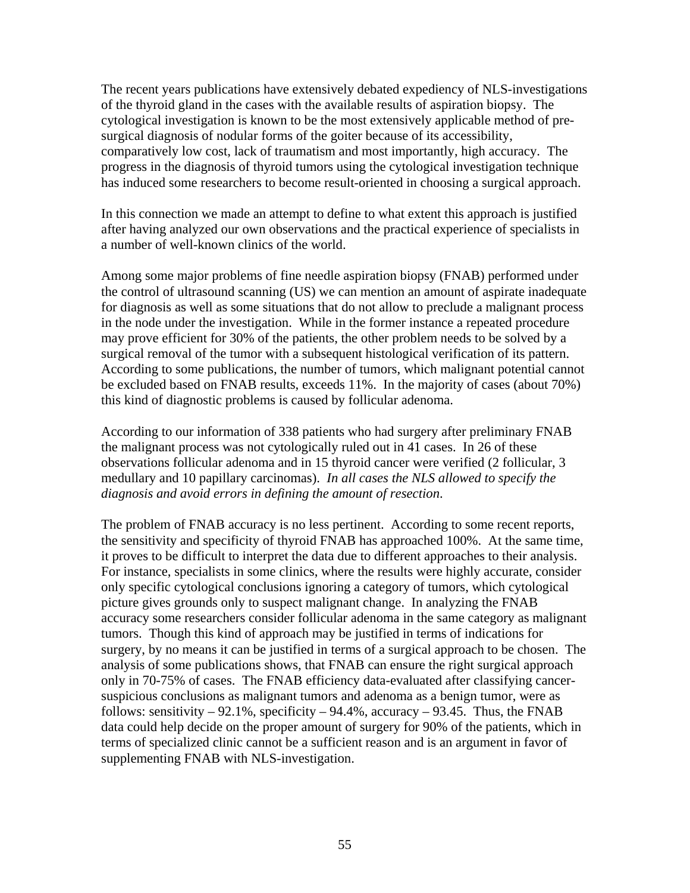The recent years publications have extensively debated expediency of NLS-investigations of the thyroid gland in the cases with the available results of aspiration biopsy. The cytological investigation is known to be the most extensively applicable method of pre-surgical diagnosis of nodular forms of the goiter because of its accessibility, comparatively low cost, lack of traumatism and most importantly, high accuracy. The progress in the diagnosis of thyroid tumors using the cytological investigation technique has induced some researchers to become result-oriented in choosing a surgical approach.

In this connection we made an attempt to define to what extent this approach is justified after having analyzed our own observations and the practical experience of specialists in a number of well-known clinics of the world.

Among some major problems of fine needle aspiration biopsy (FNAB) performed under the control of ultrasound scanning (US) we can mention an amount of aspirate inadequate for diagnosis as well as some situations that do not allow to preclude a malignant process in the node under the investigation. While in the former instance a repeated procedure may prove efficient for 30% of the patients, the other problem needs to be solved by a surgical removal of the tumor with a subsequent histological verification of its pattern. According to some publications, the number of tumors, which malignant potential cannot be excluded based on FNAB results, exceeds 11%. In the majority of cases (about 70%) this kind of diagnostic problems is caused by follicular adenoma.

According to our information of 338 patients who had surgery after preliminary FNAB the malignant process was not cytologically ruled out in 41 cases. In 26 of these observations follicular adenoma and in 15 thyroid cancer were verified (2 follicular, 3 medullary and 10 papillary carcinomas). *In all cases the NLS allowed to specify the diagnosis and avoid errors in defining the amount of resection*.

The problem of FNAB accuracy is no less pertinent. According to some recent reports, the sensitivity and specificity of thyroid FNAB has approached 100%. At the same time, it proves to be difficult to interpret the data due to different approaches to their analysis. For instance, specialists in some clinics, where the results were highly accurate, consider only specific cytological conclusions ignoring a category of tumors, which cytological picture gives grounds only to suspect malignant change. In analyzing the FNAB accuracy some researchers consider follicular adenoma in the same category as malignant tumors. Though this kind of approach may be justified in terms of indications for surgery, by no means it can be justified in terms of a surgical approach to be chosen. The analysis of some publications shows, that FNAB can ensure the right surgical approach only in 70-75% of cases. The FNAB efficiency data-evaluated after classifying cancer-suspicious conclusions as malignant tumors and adenoma as a benign tumor, were as follows: sensitivity – 92.1%, specificity – 94.4%, accuracy – 93.45. Thus, the FNAB data could help decide on the proper amount of surgery for 90% of the patients, which in terms of specialized clinic cannot be a sufficient reason and is an argument in favor of supplementing FNAB with NLS-investigation.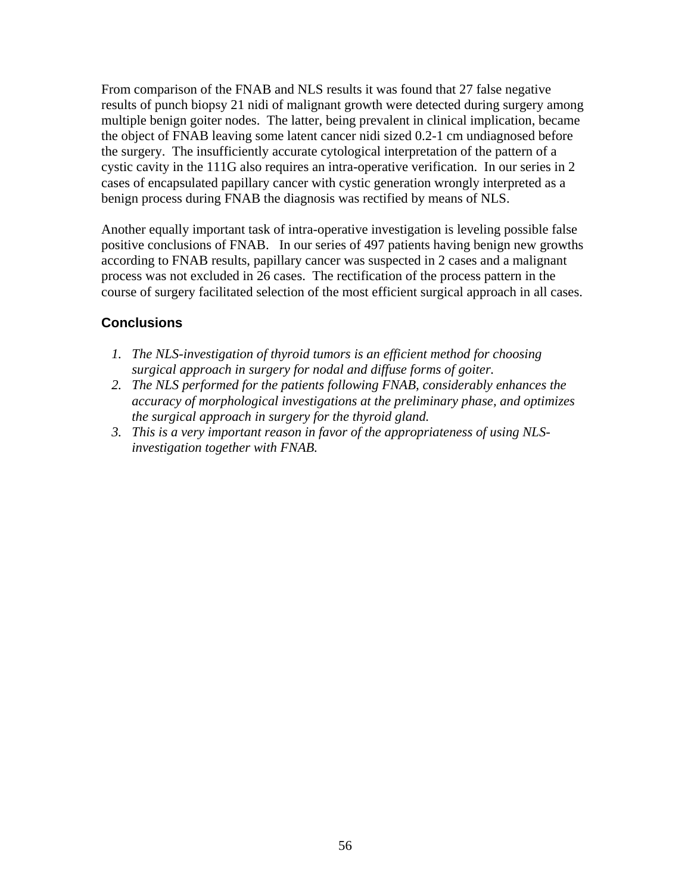From comparison of the FNAB and NLS results it was found that 27 false negative results of punch biopsy 21 nidi of malignant growth were detected during surgery among multiple benign goiter nodes. The latter, being prevalent in clinical implication, became the object of FNAB leaving some latent cancer nidi sized 0.2-1 cm undiagnosed before the surgery. The insufficiently accurate cytological interpretation of the pattern of a cystic cavity in the 111G also requires an intra-operative verification. In our series in 2 cases of encapsulated papillary cancer with cystic generation wrongly interpreted as a benign process during FNAB the diagnosis was rectified by means of NLS.

Another equally important task of intra-operative investigation is leveling possible false positive conclusions of FNAB. In our series of 497 patients having benign new growths according to FNAB results, papillary cancer was suspected in 2 cases and a malignant process was not excluded in 26 cases. The rectification of the process pattern in the course of surgery facilitated selection of the most efficient surgical approach in all cases.

## Conclusions

1. *The NLS-investigation of thyroid tumors is an efficient method for choosing surgical approach in surgery for nodal and diffuse forms of goiter.*
2. *The NLS performed for the patients following FNAB, considerably enhances the accuracy of morphological investigations at the preliminary phase, and optimizes the surgical approach in surgery for the thyroid gland.*
3. *This is a very important reason in favor of the appropriateness of using NLS-investigation together with FNAB.*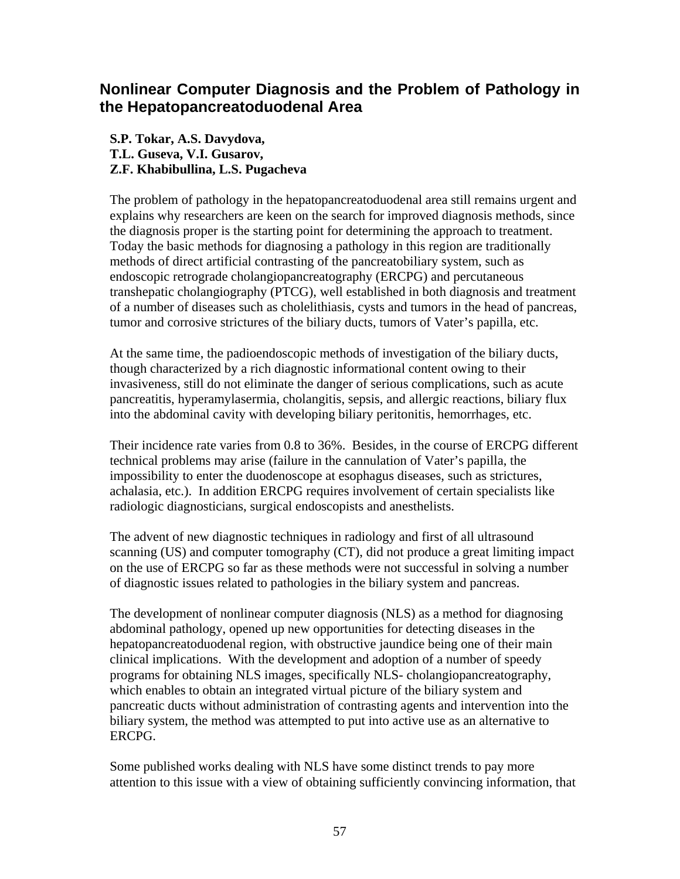# Nonlinear Computer Diagnosis and the Problem of Pathology in the Hepatopancreatoduodenal Area

**S.P. Tokar, A.S. Davydova,**
**T.L. Guseva, V.I. Gusarov,**
**Z.F. Khabibullina, L.S. Pugacheva**

The problem of pathology in the hepatopancreatoduodenal area still remains urgent and explains why researchers are keen on the search for improved diagnosis methods, since the diagnosis proper is the starting point for determining the approach to treatment. Today the basic methods for diagnosing a pathology in this region are traditionally methods of direct artificial contrasting of the pancreatobiliary system, such as endoscopic retrograde cholangiopancreatography (ERCPG) and percutaneous transhepatic cholangiography (PTCG), well established in both diagnosis and treatment of a number of diseases such as cholelithiasis, cysts and tumors in the head of pancreas, tumor and corrosive strictures of the biliary ducts, tumors of Vater's papilla, etc.

At the same time, the padioendoscopic methods of investigation of the biliary ducts, though characterized by a rich diagnostic informational content owing to their invasiveness, still do not eliminate the danger of serious complications, such as acute pancreatitis, hyperamylasermia, cholangitis, sepsis, and allergic reactions, biliary flux into the abdominal cavity with developing biliary peritonitis, hemorrhages, etc.

Their incidence rate varies from 0.8 to 36%. Besides, in the course of ERCPG different technical problems may arise (failure in the cannulation of Vater's papilla, the impossibility to enter the duodenoscope at esophagus diseases, such as strictures, achalasia, etc.). In addition ERCPG requires involvement of certain specialists like radiologic diagnosticians, surgical endoscopists and anesthelists.

The advent of new diagnostic techniques in radiology and first of all ultrasound scanning (US) and computer tomography (CT), did not produce a great limiting impact on the use of ERCPG so far as these methods were not successful in solving a number of diagnostic issues related to pathologies in the biliary system and pancreas.

The development of nonlinear computer diagnosis (NLS) as a method for diagnosing abdominal pathology, opened up new opportunities for detecting diseases in the hepatopancreatoduodenal region, with obstructive jaundice being one of their main clinical implications. With the development and adoption of a number of speedy programs for obtaining NLS images, specifically NLS- cholangiopancreatography, which enables to obtain an integrated virtual picture of the biliary system and pancreatic ducts without administration of contrasting agents and intervention into the biliary system, the method was attempted to put into active use as an alternative to ERCPG.

Some published works dealing with NLS have some distinct trends to pay more attention to this issue with a view of obtaining sufficiently convincing information, that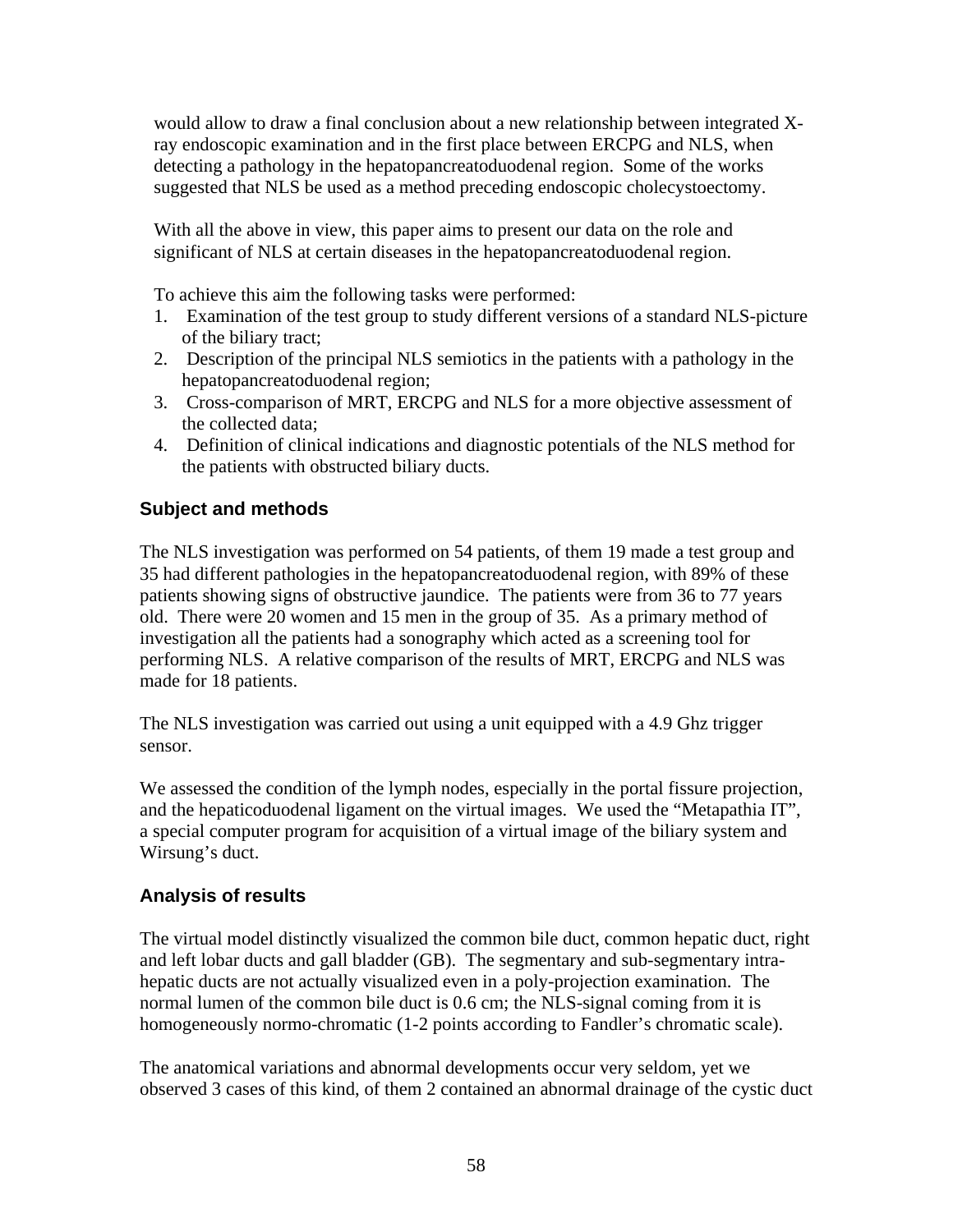would allow to draw a final conclusion about a new relationship between integrated X-ray endoscopic examination and in the first place between ERCPG and NLS, when detecting a pathology in the hepatopancreatoduodenal region. Some of the works suggested that NLS be used as a method preceding endoscopic cholecystoectomy.

With all the above in view, this paper aims to present our data on the role and significant of NLS at certain diseases in the hepatopancreatoduodenal region.

To achieve this aim the following tasks were performed:

1. Examination of the test group to study different versions of a standard NLS-picture of the biliary tract;
2. Description of the principal NLS semiotics in the patients with a pathology in the hepatopancreatoduodenal region;
3. Cross-comparison of MRT, ERCPG and NLS for a more objective assessment of the collected data;
4. Definition of clinical indications and diagnostic potentials of the NLS method for the patients with obstructed biliary ducts.

## Subject and methods

The NLS investigation was performed on 54 patients, of them 19 made a test group and 35 had different pathologies in the hepatopancreatoduodenal region, with 89% of these patients showing signs of obstructive jaundice. The patients were from 36 to 77 years old. There were 20 women and 15 men in the group of 35. As a primary method of investigation all the patients had a sonography which acted as a screening tool for performing NLS. A relative comparison of the results of MRT, ERCPG and NLS was made for 18 patients.

The NLS investigation was carried out using a unit equipped with a 4.9 Ghz trigger sensor.

We assessed the condition of the lymph nodes, especially in the portal fissure projection, and the hepaticoduodenal ligament on the virtual images. We used the "Metapathia IT", a special computer program for acquisition of a virtual image of the biliary system and Wirsung's duct.

## Analysis of results

The virtual model distinctly visualized the common bile duct, common hepatic duct, right and left lobar ducts and gall bladder (GB). The segmentary and sub-segmentary intra-hepatic ducts are not actually visualized even in a poly-projection examination. The normal lumen of the common bile duct is 0.6 cm; the NLS-signal coming from it is homogeneously normo-chromatic (1-2 points according to Fandler's chromatic scale).

The anatomical variations and abnormal developments occur very seldom, yet we observed 3 cases of this kind, of them 2 contained an abnormal drainage of the cystic duct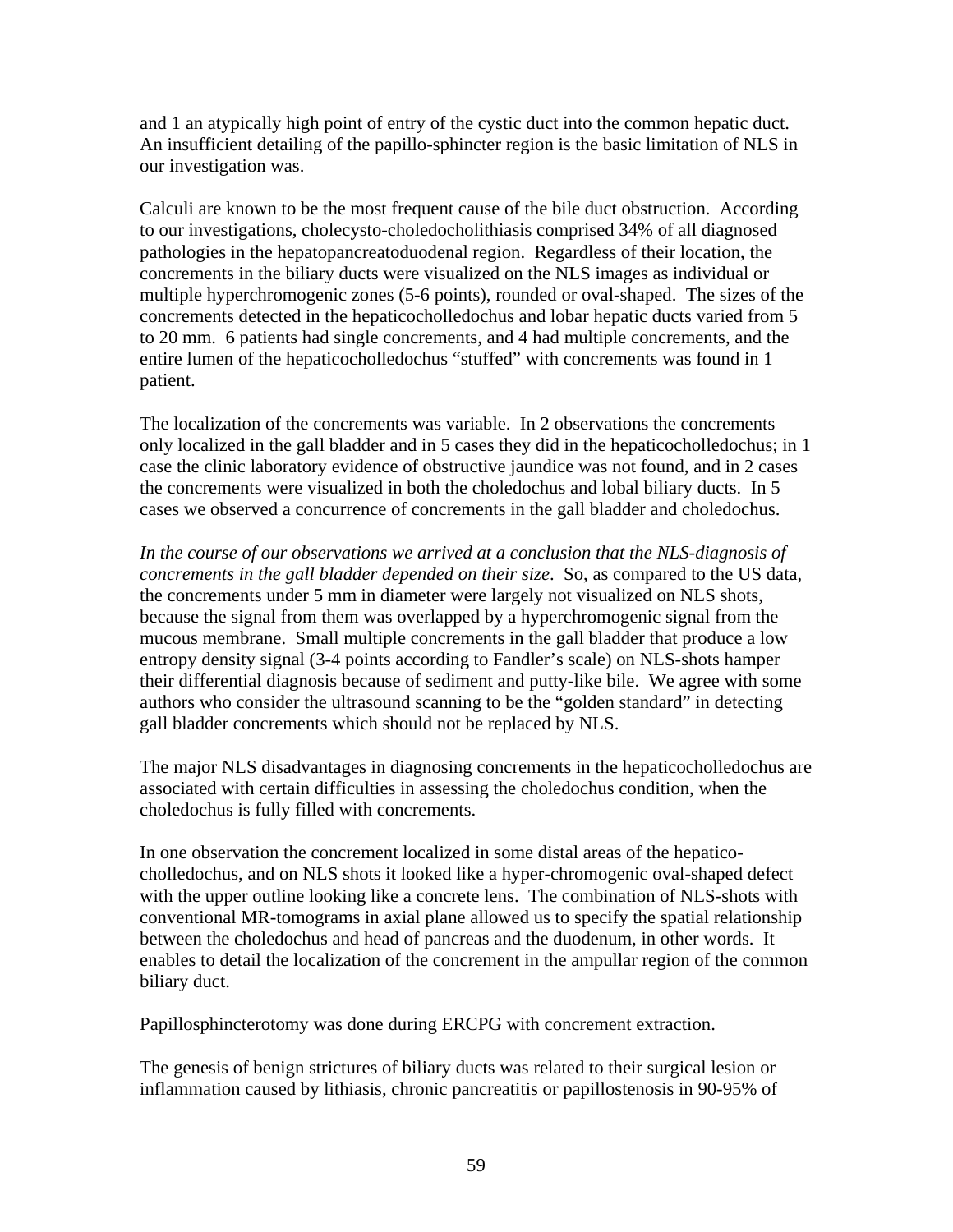and 1 an atypically high point of entry of the cystic duct into the common hepatic duct. An insufficient detailing of the papillo-sphincter region is the basic limitation of NLS in our investigation was.

Calculi are known to be the most frequent cause of the bile duct obstruction. According to our investigations, cholecysto-choledocholithiasis comprised 34% of all diagnosed pathologies in the hepatopancreatoduodenal region. Regardless of their location, the concrements in the biliary ducts were visualized on the NLS images as individual or multiple hyperchromogenic zones (5-6 points), rounded or oval-shaped. The sizes of the concrements detected in the hepaticocholledochus and lobar hepatic ducts varied from 5 to 20 mm. 6 patients had single concrements, and 4 had multiple concrements, and the entire lumen of the hepaticocholledochus "stuffed" with concrements was found in 1 patient.

The localization of the concrements was variable. In 2 observations the concrements only localized in the gall bladder and in 5 cases they did in the hepaticocholledochus; in 1 case the clinic laboratory evidence of obstructive jaundice was not found, and in 2 cases the concrements were visualized in both the choledochus and lobal biliary ducts. In 5 cases we observed a concurrence of concrements in the gall bladder and choledochus.

*In the course of our observations we arrived at a conclusion that the NLS-diagnosis of concrements in the gall bladder depended on their size*. So, as compared to the US data, the concrements under 5 mm in diameter were largely not visualized on NLS shots, because the signal from them was overlapped by a hyperchromogenic signal from the mucous membrane. Small multiple concrements in the gall bladder that produce a low entropy density signal (3-4 points according to Fandler's scale) on NLS-shots hamper their differential diagnosis because of sediment and putty-like bile. We agree with some authors who consider the ultrasound scanning to be the "golden standard" in detecting gall bladder concrements which should not be replaced by NLS.

The major NLS disadvantages in diagnosing concrements in the hepaticocholledochus are associated with certain difficulties in assessing the choledochus condition, when the choledochus is fully filled with concrements.

In one observation the concrement localized in some distal areas of the hepatico-cholledochus, and on NLS shots it looked like a hyper-chromogenic oval-shaped defect with the upper outline looking like a concrete lens. The combination of NLS-shots with conventional MR-tomograms in axial plane allowed us to specify the spatial relationship between the choledochus and head of pancreas and the duodenum, in other words. It enables to detail the localization of the concrement in the ampullar region of the common biliary duct.

Papillosphincterotomy was done during ERCPG with concrement extraction.

The genesis of benign strictures of biliary ducts was related to their surgical lesion or inflammation caused by lithiasis, chronic pancreatitis or papillostenosis in 90-95% of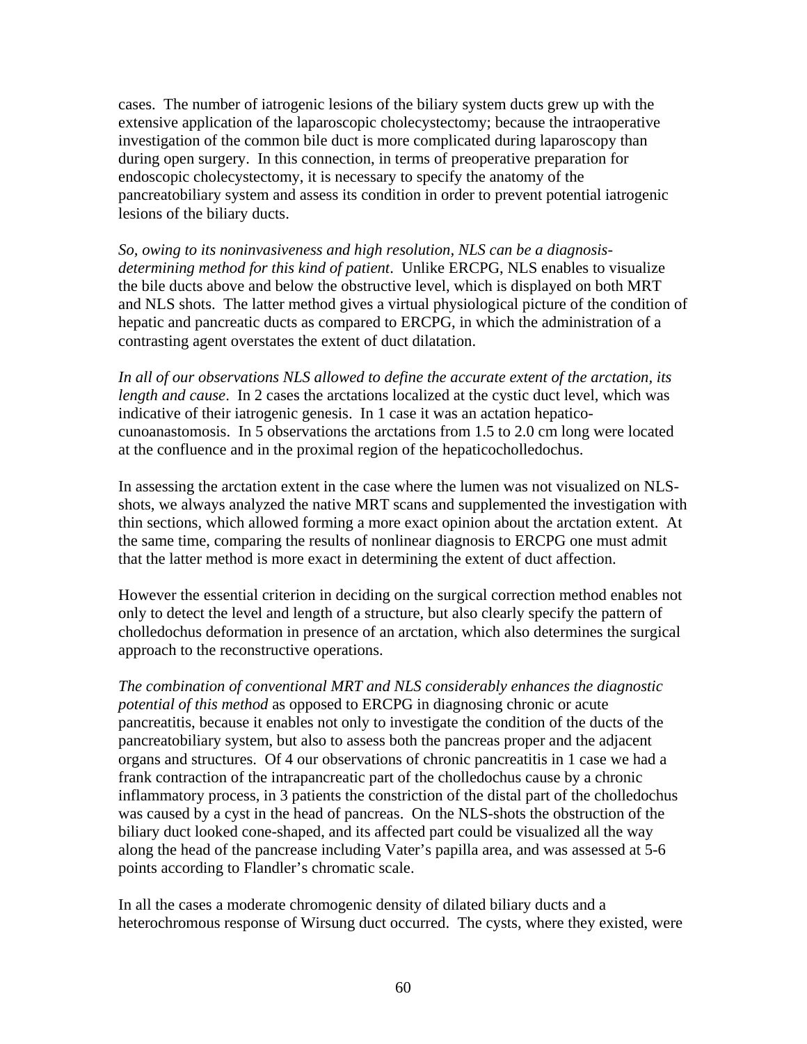cases. The number of iatrogenic lesions of the biliary system ducts grew up with the extensive application of the laparoscopic cholecystectomy; because the intraoperative investigation of the common bile duct is more complicated during laparoscopy than during open surgery. In this connection, in terms of preoperative preparation for endoscopic cholecystectomy, it is necessary to specify the anatomy of the pancreatobiliary system and assess its condition in order to prevent potential iatrogenic lesions of the biliary ducts.

*So, owing to its noninvasiveness and high resolution, NLS can be a diagnosis-determining method for this kind of patient*. Unlike ERCPG, NLS enables to visualize the bile ducts above and below the obstructive level, which is displayed on both MRT and NLS shots. The latter method gives a virtual physiological picture of the condition of hepatic and pancreatic ducts as compared to ERCPG, in which the administration of a contrasting agent overstates the extent of duct dilatation.

*In all of our observations NLS allowed to define the accurate extent of the arctation, its length and cause*. In 2 cases the arctations localized at the cystic duct level, which was indicative of their iatrogenic genesis. In 1 case it was an actation hepatico-cunoanastomosis. In 5 observations the arctations from 1.5 to 2.0 cm long were located at the confluence and in the proximal region of the hepaticocholledochus.

In assessing the arctation extent in the case where the lumen was not visualized on NLS-shots, we always analyzed the native MRT scans and supplemented the investigation with thin sections, which allowed forming a more exact opinion about the arctation extent. At the same time, comparing the results of nonlinear diagnosis to ERCPG one must admit that the latter method is more exact in determining the extent of duct affection.

However the essential criterion in deciding on the surgical correction method enables not only to detect the level and length of a structure, but also clearly specify the pattern of cholledochus deformation in presence of an arctation, which also determines the surgical approach to the reconstructive operations.

*The combination of conventional MRT and NLS considerably enhances the diagnostic potential of this method* as opposed to ERCPG in diagnosing chronic or acute pancreatitis, because it enables not only to investigate the condition of the ducts of the pancreatobiliary system, but also to assess both the pancreas proper and the adjacent organs and structures. Of 4 our observations of chronic pancreatitis in 1 case we had a frank contraction of the intrapancreatic part of the cholledochus cause by a chronic inflammatory process, in 3 patients the constriction of the distal part of the cholledochus was caused by a cyst in the head of pancreas. On the NLS-shots the obstruction of the biliary duct looked cone-shaped, and its affected part could be visualized all the way along the head of the pancrease including Vater's papilla area, and was assessed at 5-6 points according to Flandler's chromatic scale.

In all the cases a moderate chromogenic density of dilated biliary ducts and a heterochromous response of Wirsung duct occurred. The cysts, where they existed, were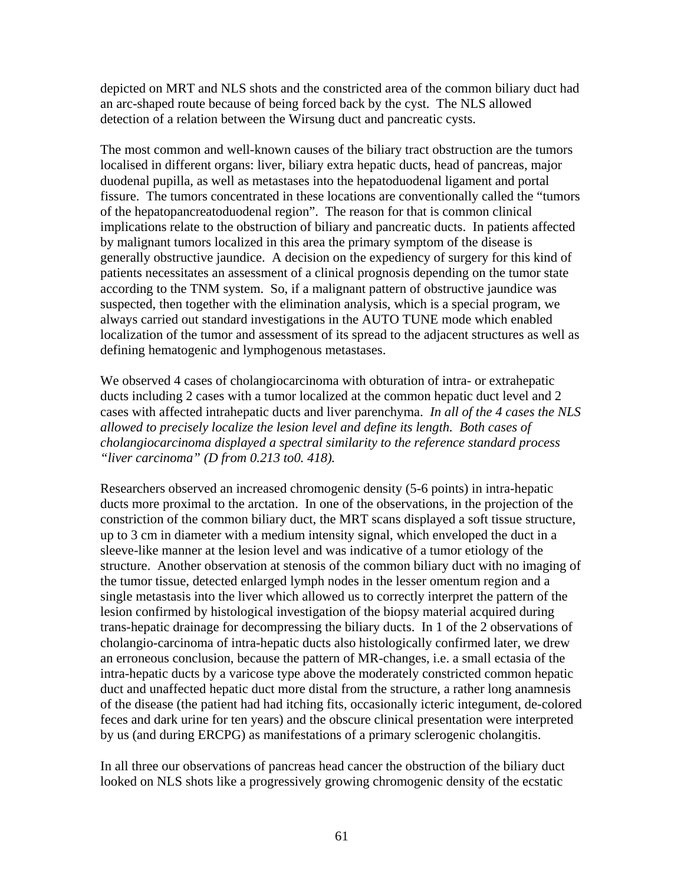depicted on MRT and NLS shots and the constricted area of the common biliary duct had an arc-shaped route because of being forced back by the cyst. The NLS allowed detection of a relation between the Wirsung duct and pancreatic cysts.

The most common and well-known causes of the biliary tract obstruction are the tumors localised in different organs: liver, biliary extra hepatic ducts, head of pancreas, major duodenal pupilla, as well as metastases into the hepatoduodenal ligament and portal fissure. The tumors concentrated in these locations are conventionally called the "tumors of the hepatopancreatoduodenal region". The reason for that is common clinical implications relate to the obstruction of biliary and pancreatic ducts. In patients affected by malignant tumors localized in this area the primary symptom of the disease is generally obstructive jaundice. A decision on the expediency of surgery for this kind of patients necessitates an assessment of a clinical prognosis depending on the tumor state according to the TNM system. So, if a malignant pattern of obstructive jaundice was suspected, then together with the elimination analysis, which is a special program, we always carried out standard investigations in the AUTO TUNE mode which enabled localization of the tumor and assessment of its spread to the adjacent structures as well as defining hematogenic and lymphogenous metastases.

We observed 4 cases of cholangiocarcinoma with obturation of intra- or extrahepatic ducts including 2 cases with a tumor localized at the common hepatic duct level and 2 cases with affected intrahepatic ducts and liver parenchyma. *In all of the 4 cases the NLS allowed to precisely localize the lesion level and define its length. Both cases of cholangiocarcinoma displayed a spectral similarity to the reference standard process "liver carcinoma" (D from 0.213 to0. 418).*

Researchers observed an increased chromogenic density (5-6 points) in intra-hepatic ducts more proximal to the arctation. In one of the observations, in the projection of the constriction of the common biliary duct, the MRT scans displayed a soft tissue structure, up to 3 cm in diameter with a medium intensity signal, which enveloped the duct in a sleeve-like manner at the lesion level and was indicative of a tumor etiology of the structure. Another observation at stenosis of the common biliary duct with no imaging of the tumor tissue, detected enlarged lymph nodes in the lesser omentum region and a single metastasis into the liver which allowed us to correctly interpret the pattern of the lesion confirmed by histological investigation of the biopsy material acquired during trans-hepatic drainage for decompressing the biliary ducts. In 1 of the 2 observations of cholangio-carcinoma of intra-hepatic ducts also histologically confirmed later, we drew an erroneous conclusion, because the pattern of MR-changes, i.e. a small ectasia of the intra-hepatic ducts by a varicose type above the moderately constricted common hepatic duct and unaffected hepatic duct more distal from the structure, a rather long anamnesis of the disease (the patient had had itching fits, occasionally icteric integument, de-colored feces and dark urine for ten years) and the obscure clinical presentation were interpreted by us (and during ERCPG) as manifestations of a primary sclerogenic cholangitis.

In all three our observations of pancreas head cancer the obstruction of the biliary duct looked on NLS shots like a progressively growing chromogenic density of the ecstatic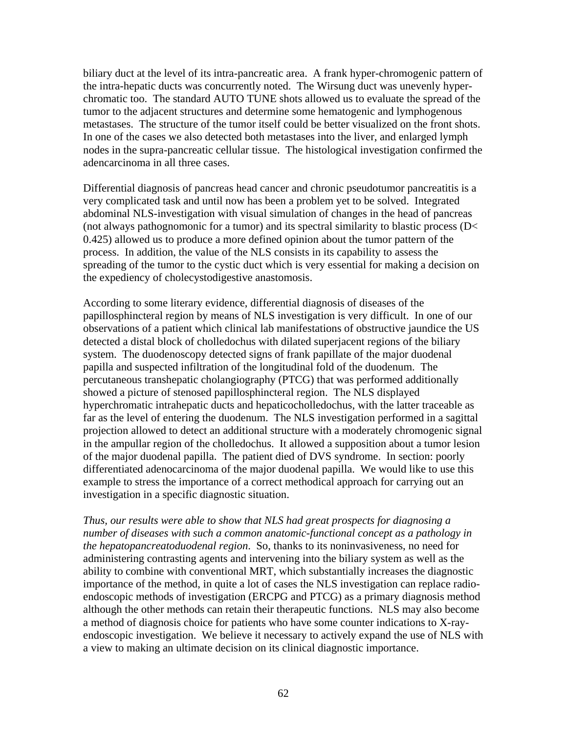biliary duct at the level of its intra-pancreatic area. A frank hyper-chromogenic pattern of the intra-hepatic ducts was concurrently noted. The Wirsung duct was unevenly hyper-chromatic too. The standard AUTO TUNE shots allowed us to evaluate the spread of the tumor to the adjacent structures and determine some hematogenic and lymphogenous metastases. The structure of the tumor itself could be better visualized on the front shots. In one of the cases we also detected both metastases into the liver, and enlarged lymph nodes in the supra-pancreatic cellular tissue. The histological investigation confirmed the adencarcinoma in all three cases.

Differential diagnosis of pancreas head cancer and chronic pseudotumor pancreatitis is a very complicated task and until now has been a problem yet to be solved. Integrated abdominal NLS-investigation with visual simulation of changes in the head of pancreas (not always pathognomonic for a tumor) and its spectral similarity to blastic process ($D< 0.425$) allowed us to produce a more defined opinion about the tumor pattern of the process. In addition, the value of the NLS consists in its capability to assess the spreading of the tumor to the cystic duct which is very essential for making a decision on the expediency of cholecystodigestive anastomosis.

According to some literary evidence, differential diagnosis of diseases of the papillosphincteral region by means of NLS investigation is very difficult. In one of our observations of a patient which clinical lab manifestations of obstructive jaundice the US detected a distal block of cholledochus with dilated superjacent regions of the biliary system. The duodenoscopy detected signs of frank papillate of the major duodenal papilla and suspected infiltration of the longitudinal fold of the duodenum. The percutaneous transhepatic cholangiography (PTCG) that was performed additionally showed a picture of stenosed papillosphincteral region. The NLS displayed hyperchromatic intrahepatic ducts and hepaticocholledochus, with the latter traceable as far as the level of entering the duodenum. The NLS investigation performed in a sagittal projection allowed to detect an additional structure with a moderately chromogenic signal in the ampullar region of the cholledochus. It allowed a supposition about a tumor lesion of the major duodenal papilla. The patient died of DVS syndrome. In section: poorly differentiated adenocarcinoma of the major duodenal papilla. We would like to use this example to stress the importance of a correct methodical approach for carrying out an investigation in a specific diagnostic situation.

*Thus, our results were able to show that NLS had great prospects for diagnosing a number of diseases with such a common anatomic-functional concept as a pathology in the hepatopancreatoduodenal region*. So, thanks to its noninvasiveness, no need for administering contrasting agents and intervening into the biliary system as well as the ability to combine with conventional MRT, which substantially increases the diagnostic importance of the method, in quite a lot of cases the NLS investigation can replace radio-endoscopic methods of investigation (ERCPG and PTCG) as a primary diagnosis method although the other methods can retain their therapeutic functions. NLS may also become a method of diagnosis choice for patients who have some counter indications to X-ray-endoscopic investigation. We believe it necessary to actively expand the use of NLS with a view to making an ultimate decision on its clinical diagnostic importance.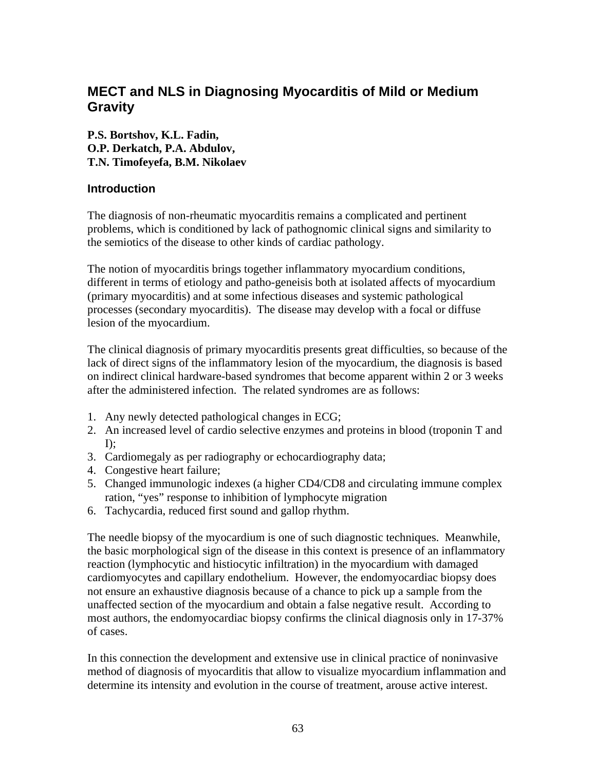# MECT and NLS in Diagnosing Myocarditis of Mild or Medium Gravity

**P.S. Bortshov, K.L. Fadin,**
**O.P. Derkatch, P.A. Abdulov,**
**T.N. Timofeyefa, B.M. Nikolaev**

## Introduction

The diagnosis of non-rheumatic myocarditis remains a complicated and pertinent problems, which is conditioned by lack of pathognomic clinical signs and similarity to the semiotics of the disease to other kinds of cardiac pathology.

The notion of myocarditis brings together inflammatory myocardium conditions, different in terms of etiology and patho-geneisis both at isolated affects of myocardium (primary myocarditis) and at some infectious diseases and systemic pathological processes (secondary myocarditis). The disease may develop with a focal or diffuse lesion of the myocardium.

The clinical diagnosis of primary myocarditis presents great difficulties, so because of the lack of direct signs of the inflammatory lesion of the myocardium, the diagnosis is based on indirect clinical hardware-based syndromes that become apparent within 2 or 3 weeks after the administered infection. The related syndromes are as follows:

1. Any newly detected pathological changes in ECG;
2. An increased level of cardio selective enzymes and proteins in blood (troponin T and I);
3. Cardiomegaly as per radiography or echocardiography data;
4. Congestive heart failure;
5. Changed immunologic indexes (a higher CD4/CD8 and circulating immune complex ration, “yes” response to inhibition of lymphocyte migration
6. Tachycardia, reduced first sound and gallop rhythm.

The needle biopsy of the myocardium is one of such diagnostic techniques. Meanwhile, the basic morphological sign of the disease in this context is presence of an inflammatory reaction (lymphocytic and histiocytic infiltration) in the myocardium with damaged cardiomyocytes and capillary endothelium. However, the endomyocardiac biopsy does not ensure an exhaustive diagnosis because of a chance to pick up a sample from the unaffected section of the myocardium and obtain a false negative result. According to most authors, the endomyocardiac biopsy confirms the clinical diagnosis only in 17-37% of cases.

In this connection the development and extensive use in clinical practice of noninvasive method of diagnosis of myocarditis that allow to visualize myocardium inflammation and determine its intensity and evolution in the course of treatment, arouse active interest.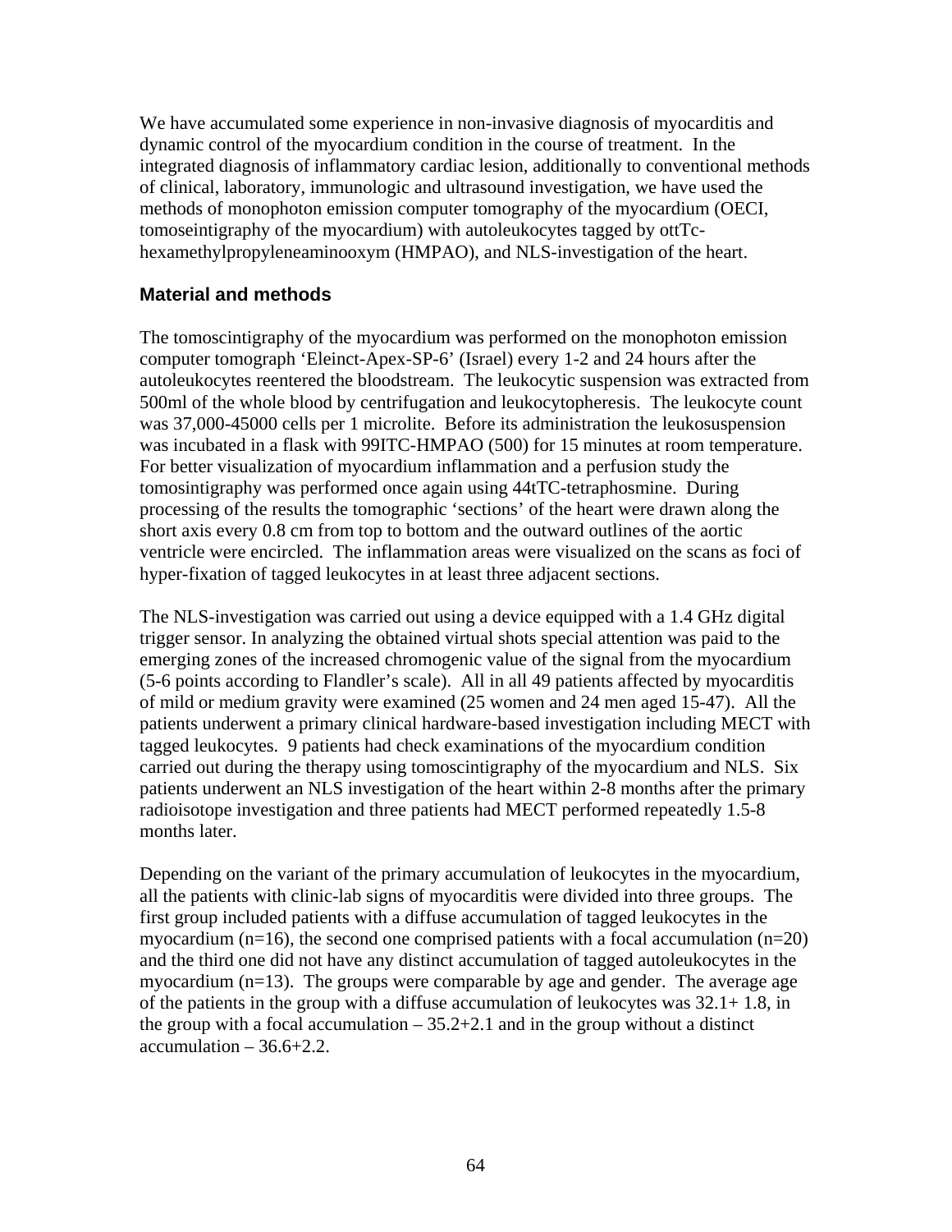We have accumulated some experience in non-invasive diagnosis of myocarditis and dynamic control of the myocardium condition in the course of treatment. In the integrated diagnosis of inflammatory cardiac lesion, additionally to conventional methods of clinical, laboratory, immunologic and ultrasound investigation, we have used the methods of monophoton emission computer tomography of the myocardium (OECI, tomoseintigraphy of the myocardium) with autoleukocytes tagged by ottTc-hexamethylpropyleneaminooxym (HMPAO), and NLS-investigation of the heart.

## Material and methods

The tomoscintigraphy of the myocardium was performed on the monophoton emission computer tomograph 'Eleinct-Apex-SP-6' (Israel) every 1-2 and 24 hours after the autoleukocytes reentered the bloodstream. The leukocytic suspension was extracted from 500ml of the whole blood by centrifugation and leukocytopheresis. The leukocyte count was 37,000-45000 cells per 1 microlite. Before its administration the leukosuspension was incubated in a flask with 99ITC-HMPAO (500) for 15 minutes at room temperature. For better visualization of myocardium inflammation and a perfusion study the tomosintigraphy was performed once again using 44tTC-tetraphosmine. During processing of the results the tomographic 'sections' of the heart were drawn along the short axis every 0.8 cm from top to bottom and the outward outlines of the aortic ventricle were encircled. The inflammation areas were visualized on the scans as foci of hyper-fixation of tagged leukocytes in at least three adjacent sections.

The NLS-investigation was carried out using a device equipped with a 1.4 GHz digital trigger sensor. In analyzing the obtained virtual shots special attention was paid to the emerging zones of the increased chromogenic value of the signal from the myocardium (5-6 points according to Flandler's scale). All in all 49 patients affected by myocarditis of mild or medium gravity were examined (25 women and 24 men aged 15-47). All the patients underwent a primary clinical hardware-based investigation including MECT with tagged leukocytes. 9 patients had check examinations of the myocardium condition carried out during the therapy using tomoscintigraphy of the myocardium and NLS. Six patients underwent an NLS investigation of the heart within 2-8 months after the primary radioisotope investigation and three patients had MECT performed repeatedly 1.5-8 months later.

Depending on the variant of the primary accumulation of leukocytes in the myocardium, all the patients with clinic-lab signs of myocarditis were divided into three groups. The first group included patients with a diffuse accumulation of tagged leukocytes in the myocardium (n=16), the second one comprised patients with a focal accumulation (n=20) and the third one did not have any distinct accumulation of tagged autoleukocytes in the myocardium (n=13). The groups were comparable by age and gender. The average age of the patients in the group with a diffuse accumulation of leukocytes was 32.1+ 1.8, in the group with a focal accumulation – 35.2+2.1 and in the group without a distinct accumulation – 36.6+2.2.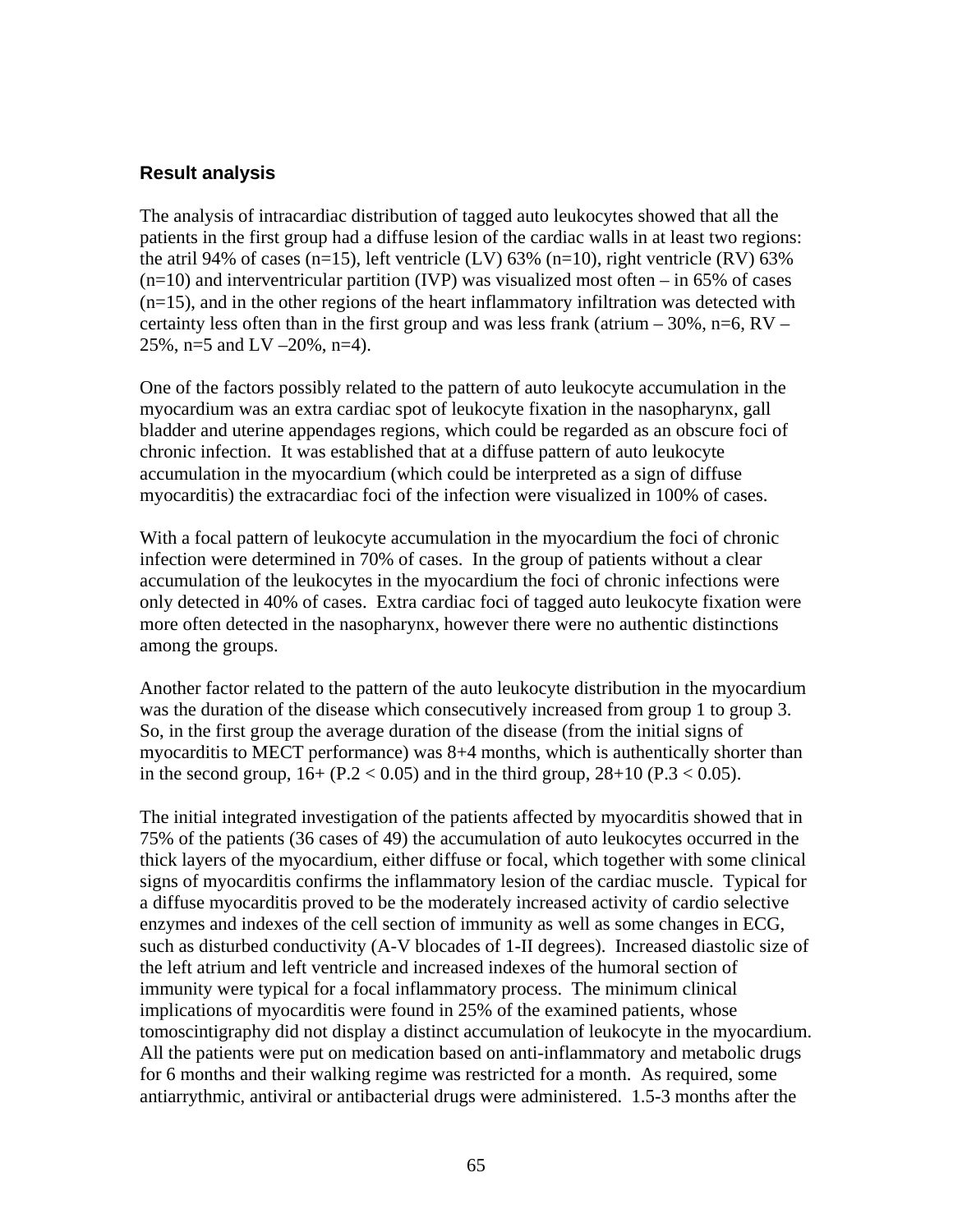### Result analysis

The analysis of intracardiac distribution of tagged auto leukocytes showed that all the patients in the first group had a diffuse lesion of the cardiac walls in at least two regions: the atril 94% of cases (n=15), left ventricle (LV) 63% (n=10), right ventricle (RV) 63% (n=10) and interventricular partition (IVP) was visualized most often – in 65% of cases (n=15), and in the other regions of the heart inflammatory infiltration was detected with certainty less often than in the first group and was less frank (atrium – 30%, n=6, RV – 25%, n=5 and LV –20%, n=4).

One of the factors possibly related to the pattern of auto leukocyte accumulation in the myocardium was an extra cardiac spot of leukocyte fixation in the nasopharynx, gall bladder and uterine appendages regions, which could be regarded as an obscure foci of chronic infection. It was established that at a diffuse pattern of auto leukocyte accumulation in the myocardium (which could be interpreted as a sign of diffuse myocarditis) the extracardiac foci of the infection were visualized in 100% of cases.

With a focal pattern of leukocyte accumulation in the myocardium the foci of chronic infection were determined in 70% of cases. In the group of patients without a clear accumulation of the leukocytes in the myocardium the foci of chronic infections were only detected in 40% of cases. Extra cardiac foci of tagged auto leukocyte fixation were more often detected in the nasopharynx, however there were no authentic distinctions among the groups.

Another factor related to the pattern of the auto leukocyte distribution in the myocardium was the duration of the disease which consecutively increased from group 1 to group 3. So, in the first group the average duration of the disease (from the initial signs of myocarditis to MECT performance) was 8+4 months, which is authentically shorter than in the second group, 16+ ($P_{.2} < 0.05$) and in the third group, 28+10 ($P_{.3} < 0.05$).

The initial integrated investigation of the patients affected by myocarditis showed that in 75% of the patients (36 cases of 49) the accumulation of auto leukocytes occurred in the thick layers of the myocardium, either diffuse or focal, which together with some clinical signs of myocarditis confirms the inflammatory lesion of the cardiac muscle. Typical for a diffuse myocarditis proved to be the moderately increased activity of cardio selective enzymes and indexes of the cell section of immunity as well as some changes in ECG, such as disturbed conductivity (A-V blocades of 1-II degrees). Increased diastolic size of the left atrium and left ventricle and increased indexes of the humoral section of immunity were typical for a focal inflammatory process. The minimum clinical implications of myocarditis were found in 25% of the examined patients, whose tomoscintigraphy did not display a distinct accumulation of leukocyte in the myocardium. All the patients were put on medication based on anti-inflammatory and metabolic drugs for 6 months and their walking regime was restricted for a month. As required, some antiarrythmic, antiviral or antibacterial drugs were administered. 1.5-3 months after the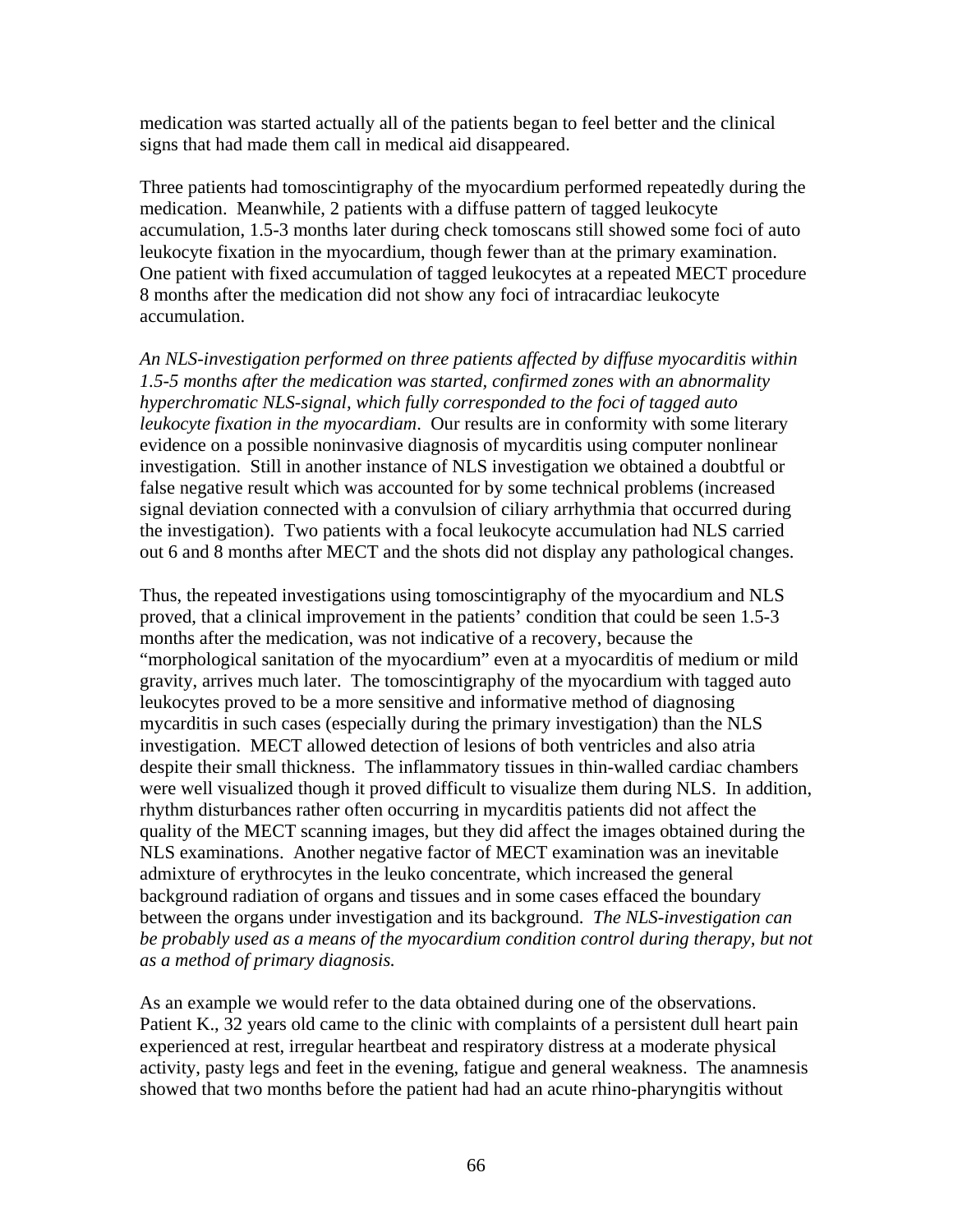medication was started actually all of the patients began to feel better and the clinical signs that had made them call in medical aid disappeared.

Three patients had tomoscintigraphy of the myocardium performed repeatedly during the medication. Meanwhile, 2 patients with a diffuse pattern of tagged leukocyte accumulation, 1.5-3 months later during check tomoscans still showed some foci of auto leukocyte fixation in the myocardium, though fewer than at the primary examination. One patient with fixed accumulation of tagged leukocytes at a repeated MECT procedure 8 months after the medication did not show any foci of intracardiac leukocyte accumulation.

*An NLS-investigation performed on three patients affected by diffuse myocarditis within 1.5-5 months after the medication was started, confirmed zones with an abnormality hyperchromatic NLS-signal, which fully corresponded to the foci of tagged auto leukocyte fixation in the myocardiam*. Our results are in conformity with some literary evidence on a possible noninvasive diagnosis of mycarditis using computer nonlinear investigation. Still in another instance of NLS investigation we obtained a doubtful or false negative result which was accounted for by some technical problems (increased signal deviation connected with a convulsion of ciliary arrhythmia that occurred during the investigation). Two patients with a focal leukocyte accumulation had NLS carried out 6 and 8 months after MECT and the shots did not display any pathological changes.

Thus, the repeated investigations using tomoscintigraphy of the myocardium and NLS proved, that a clinical improvement in the patients' condition that could be seen 1.5-3 months after the medication, was not indicative of a recovery, because the "morphological sanitation of the myocardium" even at a myocarditis of medium or mild gravity, arrives much later. The tomoscintigraphy of the myocardium with tagged auto leukocytes proved to be a more sensitive and informative method of diagnosing mycarditis in such cases (especially during the primary investigation) than the NLS investigation. MECT allowed detection of lesions of both ventricles and also atria despite their small thickness. The inflammatory tissues in thin-walled cardiac chambers were well visualized though it proved difficult to visualize them during NLS. In addition, rhythm disturbances rather often occurring in mycarditis patients did not affect the quality of the MECT scanning images, but they did affect the images obtained during the NLS examinations. Another negative factor of MECT examination was an inevitable admixture of erythrocytes in the leuko concentrate, which increased the general background radiation of organs and tissues and in some cases effaced the boundary between the organs under investigation and its background. *The NLS-investigation can be probably used as a means of the myocardium condition control during therapy, but not as a method of primary diagnosis.*

As an example we would refer to the data obtained during one of the observations. Patient K., 32 years old came to the clinic with complaints of a persistent dull heart pain experienced at rest, irregular heartbeat and respiratory distress at a moderate physical activity, pasty legs and feet in the evening, fatigue and general weakness. The anamnesis showed that two months before the patient had had an acute rhino-pharyngitis without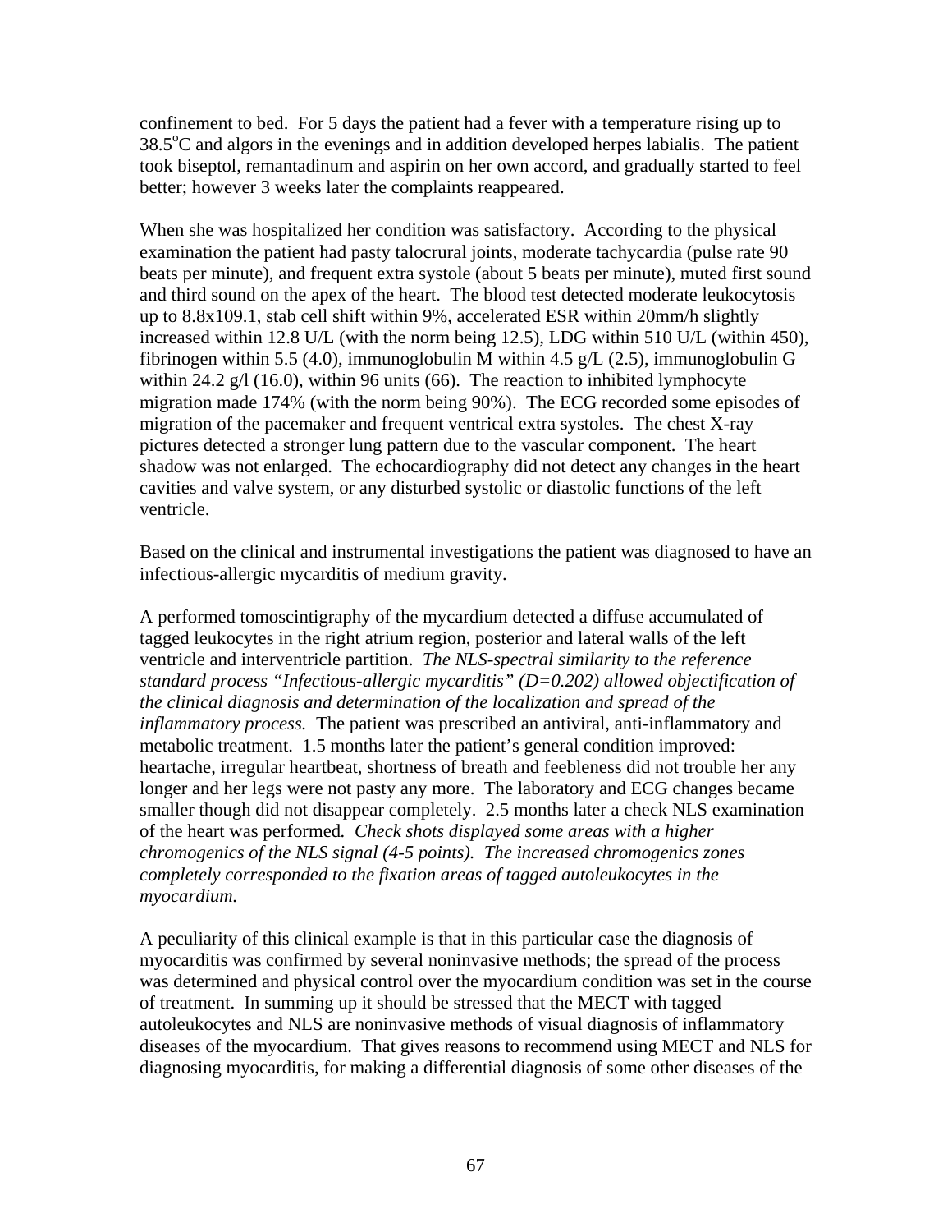confinement to bed. For 5 days the patient had a fever with a temperature rising up to 38.5$^{o}$C and algors in the evenings and in addition developed herpes labialis. The patient took biseptol, remantadinum and aspirin on her own accord, and gradually started to feel better; however 3 weeks later the complaints reappeared.

When she was hospitalized her condition was satisfactory. According to the physical examination the patient had pasty talocrural joints, moderate tachycardia (pulse rate 90 beats per minute), and frequent extra systole (about 5 beats per minute), muted first sound and third sound on the apex of the heart. The blood test detected moderate leukocytosis up to 8.8x109.1, stab cell shift within 9%, accelerated ESR within 20mm/h slightly increased within 12.8 U/L (with the norm being 12.5), LDG within 510 U/L (within 450), fibrinogen within 5.5 (4.0), immunoglobulin M within 4.5 g/L (2.5), immunoglobulin G within 24.2 g/l (16.0), within 96 units (66). The reaction to inhibited lymphocyte migration made 174% (with the norm being 90%). The ECG recorded some episodes of migration of the pacemaker and frequent ventrical extra systoles. The chest X-ray pictures detected a stronger lung pattern due to the vascular component. The heart shadow was not enlarged. The echocardiography did not detect any changes in the heart cavities and valve system, or any disturbed systolic or diastolic functions of the left ventricle.

Based on the clinical and instrumental investigations the patient was diagnosed to have an infectious-allergic mycarditis of medium gravity.

A performed tomoscintigraphy of the mycardium detected a diffuse accumulated of tagged leukocytes in the right atrium region, posterior and lateral walls of the left ventricle and interventricle partition. *The NLS-spectral similarity to the reference standard process "Infectious-allergic mycarditis" (D=0.202) allowed objectification of the clinical diagnosis and determination of the localization and spread of the inflammatory process.* The patient was prescribed an antiviral, anti-inflammatory and metabolic treatment. 1.5 months later the patient's general condition improved: heartache, irregular heartbeat, shortness of breath and feebleness did not trouble her any longer and her legs were not pasty any more. The laboratory and ECG changes became smaller though did not disappear completely. 2.5 months later a check NLS examination of the heart was performed*.* *Check shots displayed some areas with a higher chromogenics of the NLS signal (4-5 points). The increased chromogenics zones completely corresponded to the fixation areas of tagged autoleukocytes in the myocardium.*

A peculiarity of this clinical example is that in this particular case the diagnosis of myocarditis was confirmed by several noninvasive methods; the spread of the process was determined and physical control over the myocardium condition was set in the course of treatment. In summing up it should be stressed that the MECT with tagged autoleukocytes and NLS are noninvasive methods of visual diagnosis of inflammatory diseases of the myocardium. That gives reasons to recommend using MECT and NLS for diagnosing myocarditis, for making a differential diagnosis of some other diseases of the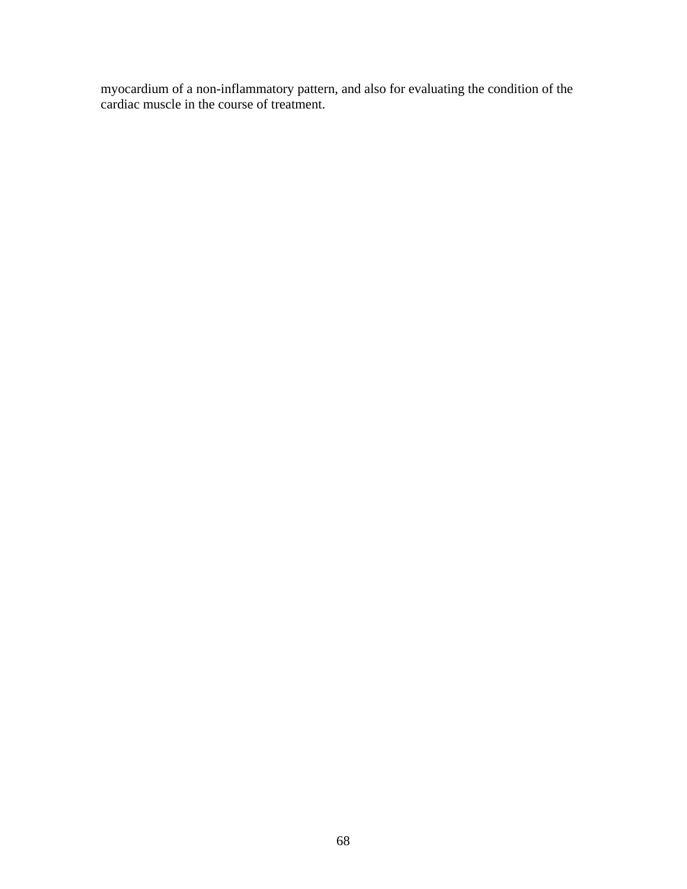myocardium of a non-inflammatory pattern, and also for evaluating the condition of the cardiac muscle in the course of treatment.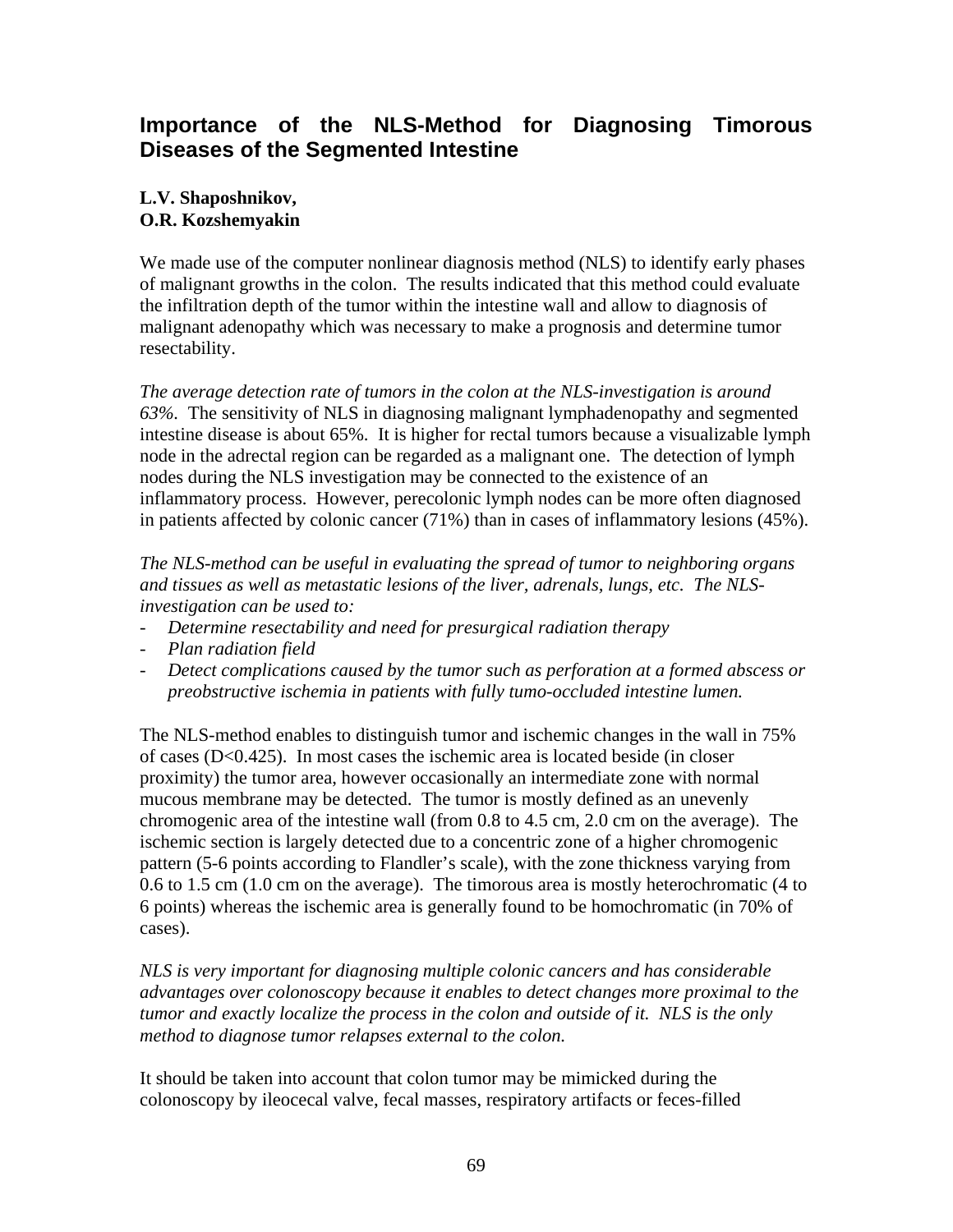# Importance of the NLS-Method for Diagnosing Timorous Diseases of the Segmented Intestine

**L.V. Shaposhnikov,**
**O.R. Kozshemyakin**

We made use of the computer nonlinear diagnosis method (NLS) to identify early phases of malignant growths in the colon. The results indicated that this method could evaluate the infiltration depth of the tumor within the intestine wall and allow to diagnosis of malignant adenopathy which was necessary to make a prognosis and determine tumor resectability.

*The average detection rate of tumors in the colon at the NLS-investigation is around 63%.* The sensitivity of NLS in diagnosing malignant lymphadenopathy and segmented intestine disease is about 65%. It is higher for rectal tumors because a visualizable lymph node in the adrectal region can be regarded as a malignant one. The detection of lymph nodes during the NLS investigation may be connected to the existence of an inflammatory process. However, perecolonic lymph nodes can be more often diagnosed in patients affected by colonic cancer (71%) than in cases of inflammatory lesions (45%).

*The NLS-method can be useful in evaluating the spread of tumor to neighboring organs and tissues as well as metastatic lesions of the liver, adrenals, lungs, etc. The NLS-investigation can be used to:*

- *Determine resectability and need for presurgical radiation therapy*
- *Plan radiation field*
- *Detect complications caused by the tumor such as perforation at a formed abscess or preobstructive ischemia in patients with fully tumo-occluded intestine lumen.*

The NLS-method enables to distinguish tumor and ischemic changes in the wall in 75% of cases ($D<0.425$). In most cases the ischemic area is located beside (in closer proximity) the tumor area, however occasionally an intermediate zone with normal mucous membrane may be detected. The tumor is mostly defined as an unevenly chromogenic area of the intestine wall (from 0.8 to 4.5 cm, 2.0 cm on the average). The ischemic section is largely detected due to a concentric zone of a higher chromogenic pattern (5-6 points according to Flandler's scale), with the zone thickness varying from 0.6 to 1.5 cm (1.0 cm on the average). The timorous area is mostly heterochromatic (4 to 6 points) whereas the ischemic area is generally found to be homochromatic (in 70% of cases).

*NLS is very important for diagnosing multiple colonic cancers and has considerable advantages over colonoscopy because it enables to detect changes more proximal to the tumor and exactly localize the process in the colon and outside of it. NLS is the only method to diagnose tumor relapses external to the colon.*

It should be taken into account that colon tumor may be mimicked during the colonoscopy by ileocecal valve, fecal masses, respiratory artifacts or feces-filled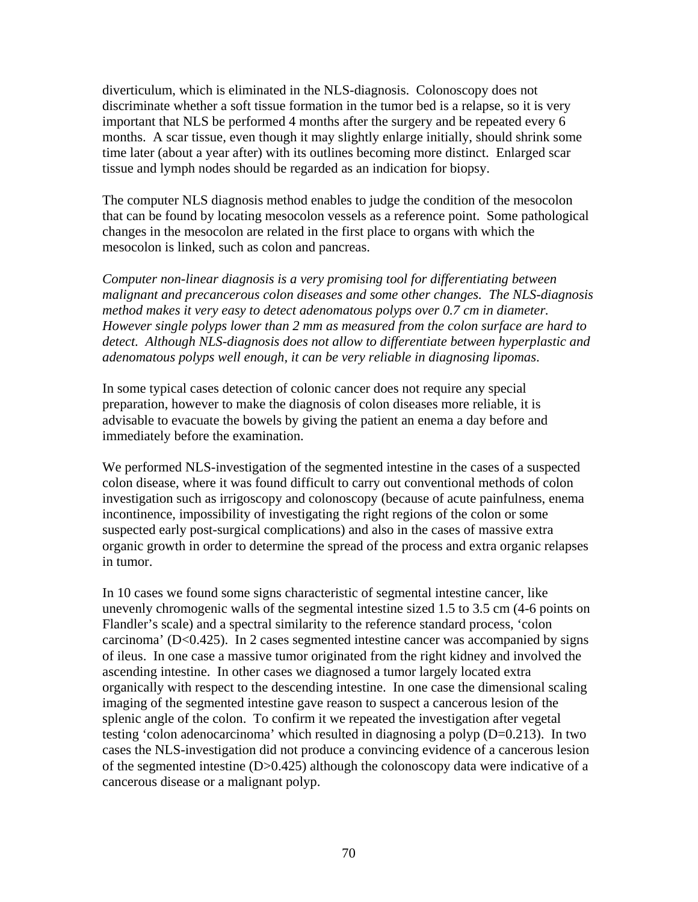diverticulum, which is eliminated in the NLS-diagnosis. Colonoscopy does not discriminate whether a soft tissue formation in the tumor bed is a relapse, so it is very important that NLS be performed 4 months after the surgery and be repeated every 6 months. A scar tissue, even though it may slightly enlarge initially, should shrink some time later (about a year after) with its outlines becoming more distinct. Enlarged scar tissue and lymph nodes should be regarded as an indication for biopsy.

The computer NLS diagnosis method enables to judge the condition of the mesocolon that can be found by locating mesocolon vessels as a reference point. Some pathological changes in the mesocolon are related in the first place to organs with which the mesocolon is linked, such as colon and pancreas.

*Computer non-linear diagnosis is a very promising tool for differentiating between malignant and precancerous colon diseases and some other changes. The NLS-diagnosis method makes it very easy to detect adenomatous polyps over 0.7 cm in diameter. However single polyps lower than 2 mm as measured from the colon surface are hard to detect. Although NLS-diagnosis does not allow to differentiate between hyperplastic and adenomatous polyps well enough, it can be very reliable in diagnosing lipomas.*

In some typical cases detection of colonic cancer does not require any special preparation, however to make the diagnosis of colon diseases more reliable, it is advisable to evacuate the bowels by giving the patient an enema a day before and immediately before the examination.

We performed NLS-investigation of the segmented intestine in the cases of a suspected colon disease, where it was found difficult to carry out conventional methods of colon investigation such as irrigoscopy and colonoscopy (because of acute painfulness, enema incontinence, impossibility of investigating the right regions of the colon or some suspected early post-surgical complications) and also in the cases of massive extra organic growth in order to determine the spread of the process and extra organic relapses in tumor.

In 10 cases we found some signs characteristic of segmental intestine cancer, like unevenly chromogenic walls of the segmental intestine sized 1.5 to 3.5 cm (4-6 points on Flandler's scale) and a spectral similarity to the reference standard process, 'colon carcinoma' ($D<0.425$). In 2 cases segmented intestine cancer was accompanied by signs of ileus. In one case a massive tumor originated from the right kidney and involved the ascending intestine. In other cases we diagnosed a tumor largely located extra organically with respect to the descending intestine. In one case the dimensional scaling imaging of the segmented intestine gave reason to suspect a cancerous lesion of the splenic angle of the colon. To confirm it we repeated the investigation after vegetal testing 'colon adenocarcinoma' which resulted in diagnosing a polyp ($D=0.213$). In two cases the NLS-investigation did not produce a convincing evidence of a cancerous lesion of the segmented intestine ($D>0.425$) although the colonoscopy data were indicative of a cancerous disease or a malignant polyp.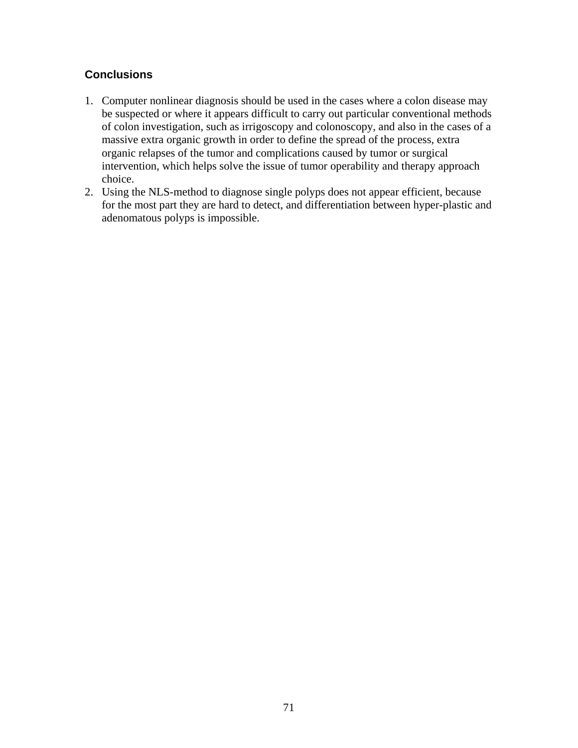## Conclusions

1. Computer nonlinear diagnosis should be used in the cases where a colon disease may be suspected or where it appears difficult to carry out particular conventional methods of colon investigation, such as irrigoscopy and colonoscopy, and also in the cases of a massive extra organic growth in order to define the spread of the process, extra organic relapses of the tumor and complications caused by tumor or surgical intervention, which helps solve the issue of tumor operability and therapy approach choice.
2. Using the NLS-method to diagnose single polyps does not appear efficient, because for the most part they are hard to detect, and differentiation between hyper-plastic and adenomatous polyps is impossible.